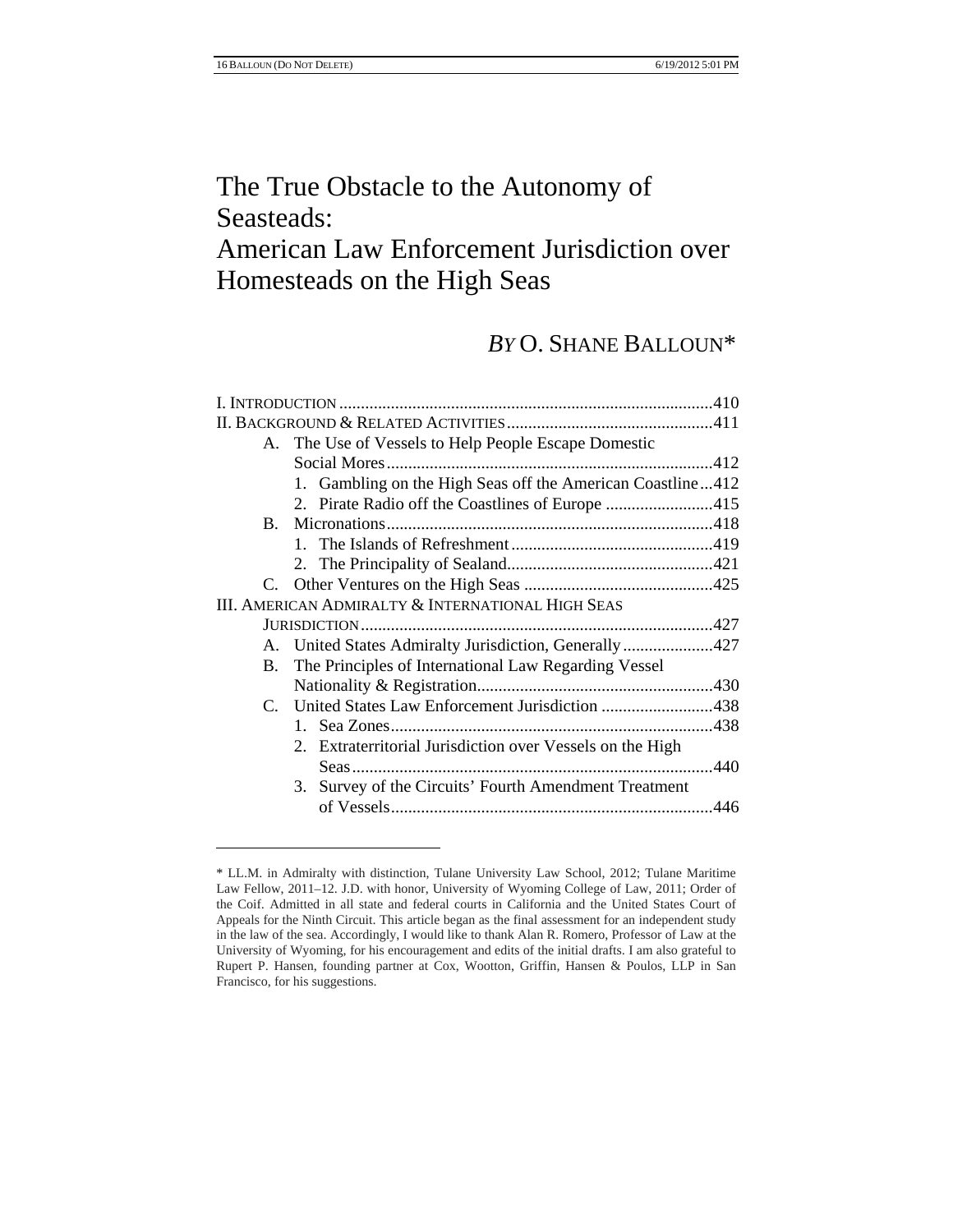# The True Obstacle to the Autonomy of Seasteads: American Law Enforcement Jurisdiction over Homesteads on the High Seas

*BY* O. SHANE BALLOUN*

I. INTRODUCTION ....................................................................................410
II. BACKGROUND & RELATED ACTIVITIES ...............................................411
  A. The Use of Vessels to Help People Escape Domestic Social Mores ..........................................................................412
    1. Gambling on the High Seas off the American Coastline ...412
    2. Pirate Radio off the Coastlines of Europe .........................415
  B. Micronations ..........................................................................418
    1. The Islands of Refreshment ..............................................419
    2. The Principality of Sealand...............................................421
  C. Other Ventures on the High Seas ...........................................425
III. AMERICAN ADMIRALTY & INTERNATIONAL HIGH SEAS JURISDICTION ................................................................................427
  A. United States Admiralty Jurisdiction, Generally ....................427
  B. The Principles of International Law Regarding Vessel Nationality & Registration......................................................430
  C. United States Law Enforcement Jurisdiction ..........................438
    1. Sea Zones..........................................................................438
    2. Extraterritorial Jurisdiction over Vessels on the High Seas ...................................................................................440
    3. Survey of the Circuits' Fourth Amendment Treatment of Vessels..........................................................................446

---

\* LL.M. in Admiralty with distinction, Tulane University Law School, 2012; Tulane Maritime Law Fellow, 2011–12. J.D. with honor, University of Wyoming College of Law, 2011; Order of the Coif. Admitted in all state and federal courts in California and the United States Court of Appeals for the Ninth Circuit. This article began as the final assessment for an independent study in the law of the sea. Accordingly, I would like to thank Alan R. Romero, Professor of Law at the University of Wyoming, for his encouragement and edits of the initial drafts. I am also grateful to Rupert P. Hansen, founding partner at Cox, Wootton, Griffin, Hansen & Poulos, LLP in San Francisco, for his suggestions.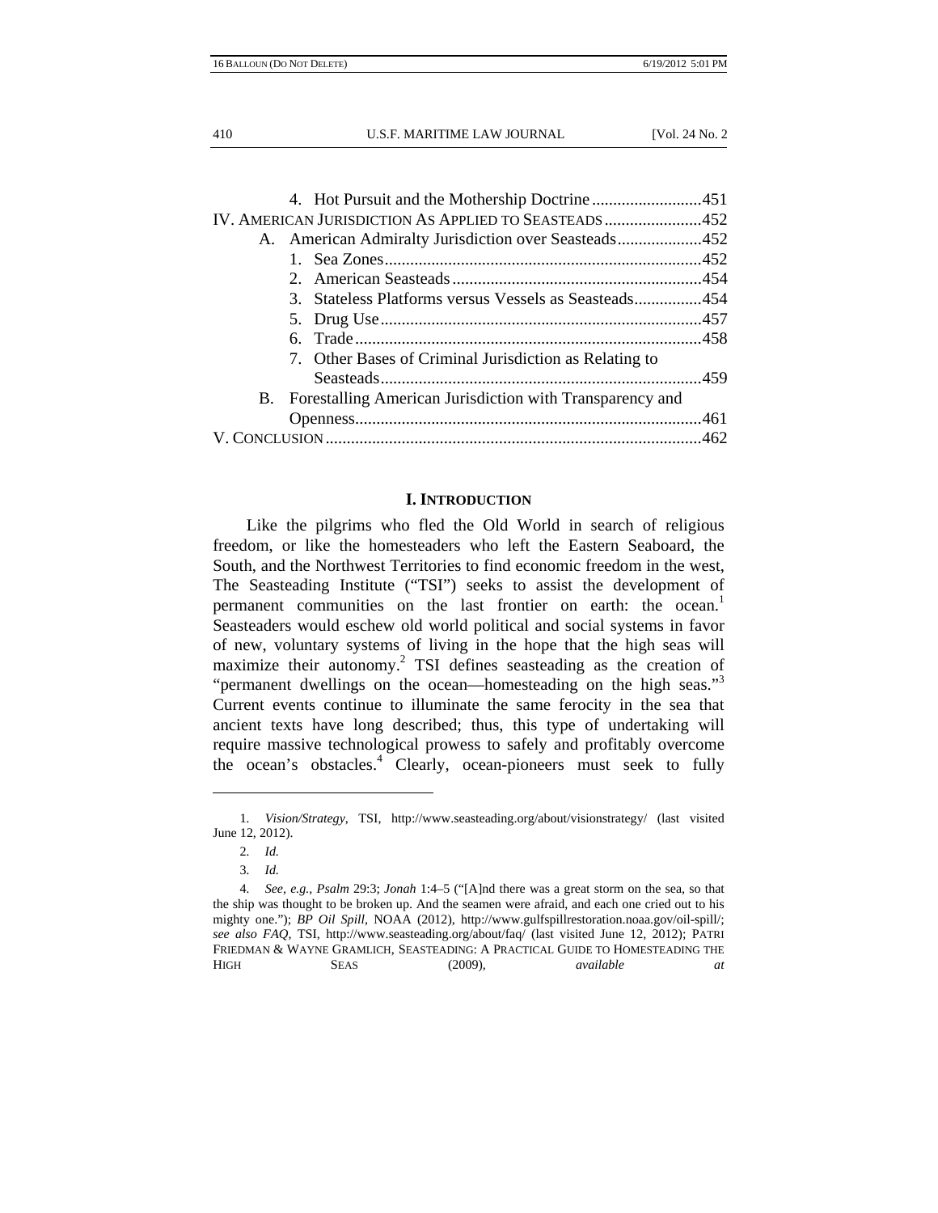4. Hot Pursuit and the Mothership Doctrine .......................... 451

IV. AMERICAN JURISDICTION AS APPLIED TO SEASTEADS ....................... 452

A. American Admiralty Jurisdiction over Seasteads .................... 452

1. Sea Zones .......................................................................... 452
2. American Seasteads ........................................................... 454
3. Stateless Platforms versus Vessels as Seasteads ................ 454
5. Drug Use ........................................................................... 457
6. Trade ................................................................................. 458
7. Other Bases of Criminal Jurisdiction as Relating to Seasteads ........................................................................... 459

B. Forestalling American Jurisdiction with Transparency and Openness ................................................................................. 461

V. CONCLUSION ......................................................................................... 462

## I. INTRODUCTION

Like the pilgrims who fled the Old World in search of religious freedom, or like the homesteaders who left the Eastern Seaboard, the South, and the Northwest Territories to find economic freedom in the west, The Seasteading Institute ("TSI") seeks to assist the development of permanent communities on the last frontier on earth: the ocean.[1] Seasteaders would eschew old world political and social systems in favor of new, voluntary systems of living in the hope that the high seas will maximize their autonomy.[2] TSI defines seasteading as the creation of "permanent dwellings on the ocean—homesteading on the high seas."[3] Current events continue to illuminate the same ferocity in the sea that ancient texts have long described; thus, this type of undertaking will require massive technological prowess to safely and profitably overcome the ocean's obstacles.[4] Clearly, ocean-pioneers must seek to fully

---

1. *Vision/Strategy*, TSI, http://www.seasteading.org/about/visionstrategy/ (last visited June 12, 2012).

2. *Id.*

3. *Id.*

4. *See, e.g.*, *Psalm* 29:3; *Jonah* 1:4–5 ("[A]nd there was a great storm on the sea, so that the ship was thought to be broken up. And the seamen were afraid, and each one cried out to his mighty one."); *BP Oil Spill*, NOAA (2012), http://www.gulfspillrestoration.noaa.gov/oil-spill/; *see also FAQ*, TSI, http://www.seasteading.org/about/faq/ (last visited June 12, 2012); PATRI FRIEDMAN & WAYNE GRAMLICH, SEASTEADING: A PRACTICAL GUIDE TO HOMESTEADING THE HIGH SEAS (2009), *available at*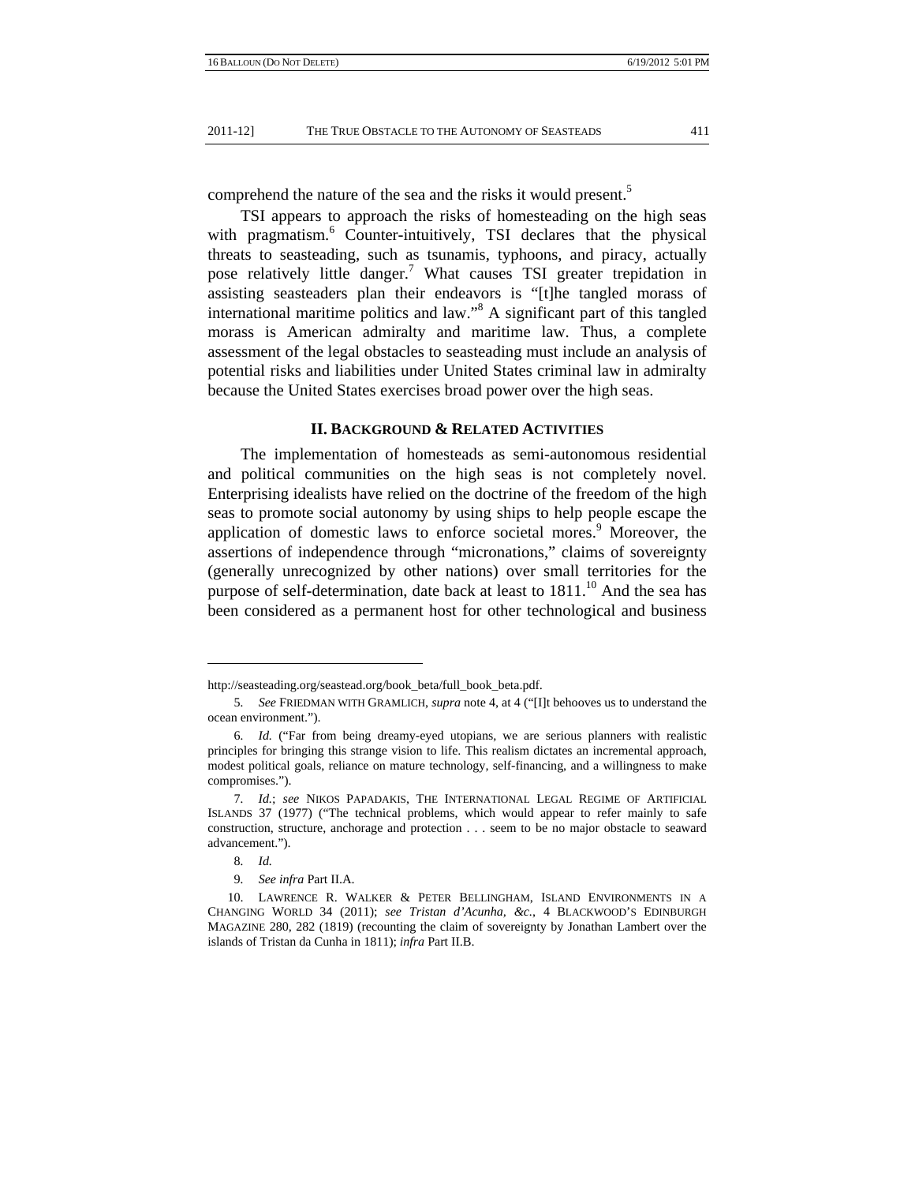comprehend the nature of the sea and the risks it would present.[5]

TSI appears to approach the risks of homesteading on the high seas with pragmatism.[6] Counter-intuitively, TSI declares that the physical threats to seasteading, such as tsunamis, typhoons, and piracy, actually pose relatively little danger.[7] What causes TSI greater trepidation in assisting seasteaders plan their endeavors is "[t]he tangled morass of international maritime politics and law."[8] A significant part of this tangled morass is American admiralty and maritime law. Thus, a complete assessment of the legal obstacles to seasteading must include an analysis of potential risks and liabilities under United States criminal law in admiralty because the United States exercises broad power over the high seas.

## II. BACKGROUND & RELATED ACTIVITIES

The implementation of homesteads as semi-autonomous residential and political communities on the high seas is not completely novel. Enterprising idealists have relied on the doctrine of the freedom of the high seas to promote social autonomy by using ships to help people escape the application of domestic laws to enforce societal mores.[9] Moreover, the assertions of independence through "micronations," claims of sovereignty (generally unrecognized by other nations) over small territories for the purpose of self-determination, date back at least to 1811.[10] And the sea has been considered as a permanent host for other technological and business

---

http://seasteading.org/seastead.org/book_beta/full_book_beta.pdf.

5. *See* FRIEDMAN WITH GRAMLICH, *supra* note 4, at 4 ("[I]t behooves us to understand the ocean environment.").

6. *Id.* ("Far from being dreamy-eyed utopians, we are serious planners with realistic principles for bringing this strange vision to life. This realism dictates an incremental approach, modest political goals, reliance on mature technology, self-financing, and a willingness to make compromises.").

7. *Id.*; *see* NIKOS PAPADAKIS, THE INTERNATIONAL LEGAL REGIME OF ARTIFICIAL ISLANDS 37 (1977) ("The technical problems, which would appear to refer mainly to safe construction, structure, anchorage and protection . . . seem to be no major obstacle to seaward advancement.").

8. *Id.*

9. *See infra* Part II.A.

10. LAWRENCE R. WALKER & PETER BELLINGHAM, ISLAND ENVIRONMENTS IN A CHANGING WORLD 34 (2011); *see Tristan d'Acunha, &c.*, 4 BLACKWOOD'S EDINBURGH MAGAZINE 280, 282 (1819) (recounting the claim of sovereignty by Jonathan Lambert over the islands of Tristan da Cunha in 1811); *infra* Part II.B.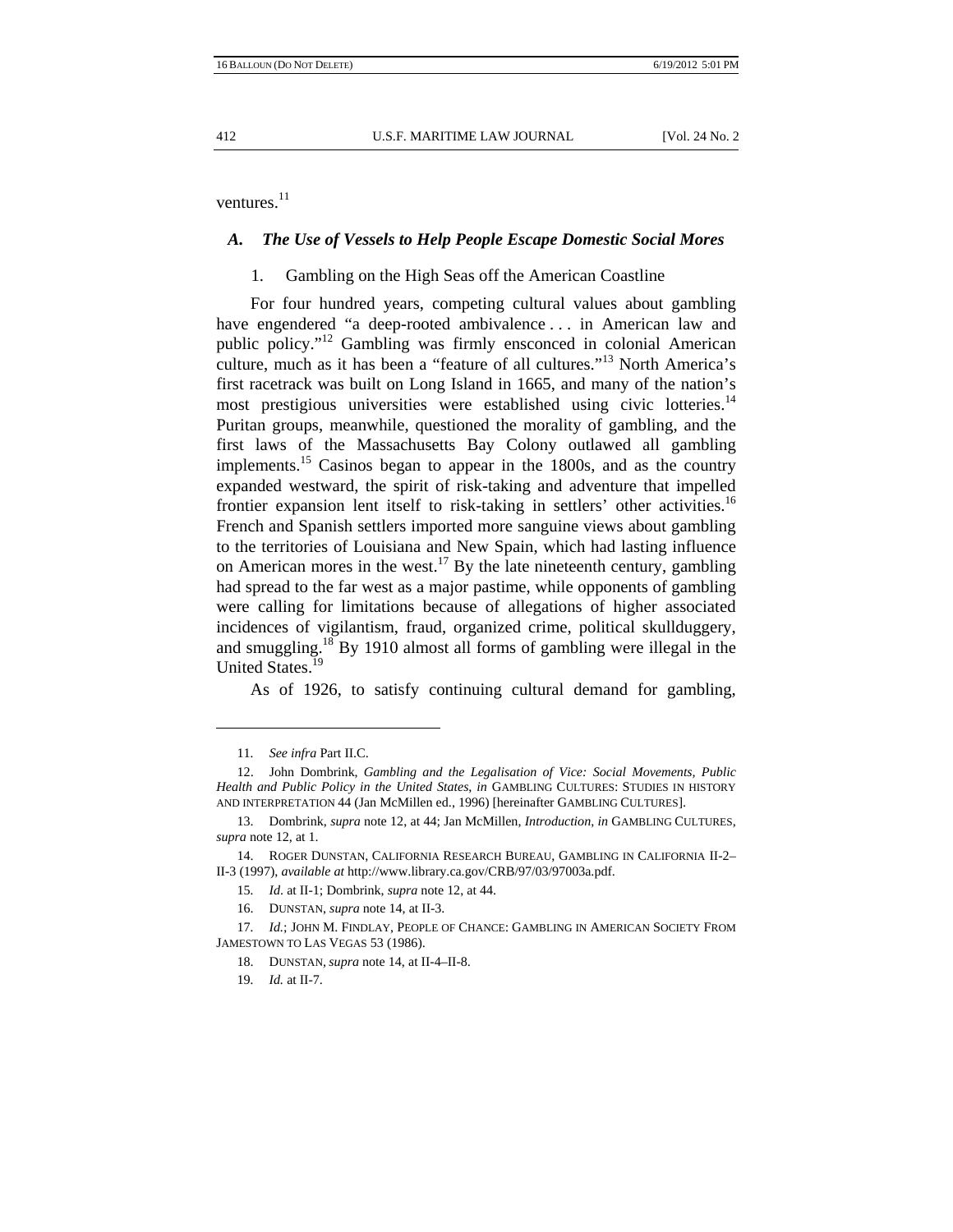ventures.[11]

### *A. The Use of Vessels to Help People Escape Domestic Social Mores*

#### 1. Gambling on the High Seas off the American Coastline

For four hundred years, competing cultural values about gambling have engendered "a deep-rooted ambivalence . . . in American law and public policy."[12] Gambling was firmly ensconced in colonial American culture, much as it has been a "feature of all cultures."[13] North America's first racetrack was built on Long Island in 1665, and many of the nation's most prestigious universities were established using civic lotteries.[14] Puritan groups, meanwhile, questioned the morality of gambling, and the first laws of the Massachusetts Bay Colony outlawed all gambling implements.[15] Casinos began to appear in the 1800s, and as the country expanded westward, the spirit of risk-taking and adventure that impelled frontier expansion lent itself to risk-taking in settlers' other activities.[16] French and Spanish settlers imported more sanguine views about gambling to the territories of Louisiana and New Spain, which had lasting influence on American mores in the west.[17] By the late nineteenth century, gambling had spread to the far west as a major pastime, while opponents of gambling were calling for limitations because of allegations of higher associated incidences of vigilantism, fraud, organized crime, political skullduggery, and smuggling.[18] By 1910 almost all forms of gambling were illegal in the United States.[19]

As of 1926, to satisfy continuing cultural demand for gambling,

---

11. *See infra* Part II.C.

12. John Dombrink, *Gambling and the Legalisation of Vice: Social Movements, Public Health and Public Policy in the United States*, *in* GAMBLING CULTURES: STUDIES IN HISTORY AND INTERPRETATION 44 (Jan McMillen ed., 1996) [hereinafter GAMBLING CULTURES].

13. Dombrink, *supra* note 12, at 44; Jan McMillen, *Introduction*, *in* GAMBLING CULTURES, *supra* note 12, at 1.

14. ROGER DUNSTAN, CALIFORNIA RESEARCH BUREAU, GAMBLING IN CALIFORNIA II-2–II-3 (1997), *available at* http://www.library.ca.gov/CRB/97/03/97003a.pdf.

15. *Id*. at II-1; Dombrink, *supra* note 12, at 44.

16. DUNSTAN, *supra* note 14, at II-3.

17. *Id.*; JOHN M. FINDLAY, PEOPLE OF CHANCE: GAMBLING IN AMERICAN SOCIETY FROM JAMESTOWN TO LAS VEGAS 53 (1986).

18. DUNSTAN, *supra* note 14, at II-4–II-8.

19. *Id.* at II-7.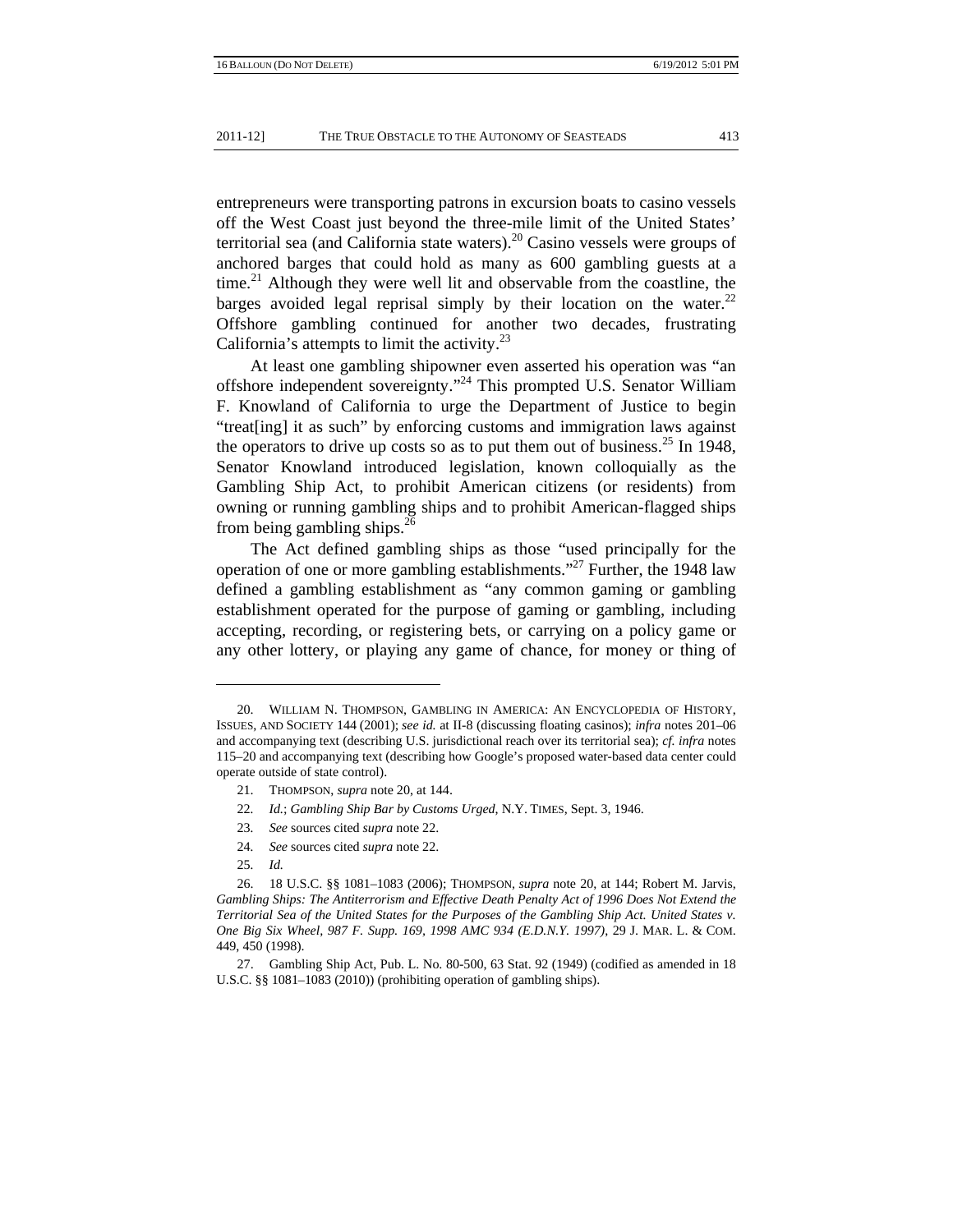entrepreneurs were transporting patrons in excursion boats to casino vessels off the West Coast just beyond the three-mile limit of the United States' territorial sea (and California state waters).[20] Casino vessels were groups of anchored barges that could hold as many as 600 gambling guests at a time.[21] Although they were well lit and observable from the coastline, the barges avoided legal reprisal simply by their location on the water.[22] Offshore gambling continued for another two decades, frustrating California's attempts to limit the activity.[23]

At least one gambling shipowner even asserted his operation was "an offshore independent sovereignty."[24] This prompted U.S. Senator William F. Knowland of California to urge the Department of Justice to begin "treat[ing] it as such" by enforcing customs and immigration laws against the operators to drive up costs so as to put them out of business.[25] In 1948, Senator Knowland introduced legislation, known colloquially as the Gambling Ship Act, to prohibit American citizens (or residents) from owning or running gambling ships and to prohibit American-flagged ships from being gambling ships.[26]

The Act defined gambling ships as those "used principally for the operation of one or more gambling establishments."[27] Further, the 1948 law defined a gambling establishment as "any common gaming or gambling establishment operated for the purpose of gaming or gambling, including accepting, recording, or registering bets, or carrying on a policy game or any other lottery, or playing any game of chance, for money or thing of

---

20. WILLIAM N. THOMPSON, GAMBLING IN AMERICA: AN ENCYCLOPEDIA OF HISTORY, ISSUES, AND SOCIETY 144 (2001); *see id.* at II-8 (discussing floating casinos); *infra* notes 201–06 and accompanying text (describing U.S. jurisdictional reach over its territorial sea); *cf. infra* notes 115–20 and accompanying text (describing how Google's proposed water-based data center could operate outside of state control).

21. THOMPSON, *supra* note 20, at 144.

22. *Id.*; *Gambling Ship Bar by Customs Urged*, N.Y. TIMES, Sept. 3, 1946.

23. *See* sources cited *supra* note 22.

24. *See* sources cited *supra* note 22.

25. *Id.*

26. 18 U.S.C. §§ 1081–1083 (2006); THOMPSON, *supra* note 20, at 144; Robert M. Jarvis, *Gambling Ships: The Antiterrorism and Effective Death Penalty Act of 1996 Does Not Extend the Territorial Sea of the United States for the Purposes of the Gambling Ship Act. United States v. One Big Six Wheel, 987 F. Supp. 169, 1998 AMC 934 (E.D.N.Y. 1997)*, 29 J. MAR. L. & COM. 449, 450 (1998).

27. Gambling Ship Act, Pub. L. No. 80-500, 63 Stat. 92 (1949) (codified as amended in 18 U.S.C. §§ 1081–1083 (2010)) (prohibiting operation of gambling ships).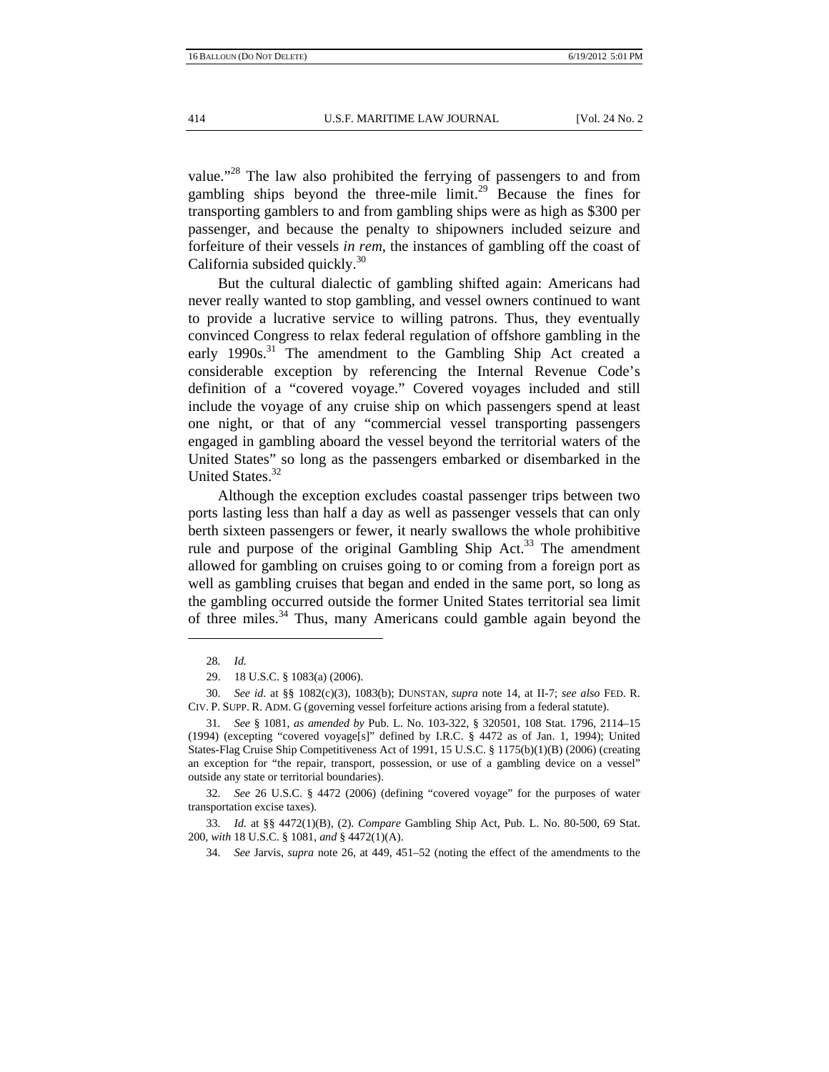value."[28] The law also prohibited the ferrying of passengers to and from gambling ships beyond the three-mile limit.[29] Because the fines for transporting gamblers to and from gambling ships were as high as $300 per passenger, and because the penalty to shipowners included seizure and forfeiture of their vessels *in rem*, the instances of gambling off the coast of California subsided quickly.[30]

But the cultural dialectic of gambling shifted again: Americans had never really wanted to stop gambling, and vessel owners continued to want to provide a lucrative service to willing patrons. Thus, they eventually convinced Congress to relax federal regulation of offshore gambling in the early 1990s.[31] The amendment to the Gambling Ship Act created a considerable exception by referencing the Internal Revenue Code's definition of a "covered voyage." Covered voyages included and still include the voyage of any cruise ship on which passengers spend at least one night, or that of any "commercial vessel transporting passengers engaged in gambling aboard the vessel beyond the territorial waters of the United States" so long as the passengers embarked or disembarked in the United States.[32]

Although the exception excludes coastal passenger trips between two ports lasting less than half a day as well as passenger vessels that can only berth sixteen passengers or fewer, it nearly swallows the whole prohibitive rule and purpose of the original Gambling Ship Act.[33] The amendment allowed for gambling on cruises going to or coming from a foreign port as well as gambling cruises that began and ended in the same port, so long as the gambling occurred outside the former United States territorial sea limit of three miles.[34] Thus, many Americans could gamble again beyond the

---

28. *Id.*

29. 18 U.S.C. § 1083(a) (2006).

30. *See id.* at §§ 1082(c)(3), 1083(b); DUNSTAN, *supra* note 14, at II-7; *see also* FED. R. CIV. P. SUPP. R. ADM. G (governing vessel forfeiture actions arising from a federal statute).

31. *See* § 1081, *as amended by* Pub. L. No. 103-322, § 320501, 108 Stat. 1796, 2114–15 (1994) (excepting "covered voyage[s]" defined by I.R.C. § 4472 as of Jan. 1, 1994); United States-Flag Cruise Ship Competitiveness Act of 1991, 15 U.S.C. § 1175(b)(1)(B) (2006) (creating an exception for "the repair, transport, possession, or use of a gambling device on a vessel" outside any state or territorial boundaries).

32. *See* 26 U.S.C. § 4472 (2006) (defining "covered voyage" for the purposes of water transportation excise taxes).

33. *Id.* at §§ 4472(1)(B), (2). *Compare* Gambling Ship Act, Pub. L. No. 80-500, 69 Stat. 200, *with* 18 U.S.C. § 1081, *and* § 4472(1)(A).

34. *See* Jarvis, *supra* note 26, at 449, 451–52 (noting the effect of the amendments to the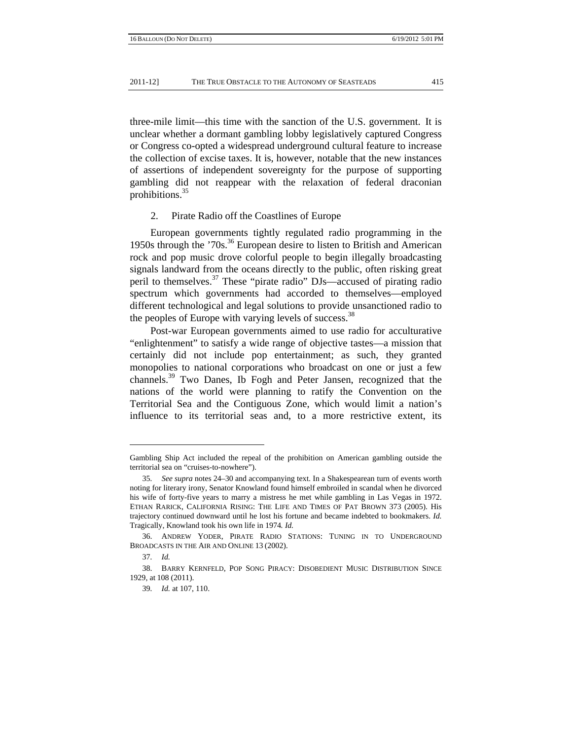three-mile limit—this time with the sanction of the U.S. government. It is unclear whether a dormant gambling lobby legislatively captured Congress or Congress co-opted a widespread underground cultural feature to increase the collection of excise taxes. It is, however, notable that the new instances of assertions of independent sovereignty for the purpose of supporting gambling did not reappear with the relaxation of federal draconian prohibitions.[35]

2. Pirate Radio off the Coastlines of Europe

European governments tightly regulated radio programming in the 1950s through the '70s.[36] European desire to listen to British and American rock and pop music drove colorful people to begin illegally broadcasting signals landward from the oceans directly to the public, often risking great peril to themselves.[37] These "pirate radio" DJs—accused of pirating radio spectrum which governments had accorded to themselves—employed different technological and legal solutions to provide unsanctioned radio to the peoples of Europe with varying levels of success.[38]

Post-war European governments aimed to use radio for acculturative "enlightenment" to satisfy a wide range of objective tastes—a mission that certainly did not include pop entertainment; as such, they granted monopolies to national corporations who broadcast on one or just a few channels.[39] Two Danes, Ib Fogh and Peter Jansen, recognized that the nations of the world were planning to ratify the Convention on the Territorial Sea and the Contiguous Zone, which would limit a nation's influence to its territorial seas and, to a more restrictive extent, its

---

Gambling Ship Act included the repeal of the prohibition on American gambling outside the territorial sea on "cruises-to-nowhere").

35. *See supra* notes 24–30 and accompanying text. In a Shakespearean turn of events worth noting for literary irony, Senator Knowland found himself embroiled in scandal when he divorced his wife of forty-five years to marry a mistress he met while gambling in Las Vegas in 1972. ETHAN RARICK, CALIFORNIA RISING: THE LIFE AND TIMES OF PAT BROWN 373 (2005). His trajectory continued downward until he lost his fortune and became indebted to bookmakers. *Id.* Tragically, Knowland took his own life in 1974. *Id.*

36. ANDREW YODER, PIRATE RADIO STATIONS: TUNING IN TO UNDERGROUND BROADCASTS IN THE AIR AND ONLINE 13 (2002).

37. *Id.*

38. BARRY KERNFELD, POP SONG PIRACY: DISOBEDIENT MUSIC DISTRIBUTION SINCE 1929, at 108 (2011).

39. *Id.* at 107, 110.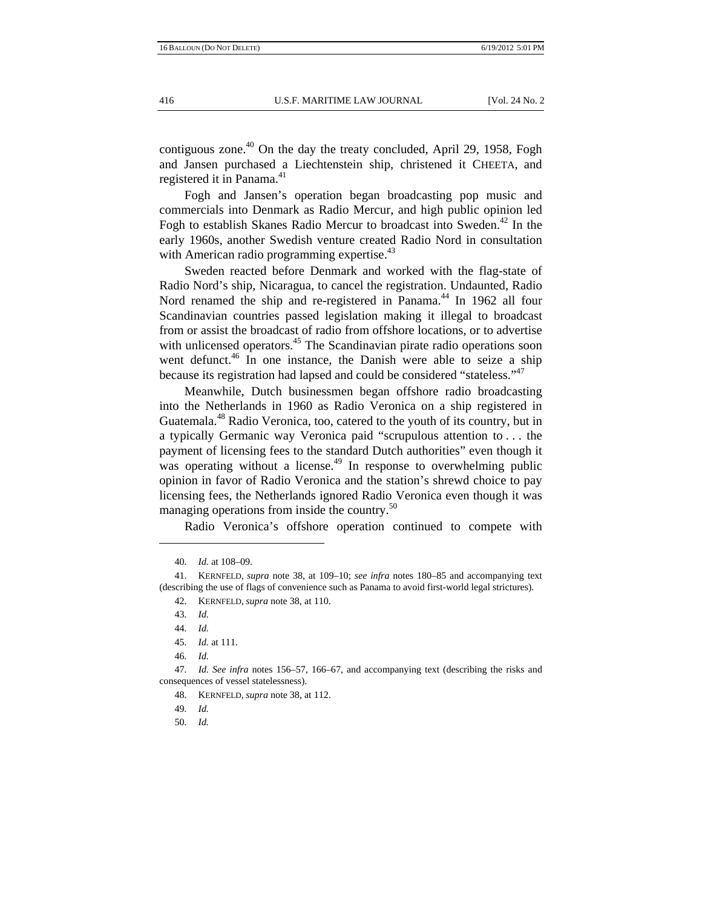contiguous zone.[40] On the day the treaty concluded, April 29, 1958, Fogh and Jansen purchased a Liechtenstein ship, christened it CHEETA, and registered it in Panama.[41]

Fogh and Jansen's operation began broadcasting pop music and commercials into Denmark as Radio Mercur, and high public opinion led Fogh to establish Skanes Radio Mercur to broadcast into Sweden.[42] In the early 1960s, another Swedish venture created Radio Nord in consultation with American radio programming expertise.[43]

Sweden reacted before Denmark and worked with the flag-state of Radio Nord's ship, Nicaragua, to cancel the registration. Undaunted, Radio Nord renamed the ship and re-registered in Panama.[44] In 1962 all four Scandinavian countries passed legislation making it illegal to broadcast from or assist the broadcast of radio from offshore locations, or to advertise with unlicensed operators.[45] The Scandinavian pirate radio operations soon went defunct.[46] In one instance, the Danish were able to seize a ship because its registration had lapsed and could be considered "stateless."[47]

Meanwhile, Dutch businessmen began offshore radio broadcasting into the Netherlands in 1960 as Radio Veronica on a ship registered in Guatemala.[48] Radio Veronica, too, catered to the youth of its country, but in a typically Germanic way Veronica paid "scrupulous attention to . . . the payment of licensing fees to the standard Dutch authorities" even though it was operating without a license.[49] In response to overwhelming public opinion in favor of Radio Veronica and the station's shrewd choice to pay licensing fees, the Netherlands ignored Radio Veronica even though it was managing operations from inside the country.[50]

Radio Veronica's offshore operation continued to compete with

---

40. *Id.* at 108–09.

41. KERNFELD, *supra* note 38, at 109–10; *see infra* notes 180–85 and accompanying text (describing the use of flags of convenience such as Panama to avoid first-world legal strictures).

42. KERNFELD, *supra* note 38, at 110.

43. *Id.*

44. *Id.*

45. *Id.* at 111.

46. *Id.*

47. *Id. See infra* notes 156–57, 166–67, and accompanying text (describing the risks and consequences of vessel statelessness).

48. KERNFELD, *supra* note 38, at 112.

49. *Id.*

50. *Id.*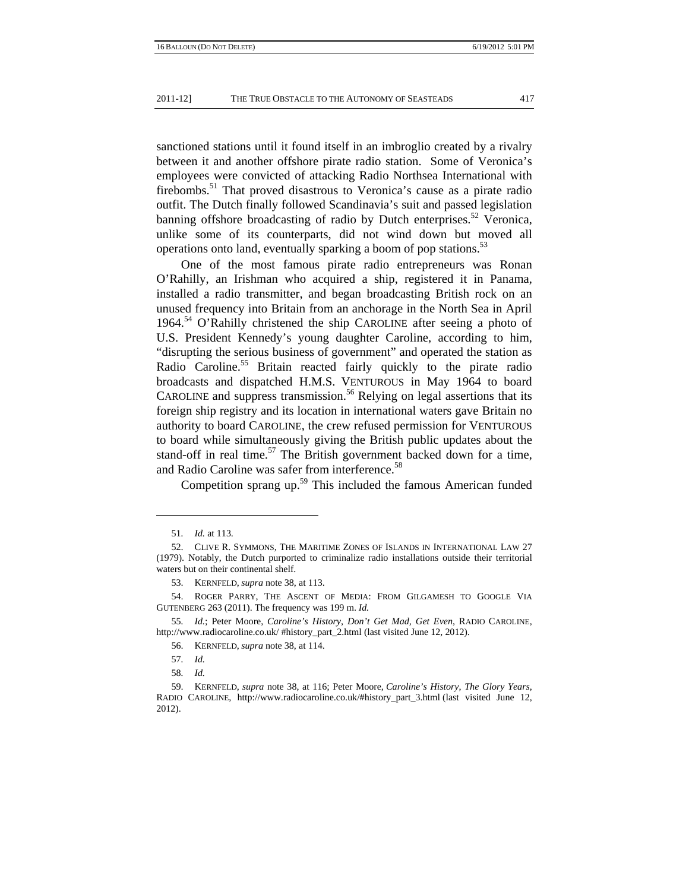sanctioned stations until it found itself in an imbroglio created by a rivalry between it and another offshore pirate radio station. Some of Veronica's employees were convicted of attacking Radio Northsea International with firebombs.[51] That proved disastrous to Veronica's cause as a pirate radio outfit. The Dutch finally followed Scandinavia's suit and passed legislation banning offshore broadcasting of radio by Dutch enterprises.[52] Veronica, unlike some of its counterparts, did not wind down but moved all operations onto land, eventually sparking a boom of pop stations.[53]

One of the most famous pirate radio entrepreneurs was Ronan O'Rahilly, an Irishman who acquired a ship, registered it in Panama, installed a radio transmitter, and began broadcasting British rock on an unused frequency into Britain from an anchorage in the North Sea in April 1964.[54] O'Rahilly christened the ship CAROLINE after seeing a photo of U.S. President Kennedy's young daughter Caroline, according to him, "disrupting the serious business of government" and operated the station as Radio Caroline.[55] Britain reacted fairly quickly to the pirate radio broadcasts and dispatched H.M.S. VENTUROUS in May 1964 to board CAROLINE and suppress transmission.[56] Relying on legal assertions that its foreign ship registry and its location in international waters gave Britain no authority to board CAROLINE, the crew refused permission for VENTUROUS to board while simultaneously giving the British public updates about the stand-off in real time.[57] The British government backed down for a time, and Radio Caroline was safer from interference.[58]

Competition sprang up.[59] This included the famous American funded

---

51. *Id.* at 113.

52. CLIVE R. SYMMONS, THE MARITIME ZONES OF ISLANDS IN INTERNATIONAL LAW 27 (1979). Notably, the Dutch purported to criminalize radio installations outside their territorial waters but on their continental shelf.

53. KERNFELD, *supra* note 38, at 113.

54. ROGER PARRY, THE ASCENT OF MEDIA: FROM GILGAMESH TO GOOGLE VIA GUTENBERG 263 (2011). The frequency was 199 m. *Id.*

55. *Id.*; Peter Moore, *Caroline's History, Don't Get Mad, Get Even*, RADIO CAROLINE, http://www.radiocaroline.co.uk/ #history_part_2.html (last visited June 12, 2012).

56. KERNFELD, *supra* note 38, at 114.

57. *Id.*

58. *Id.*

59. KERNFELD, *supra* note 38, at 116; Peter Moore, *Caroline's History*, *The Glory Years*, RADIO CAROLINE, http://www.radiocaroline.co.uk/#history_part_3.html (last visited June 12, 2012).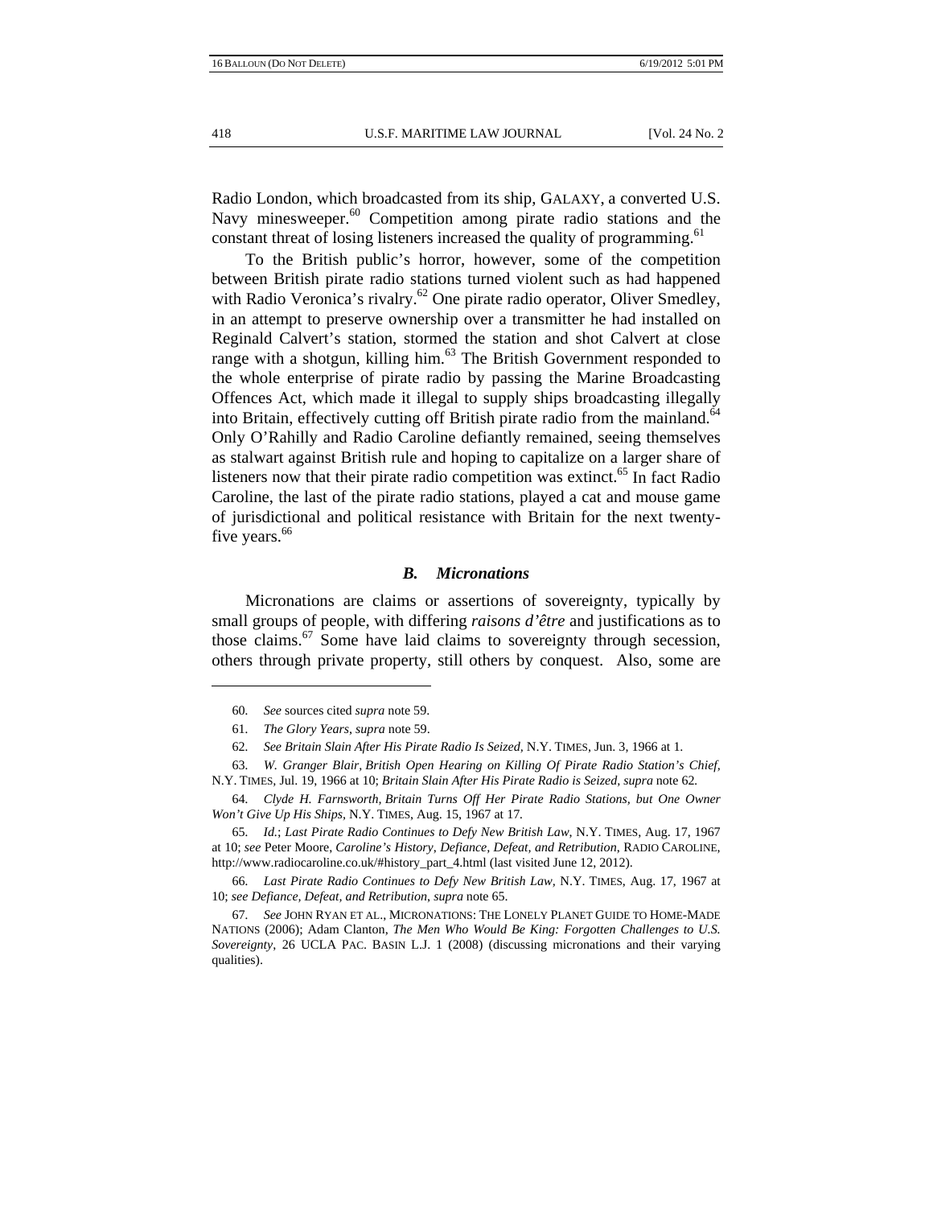Radio London, which broadcasted from its ship, GALAXY, a converted U.S. Navy minesweeper.[60] Competition among pirate radio stations and the constant threat of losing listeners increased the quality of programming.[61]

To the British public's horror, however, some of the competition between British pirate radio stations turned violent such as had happened with Radio Veronica's rivalry.[62] One pirate radio operator, Oliver Smedley, in an attempt to preserve ownership over a transmitter he had installed on Reginald Calvert's station, stormed the station and shot Calvert at close range with a shotgun, killing him.[63] The British Government responded to the whole enterprise of pirate radio by passing the Marine Broadcasting Offences Act, which made it illegal to supply ships broadcasting illegally into Britain, effectively cutting off British pirate radio from the mainland.[64] Only O'Rahilly and Radio Caroline defiantly remained, seeing themselves as stalwart against British rule and hoping to capitalize on a larger share of listeners now that their pirate radio competition was extinct.[65] In fact Radio Caroline, the last of the pirate radio stations, played a cat and mouse game of jurisdictional and political resistance with Britain for the next twenty-five years.[66]

### *B. Micronations*

Micronations are claims or assertions of sovereignty, typically by small groups of people, with differing *raisons d'être* and justifications as to those claims.[67] Some have laid claims to sovereignty through secession, others through private property, still others by conquest. Also, some are

---

60. *See* sources cited *supra* note 59.

61. *The Glory Years*, *supra* note 59.

62. *See Britain Slain After His Pirate Radio Is Seized*, N.Y. TIMES, Jun. 3, 1966 at 1.

63. *W. Granger Blair, British Open Hearing on Killing Of Pirate Radio Station's Chief*, N.Y. TIMES, Jul. 19, 1966 at 10; *Britain Slain After His Pirate Radio is Seized*, *supra* note 62.

64. *Clyde H. Farnsworth, Britain Turns Off Her Pirate Radio Stations, but One Owner Won't Give Up His Ships*, N.Y. TIMES, Aug. 15, 1967 at 17.

65. *Id.*; *Last Pirate Radio Continues to Defy New British Law*, N.Y. TIMES, Aug. 17, 1967 at 10; *see* Peter Moore, *Caroline's History, Defiance, Defeat, and Retribution*, RADIO CAROLINE, http://www.radiocaroline.co.uk/#history_part_4.html (last visited June 12, 2012).

66. *Last Pirate Radio Continues to Defy New British Law*, N.Y. TIMES, Aug. 17, 1967 at 10; *see Defiance, Defeat, and Retribution*, *supra* note 65.

67. *See* JOHN RYAN ET AL., MICRONATIONS: THE LONELY PLANET GUIDE TO HOME-MADE NATIONS (2006); Adam Clanton, *The Men Who Would Be King: Forgotten Challenges to U.S. Sovereignty*, 26 UCLA PAC. BASIN L.J. 1 (2008) (discussing micronations and their varying qualities).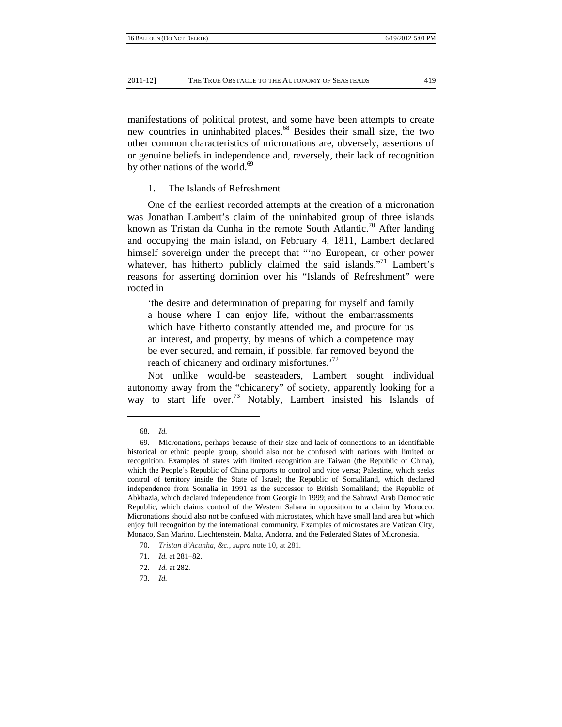manifestations of political protest, and some have been attempts to create new countries in uninhabited places.[68] Besides their small size, the two other common characteristics of micronations are, obversely, assertions of or genuine beliefs in independence and, reversely, their lack of recognition by other nations of the world.[69]

### 1. The Islands of Refreshment

One of the earliest recorded attempts at the creation of a micronation was Jonathan Lambert's claim of the uninhabited group of three islands known as Tristan da Cunha in the remote South Atlantic.[70] After landing and occupying the main island, on February 4, 1811, Lambert declared himself sovereign under the precept that "'no European, or other power whatever, has hitherto publicly claimed the said islands."[71] Lambert's reasons for asserting dominion over his "Islands of Refreshment" were rooted in

> 'the desire and determination of preparing for myself and family a house where I can enjoy life, without the embarrassments which have hitherto constantly attended me, and procure for us an interest, and property, by means of which a competence may be ever secured, and remain, if possible, far removed beyond the reach of chicanery and ordinary misfortunes.'[72]

Not unlike would-be seasteaders, Lambert sought individual autonomy away from the "chicanery" of society, apparently looking for a way to start life over.[73] Notably, Lambert insisted his Islands of

---

68. *Id.*

69. Micronations, perhaps because of their size and lack of connections to an identifiable historical or ethnic people group, should also not be confused with nations with limited or recognition. Examples of states with limited recognition are Taiwan (the Republic of China), which the People's Republic of China purports to control and vice versa; Palestine, which seeks control of territory inside the State of Israel; the Republic of Somaliland, which declared independence from Somalia in 1991 as the successor to British Somaliland; the Republic of Abkhazia, which declared independence from Georgia in 1999; and the Sahrawi Arab Democratic Republic, which claims control of the Western Sahara in opposition to a claim by Morocco. Micronations should also not be confused with microstates, which have small land area but which enjoy full recognition by the international community. Examples of microstates are Vatican City, Monaco, San Marino, Liechtenstein, Malta, Andorra, and the Federated States of Micronesia.

70. *Tristan d'Acunha, &c.*, *supra* note 10, at 281.

71. *Id.* at 281–82.

72. *Id.* at 282.

73. *Id.*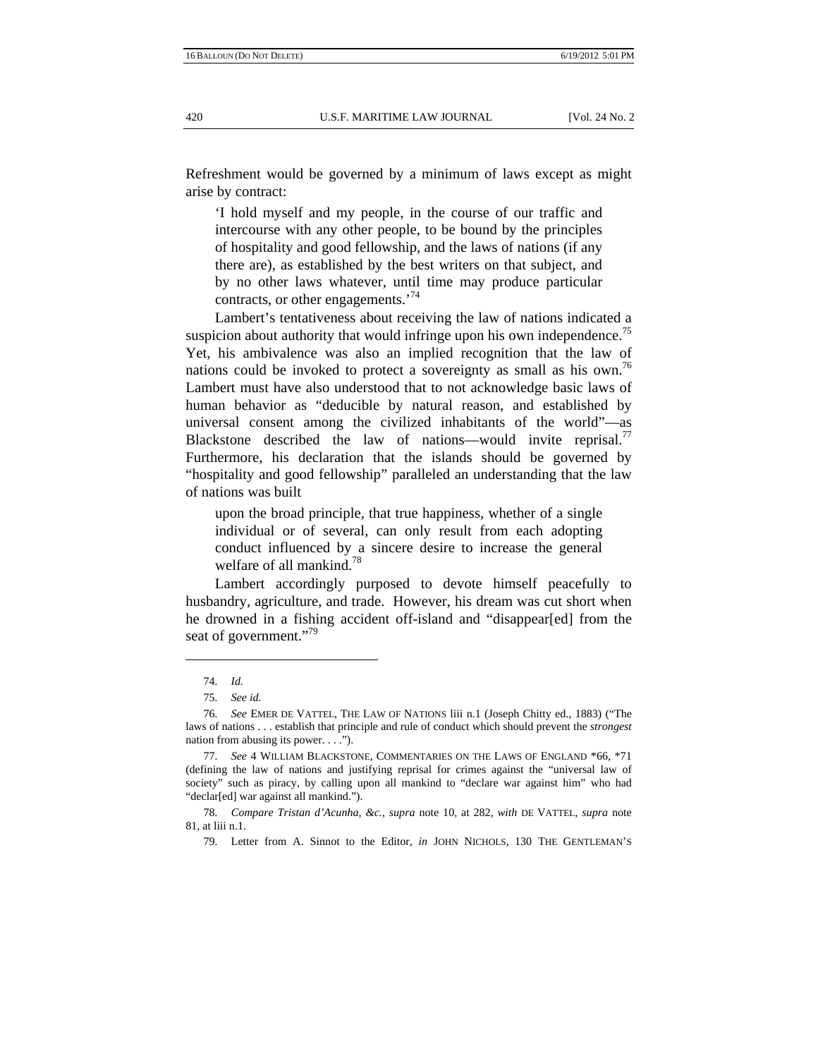Refreshment would be governed by a minimum of laws except as might arise by contract:

> 'I hold myself and my people, in the course of our traffic and intercourse with any other people, to be bound by the principles of hospitality and good fellowship, and the laws of nations (if any there are), as established by the best writers on that subject, and by no other laws whatever, until time may produce particular contracts, or other engagements.'[74]

Lambert's tentativeness about receiving the law of nations indicated a suspicion about authority that would infringe upon his own independence.[75] Yet, his ambivalence was also an implied recognition that the law of nations could be invoked to protect a sovereignty as small as his own.[76] Lambert must have also understood that to not acknowledge basic laws of human behavior as "deducible by natural reason, and established by universal consent among the civilized inhabitants of the world"—as Blackstone described the law of nations—would invite reprisal.[77] Furthermore, his declaration that the islands should be governed by "hospitality and good fellowship" paralleled an understanding that the law of nations was built

> upon the broad principle, that true happiness, whether of a single individual or of several, can only result from each adopting conduct influenced by a sincere desire to increase the general welfare of all mankind.[78]

Lambert accordingly purposed to devote himself peacefully to husbandry, agriculture, and trade. However, his dream was cut short when he drowned in a fishing accident off-island and "disappear[ed] from the seat of government."[79]

---

74. *Id.*

75. *See id.*

76. *See* EMER DE VATTEL, THE LAW OF NATIONS liii n.1 (Joseph Chitty ed., 1883) ("The laws of nations . . . establish that principle and rule of conduct which should prevent the *strongest* nation from abusing its power. . . .").

77. *See* 4 WILLIAM BLACKSTONE, COMMENTARIES ON THE LAWS OF ENGLAND \*66, \*71 (defining the law of nations and justifying reprisal for crimes against the "universal law of society" such as piracy, by calling upon all mankind to "declare war against him" who had "declar[ed] war against all mankind.").

78. *Compare Tristan d'Acunha, &c.*, *supra* note 10, at 282, *with* DE VATTEL, *supra* note 81, at liii n.1.

79. Letter from A. Sinnot to the Editor, *in* JOHN NICHOLS, 130 THE GENTLEMAN'S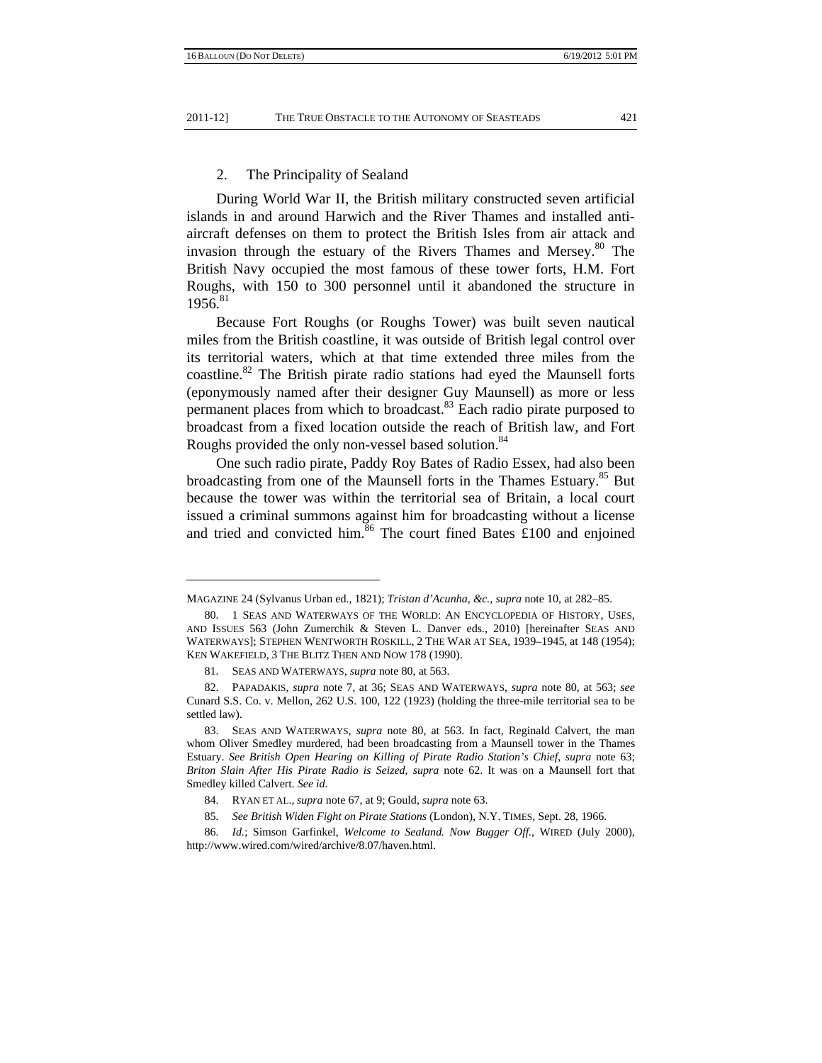### 2. The Principality of Sealand

During World War II, the British military constructed seven artificial islands in and around Harwich and the River Thames and installed anti-aircraft defenses on them to protect the British Isles from air attack and invasion through the estuary of the Rivers Thames and Mersey.[80] The British Navy occupied the most famous of these tower forts, H.M. Fort Roughs, with 150 to 300 personnel until it abandoned the structure in 1956.[81]

Because Fort Roughs (or Roughs Tower) was built seven nautical miles from the British coastline, it was outside of British legal control over its territorial waters, which at that time extended three miles from the coastline.[82] The British pirate radio stations had eyed the Maunsell forts (eponymously named after their designer Guy Maunsell) as more or less permanent places from which to broadcast.[83] Each radio pirate purposed to broadcast from a fixed location outside the reach of British law, and Fort Roughs provided the only non-vessel based solution.[84]

One such radio pirate, Paddy Roy Bates of Radio Essex, had also been broadcasting from one of the Maunsell forts in the Thames Estuary.[85] But because the tower was within the territorial sea of Britain, a local court issued a criminal summons against him for broadcasting without a license and tried and convicted him.[86] The court fined Bates £100 and enjoined

---

MAGAZINE 24 (Sylvanus Urban ed., 1821); *Tristan d'Acunha, &c.*, *supra* note 10, at 282–85.

80. 1 SEAS AND WATERWAYS OF THE WORLD: AN ENCYCLOPEDIA OF HISTORY, USES, AND ISSUES 563 (John Zumerchik & Steven L. Danver eds., 2010) [hereinafter SEAS AND WATERWAYS]; STEPHEN WENTWORTH ROSKILL, 2 THE WAR AT SEA, 1939–1945, at 148 (1954); KEN WAKEFIELD, 3 THE BLITZ THEN AND NOW 178 (1990).

81. SEAS AND WATERWAYS, *supra* note 80, at 563.

82. PAPADAKIS, *supra* note 7, at 36; SEAS AND WATERWAYS, *supra* note 80, at 563; *see* Cunard S.S. Co. v. Mellon, 262 U.S. 100, 122 (1923) (holding the three-mile territorial sea to be settled law).

83. SEAS AND WATERWAYS, *supra* note 80, at 563. In fact, Reginald Calvert, the man whom Oliver Smedley murdered, had been broadcasting from a Maunsell tower in the Thames Estuary. *See British Open Hearing on Killing of Pirate Radio Station's Chief*, *supra* note 63; *Briton Slain After His Pirate Radio is Seized*, *supra* note 62. It was on a Maunsell fort that Smedley killed Calvert. *See id.*

84. RYAN ET AL., *supra* note 67, at 9; Gould, *supra* note 63.

85. *See British Widen Fight on Pirate Stations* (London), N.Y. TIMES, Sept. 28, 1966.

86. *Id.*; Simson Garfinkel, *Welcome to Sealand. Now Bugger Off.*, WIRED (July 2000), http://www.wired.com/wired/archive/8.07/haven.html.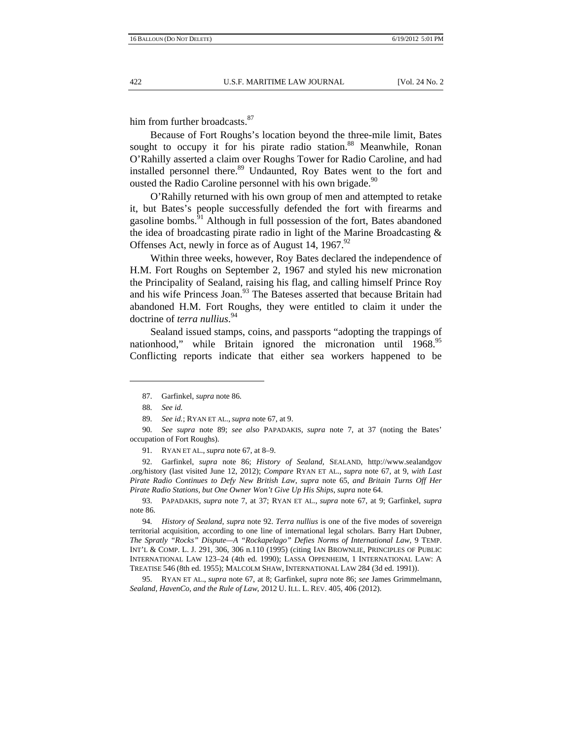him from further broadcasts.[87]

Because of Fort Roughs's location beyond the three-mile limit, Bates sought to occupy it for his pirate radio station.[88] Meanwhile, Ronan O'Rahilly asserted a claim over Roughs Tower for Radio Caroline, and had installed personnel there.[89] Undaunted, Roy Bates went to the fort and ousted the Radio Caroline personnel with his own brigade.[90]

O'Rahilly returned with his own group of men and attempted to retake it, but Bates's people successfully defended the fort with firearms and gasoline bombs.[91] Although in full possession of the fort, Bates abandoned the idea of broadcasting pirate radio in light of the Marine Broadcasting & Offenses Act, newly in force as of August 14, 1967.[92]

Within three weeks, however, Roy Bates declared the independence of H.M. Fort Roughs on September 2, 1967 and styled his new micronation the Principality of Sealand, raising his flag, and calling himself Prince Roy and his wife Princess Joan.[93] The Bateses asserted that because Britain had abandoned H.M. Fort Roughs, they were entitled to claim it under the doctrine of *terra nullius*.[94]

Sealand issued stamps, coins, and passports "adopting the trappings of nationhood," while Britain ignored the micronation until 1968.[95] Conflicting reports indicate that either sea workers happened to be

---

87. Garfinkel, *supra* note 86.

88. *See id.*

89. *See id.*; RYAN ET AL., *supra* note 67, at 9.

90. *See supra* note 89; *see also* PAPADAKIS, *supra* note 7, at 37 (noting the Bates' occupation of Fort Roughs).

91. RYAN ET AL., *supra* note 67, at 8–9.

92. Garfinkel, *supra* note 86; *History of Sealand*, SEALAND, http://www.sealandgov.org/history (last visited June 12, 2012); *Compare* RYAN ET AL., *supra* note 67, at 9, *with Last Pirate Radio Continues to Defy New British Law*, *supra* note 65, *and Britain Turns Off Her Pirate Radio Stations, but One Owner Won't Give Up His Ships*, *supra* note 64.

93. PAPADAKIS, *supra* note 7, at 37; RYAN ET AL., *supra* note 67, at 9; Garfinkel, *supra* note 86.

94. *History of Sealand*, *supra* note 92. *Terra nullius* is one of the five modes of sovereign territorial acquisition, according to one line of international legal scholars. Barry Hart Dubner, *The Spratly "Rocks" Dispute—A "Rockapelago" Defies Norms of International Law*, 9 TEMP. INT'L & COMP. L. J. 291, 306, 306 n.110 (1995) (citing IAN BROWNLIE, PRINCIPLES OF PUBLIC INTERNATIONAL LAW 123–24 (4th ed. 1990); LASSA OPPENHEIM, 1 INTERNATIONAL LAW: A TREATISE 546 (8th ed. 1955); MALCOLM SHAW, INTERNATIONAL LAW 284 (3d ed. 1991)).

95. RYAN ET AL., *supra* note 67, at 8; Garfinkel, *supra* note 86; *see* James Grimmelmann, *Sealand, HavenCo, and the Rule of Law*, 2012 U. ILL. L. REV. 405, 406 (2012).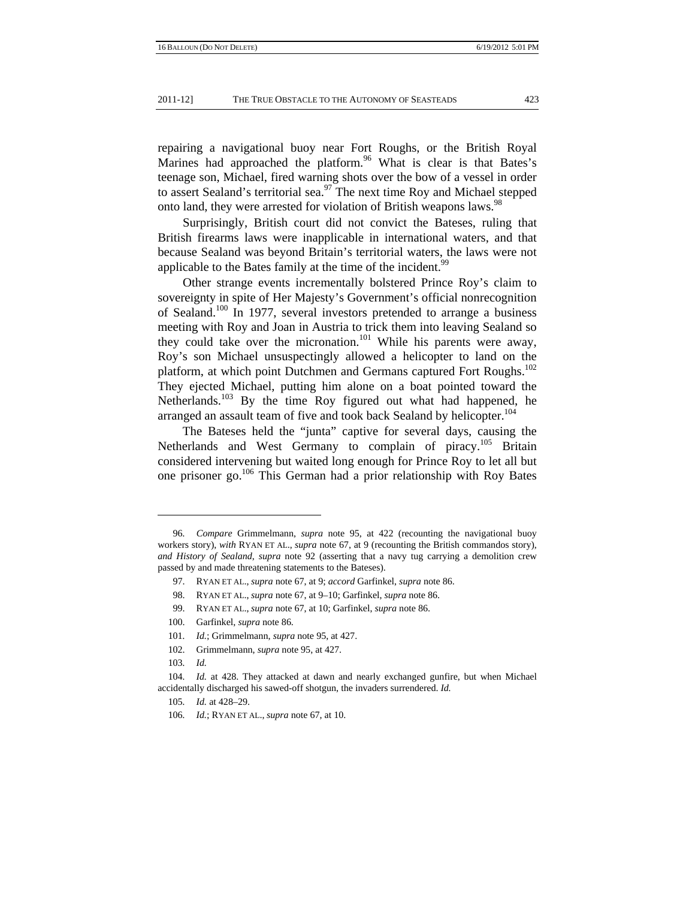repairing a navigational buoy near Fort Roughs, or the British Royal Marines had approached the platform.[96] What is clear is that Bates's teenage son, Michael, fired warning shots over the bow of a vessel in order to assert Sealand's territorial sea.[97] The next time Roy and Michael stepped onto land, they were arrested for violation of British weapons laws.[98]

Surprisingly, British court did not convict the Bateses, ruling that British firearms laws were inapplicable in international waters, and that because Sealand was beyond Britain's territorial waters, the laws were not applicable to the Bates family at the time of the incident.[99]

Other strange events incrementally bolstered Prince Roy's claim to sovereignty in spite of Her Majesty's Government's official nonrecognition of Sealand.[100] In 1977, several investors pretended to arrange a business meeting with Roy and Joan in Austria to trick them into leaving Sealand so they could take over the micronation.[101] While his parents were away, Roy's son Michael unsuspectingly allowed a helicopter to land on the platform, at which point Dutchmen and Germans captured Fort Roughs.[102] They ejected Michael, putting him alone on a boat pointed toward the Netherlands.[103] By the time Roy figured out what had happened, he arranged an assault team of five and took back Sealand by helicopter.[104]

The Bateses held the "junta" captive for several days, causing the Netherlands and West Germany to complain of piracy.[105] Britain considered intervening but waited long enough for Prince Roy to let all but one prisoner go.[106] This German had a prior relationship with Roy Bates

---

96. *Compare* Grimmelmann, *supra* note 95, at 422 (recounting the navigational buoy workers story), *with* RYAN ET AL., *supra* note 67, at 9 (recounting the British commandos story), *and History of Sealand*, *supra* note 92 (asserting that a navy tug carrying a demolition crew passed by and made threatening statements to the Bateses).

97. RYAN ET AL., *supra* note 67, at 9; *accord* Garfinkel, *supra* note 86.

98. RYAN ET AL., *supra* note 67, at 9–10; Garfinkel, *supra* note 86.

99. RYAN ET AL., *supra* note 67, at 10; Garfinkel, *supra* note 86.

100. Garfinkel, *supra* note 86.

101. *Id.*; Grimmelmann, *supra* note 95, at 427.

102. Grimmelmann, *supra* note 95, at 427.

103. *Id.*

104. *Id.* at 428. They attacked at dawn and nearly exchanged gunfire, but when Michael accidentally discharged his sawed-off shotgun, the invaders surrendered. *Id.*

105. *Id.* at 428–29.

106. *Id.*; RYAN ET AL., *supra* note 67, at 10.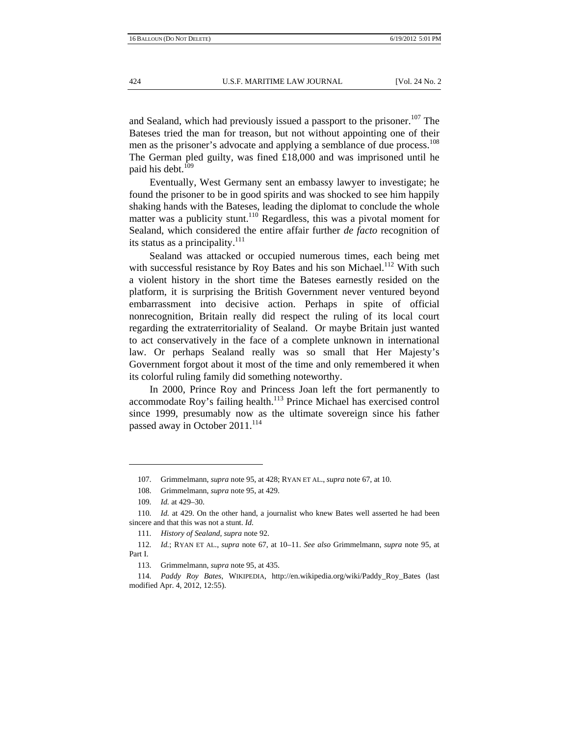and Sealand, which had previously issued a passport to the prisoner.[107] The Bateses tried the man for treason, but not without appointing one of their men as the prisoner's advocate and applying a semblance of due process.[108] The German pled guilty, was fined £18,000 and was imprisoned until he paid his debt.[109]

Eventually, West Germany sent an embassy lawyer to investigate; he found the prisoner to be in good spirits and was shocked to see him happily shaking hands with the Bateses, leading the diplomat to conclude the whole matter was a publicity stunt.[110] Regardless, this was a pivotal moment for Sealand, which considered the entire affair further *de facto* recognition of its status as a principality.[111]

Sealand was attacked or occupied numerous times, each being met with successful resistance by Roy Bates and his son Michael.[112] With such a violent history in the short time the Bateses earnestly resided on the platform, it is surprising the British Government never ventured beyond embarrassment into decisive action. Perhaps in spite of official nonrecognition, Britain really did respect the ruling of its local court regarding the extraterritoriality of Sealand. Or maybe Britain just wanted to act conservatively in the face of a complete unknown in international law. Or perhaps Sealand really was so small that Her Majesty's Government forgot about it most of the time and only remembered it when its colorful ruling family did something noteworthy.

In 2000, Prince Roy and Princess Joan left the fort permanently to accommodate Roy's failing health.[113] Prince Michael has exercised control since 1999, presumably now as the ultimate sovereign since his father passed away in October 2011.[114]

---

107. Grimmelmann, *supra* note 95, at 428; RYAN ET AL., *supra* note 67, at 10.

108. Grimmelmann, *supra* note 95, at 429.

109. *Id.* at 429–30.

110. *Id.* at 429. On the other hand, a journalist who knew Bates well asserted he had been sincere and that this was not a stunt. *Id.*

111. *History of Sealand*, *supra* note 92.

112. *Id.*; RYAN ET AL., *supra* note 67, at 10–11. *See also* Grimmelmann, *supra* note 95, at Part I.

113. Grimmelmann, *supra* note 95, at 435.

114. *Paddy Roy Bates*, WIKIPEDIA, http://en.wikipedia.org/wiki/Paddy_Roy_Bates (last modified Apr. 4, 2012, 12:55).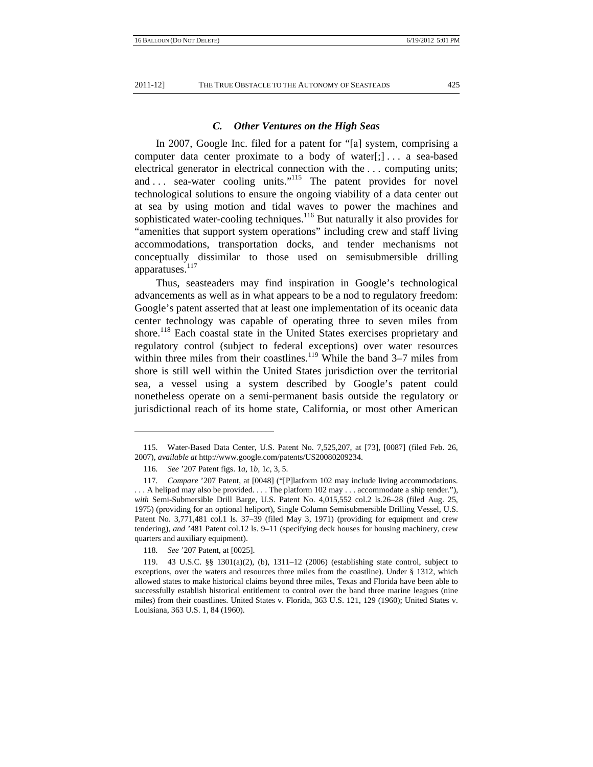### *C. Other Ventures on the High Seas*

In 2007, Google Inc. filed for a patent for "[a] system, comprising a computer data center proximate to a body of water[;] . . . a sea-based electrical generator in electrical connection with the . . . computing units; and . . . sea-water cooling units."[115] The patent provides for novel technological solutions to ensure the ongoing viability of a data center out at sea by using motion and tidal waves to power the machines and sophisticated water-cooling techniques.[116] But naturally it also provides for "amenities that support system operations" including crew and staff living accommodations, transportation docks, and tender mechanisms not conceptually dissimilar to those used on semisubmersible drilling apparatuses.[117]

Thus, seasteaders may find inspiration in Google's technological advancements as well as in what appears to be a nod to regulatory freedom: Google's patent asserted that at least one implementation of its oceanic data center technology was capable of operating three to seven miles from shore.[118] Each coastal state in the United States exercises proprietary and regulatory control (subject to federal exceptions) over water resources within three miles from their coastlines.[119] While the band 3–7 miles from shore is still well within the United States jurisdiction over the territorial sea, a vessel using a system described by Google's patent could nonetheless operate on a semi-permanent basis outside the regulatory or jurisdictional reach of its home state, California, or most other American

---

115. Water-Based Data Center, U.S. Patent No. 7,525,207, at [73], [0087] (filed Feb. 26, 2007), *available at* http://www.google.com/patents/US20080209234.

116. *See* '207 Patent figs. 1*a*, 1*b*, 1*c*, 3, 5.

117. *Compare* '207 Patent, at [0048] ("[P]latform 102 may include living accommodations. . . . A helipad may also be provided. . . . The platform 102 may . . . accommodate a ship tender."), *with* Semi-Submersible Drill Barge, U.S. Patent No. 4,015,552 col.2 ls.26–28 (filed Aug. 25, 1975) (providing for an optional heliport), Single Column Semisubmersible Drilling Vessel, U.S. Patent No. 3,771,481 col.1 ls. 37–39 (filed May 3, 1971) (providing for equipment and crew tendering), *and* '481 Patent col.12 ls. 9–11 (specifying deck houses for housing machinery, crew quarters and auxiliary equipment).

118. *See* '207 Patent, at [0025].

119. 43 U.S.C. §§ 1301(a)(2), (b), 1311–12 (2006) (establishing state control, subject to exceptions, over the waters and resources three miles from the coastline). Under § 1312, which allowed states to make historical claims beyond three miles, Texas and Florida have been able to successfully establish historical entitlement to control over the band three marine leagues (nine miles) from their coastlines. United States v. Florida, 363 U.S. 121, 129 (1960); United States v. Louisiana, 363 U.S. 1, 84 (1960).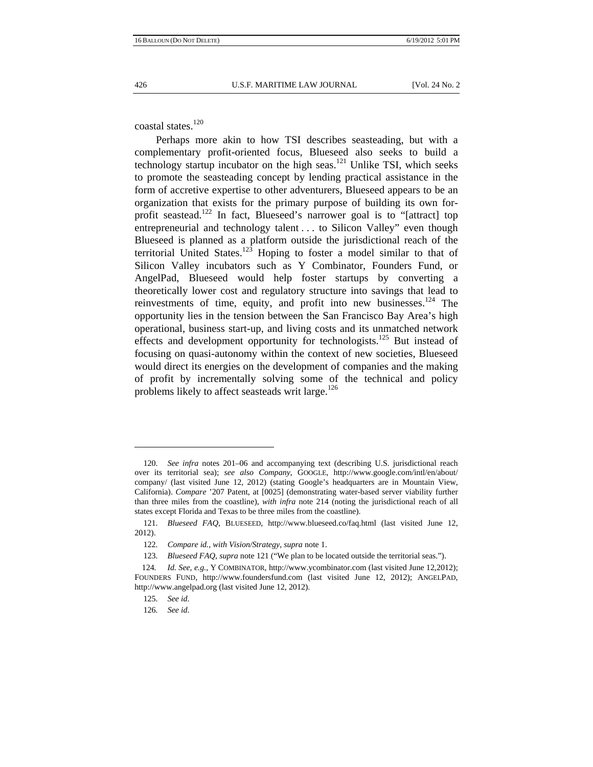coastal states.[120]

Perhaps more akin to how TSI describes seasteading, but with a complementary profit-oriented focus, Blueseed also seeks to build a technology startup incubator on the high seas.[121] Unlike TSI, which seeks to promote the seasteading concept by lending practical assistance in the form of accretive expertise to other adventurers, Blueseed appears to be an organization that exists for the primary purpose of building its own for-profit seastead.[122] In fact, Blueseed's narrower goal is to "[attract] top entrepreneurial and technology talent . . . to Silicon Valley" even though Blueseed is planned as a platform outside the jurisdictional reach of the territorial United States.[123] Hoping to foster a model similar to that of Silicon Valley incubators such as Y Combinator, Founders Fund, or AngelPad, Blueseed would help foster startups by converting a theoretically lower cost and regulatory structure into savings that lead to reinvestments of time, equity, and profit into new businesses.[124] The opportunity lies in the tension between the San Francisco Bay Area's high operational, business start-up, and living costs and its unmatched network effects and development opportunity for technologists.[125] But instead of focusing on quasi-autonomy within the context of new societies, Blueseed would direct its energies on the development of companies and the making of profit by incrementally solving some of the technical and policy problems likely to affect seasteads writ large.[126]

---

120. *See infra* notes 201–06 and accompanying text (describing U.S. jurisdictional reach over its territorial sea); *see also Company*, GOOGLE, http://www.google.com/intl/en/about/company/ (last visited June 12, 2012) (stating Google's headquarters are in Mountain View, California). *Compare* '207 Patent, at [0025] (demonstrating water-based server viability further than three miles from the coastline), *with infra* note 214 (noting the jurisdictional reach of all states except Florida and Texas to be three miles from the coastline).

121. *Blueseed FAQ*, BLUESEED, http://www.blueseed.co/faq.html (last visited June 12, 2012).

122. *Compare id.*, *with Vision/Strategy*, *supra* note 1.

123. *Blueseed FAQ*, *supra* note 121 ("We plan to be located outside the territorial seas.").

124. *Id. See, e.g.*, Y COMBINATOR, http://www.ycombinator.com (last visited June 12,2012); FOUNDERS FUND, http://www.foundersfund.com (last visited June 12, 2012); ANGELPAD, http://www.angelpad.org (last visited June 12, 2012).

125. *See id.*

126. *See id.*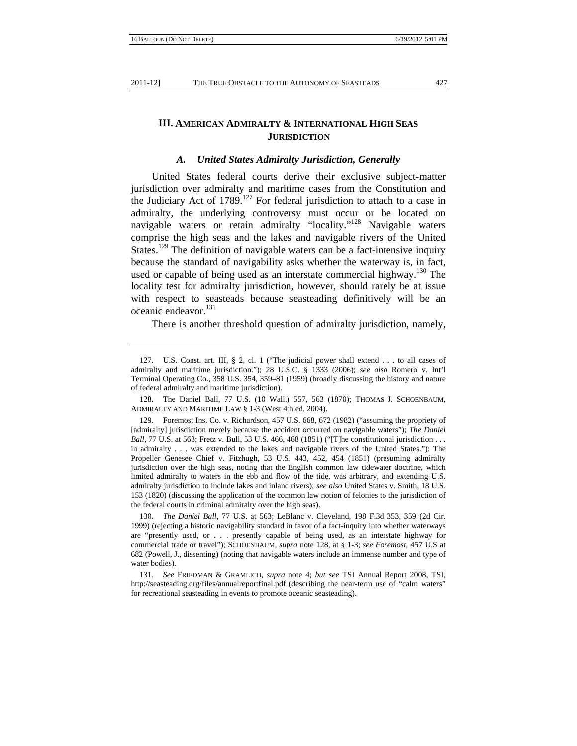## III. American Admiralty & International High Seas Jurisdiction

### *A. United States Admiralty Jurisdiction, Generally*

United States federal courts derive their exclusive subject-matter jurisdiction over admiralty and maritime cases from the Constitution and the Judiciary Act of 1789.[127] For federal jurisdiction to attach to a case in admiralty, the underlying controversy must occur or be located on navigable waters or retain admiralty "locality."[128] Navigable waters comprise the high seas and the lakes and navigable rivers of the United States.[129] The definition of navigable waters can be a fact-intensive inquiry because the standard of navigability asks whether the waterway is, in fact, used or capable of being used as an interstate commercial highway.[130] The locality test for admiralty jurisdiction, however, should rarely be at issue with respect to seasteads because seasteading definitively will be an oceanic endeavor.[131]

There is another threshold question of admiralty jurisdiction, namely,

---

127. U.S. Const. art. III, § 2, cl. 1 ("The judicial power shall extend . . . to all cases of admiralty and maritime jurisdiction."); 28 U.S.C. § 1333 (2006); *see also* Romero v. Int'l Terminal Operating Co., 358 U.S. 354, 359–81 (1959) (broadly discussing the history and nature of federal admiralty and maritime jurisdiction).

128. The Daniel Ball, 77 U.S. (10 Wall.) 557, 563 (1870); THOMAS J. SCHOENBAUM, ADMIRALTY AND MARITIME LAW § 1-3 (West 4th ed. 2004).

129. Foremost Ins. Co. v. Richardson, 457 U.S. 668, 672 (1982) ("assuming the propriety of [admiralty] jurisdiction merely because the accident occurred on navigable waters"); *The Daniel Ball*, 77 U.S. at 563; Fretz v. Bull, 53 U.S. 466, 468 (1851) ("[T]he constitutional jurisdiction . . . in admiralty . . . was extended to the lakes and navigable rivers of the United States."); The Propeller Genesee Chief v. Fitzhugh, 53 U.S. 443, 452, 454 (1851) (presuming admiralty jurisdiction over the high seas, noting that the English common law tidewater doctrine, which limited admiralty to waters in the ebb and flow of the tide, was arbitrary, and extending U.S. admiralty jurisdiction to include lakes and inland rivers); *see also* United States v. Smith, 18 U.S. 153 (1820) (discussing the application of the common law notion of felonies to the jurisdiction of the federal courts in criminal admiralty over the high seas).

130. *The Daniel Ball*, 77 U.S. at 563; LeBlanc v. Cleveland, 198 F.3d 353, 359 (2d Cir. 1999) (rejecting a historic navigability standard in favor of a fact-inquiry into whether waterways are "presently used, or . . . presently capable of being used, as an interstate highway for commercial trade or travel"); SCHOENBAUM, *supra* note 128, at § 1-3; *see Foremost*, 457 U.S at 682 (Powell, J., dissenting) (noting that navigable waters include an immense number and type of water bodies).

131. *See* FRIEDMAN & GRAMLICH, *supra* note 4; *but see* TSI Annual Report 2008, TSI, http://seasteading.org/files/annualreportfinal.pdf (describing the near-term use of "calm waters" for recreational seasteading in events to promote oceanic seasteading).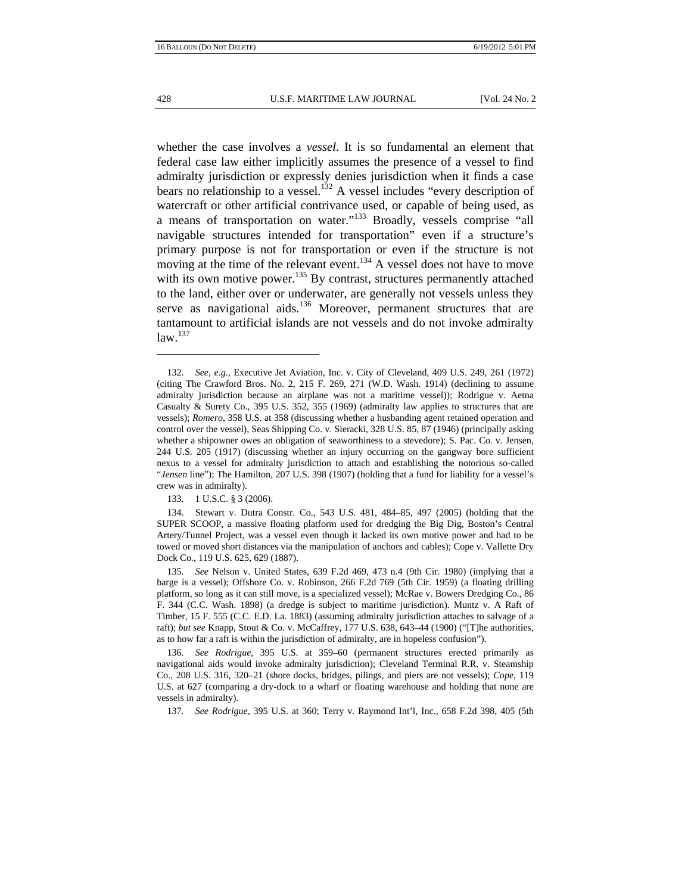whether the case involves a *vessel*. It is so fundamental an element that federal case law either implicitly assumes the presence of a vessel to find admiralty jurisdiction or expressly denies jurisdiction when it finds a case bears no relationship to a vessel.[132] A vessel includes "every description of watercraft or other artificial contrivance used, or capable of being used, as a means of transportation on water."[133] Broadly, vessels comprise "all navigable structures intended for transportation" even if a structure's primary purpose is not for transportation or even if the structure is not moving at the time of the relevant event.[134] A vessel does not have to move with its own motive power.[135] By contrast, structures permanently attached to the land, either over or underwater, are generally not vessels unless they serve as navigational aids.[136] Moreover, permanent structures that are tantamount to artificial islands are not vessels and do not invoke admiralty law.[137]

---

132. *See, e.g.*, Executive Jet Aviation, Inc. v. City of Cleveland, 409 U.S. 249, 261 (1972) (citing The Crawford Bros. No. 2, 215 F. 269, 271 (W.D. Wash. 1914) (declining to assume admiralty jurisdiction because an airplane was not a maritime vessel)); Rodrigue v. Aetna Casualty & Surety Co., 395 U.S. 352, 355 (1969) (admiralty law applies to structures that are vessels); *Romero*, 358 U.S. at 358 (discussing whether a husbanding agent retained operation and control over the vessel), Seas Shipping Co. v. Sieracki, 328 U.S. 85, 87 (1946) (principally asking whether a shipowner owes an obligation of seaworthiness to a stevedore); S. Pac. Co. v. Jensen, 244 U.S. 205 (1917) (discussing whether an injury occurring on the gangway bore sufficient nexus to a vessel for admiralty jurisdiction to attach and establishing the notorious so-called "*Jensen* line"); The Hamilton, 207 U.S. 398 (1907) (holding that a fund for liability for a vessel's crew was in admiralty).

133. 1 U.S.C. § 3 (2006).

134. Stewart v. Dutra Constr. Co., 543 U.S. 481, 484–85, 497 (2005) (holding that the SUPER SCOOP, a massive floating platform used for dredging the Big Dig, Boston's Central Artery/Tunnel Project, was a vessel even though it lacked its own motive power and had to be towed or moved short distances via the manipulation of anchors and cables); Cope v. Vallette Dry Dock Co., 119 U.S. 625, 629 (1887).

135. *See* Nelson v. United States, 639 F.2d 469, 473 n.4 (9th Cir. 1980) (implying that a barge is a vessel); Offshore Co. v. Robinson, 266 F.2d 769 (5th Cir. 1959) (a floating drilling platform, so long as it can still move, is a specialized vessel); McRae v. Bowers Dredging Co., 86 F. 344 (C.C. Wash. 1898) (a dredge is subject to maritime jurisdiction). Muntz v. A Raft of Timber, 15 F. 555 (C.C. E.D. La. 1883) (assuming admiralty jurisdiction attaches to salvage of a raft); *but see* Knapp, Stout & Co. v. McCaffrey, 177 U.S. 638, 643–44 (1900) ("[T]he authorities, as to how far a raft is within the jurisdiction of admiralty, are in hopeless confusion").

136. *See Rodrigue*, 395 U.S. at 359–60 (permanent structures erected primarily as navigational aids would invoke admiralty jurisdiction); Cleveland Terminal R.R. v. Steamship Co., 208 U.S. 316, 320–21 (shore docks, bridges, pilings, and piers are not vessels); *Cope*, 119 U.S. at 627 (comparing a dry-dock to a wharf or floating warehouse and holding that none are vessels in admiralty).

137. *See Rodrigue*, 395 U.S. at 360; Terry v. Raymond Int'l, Inc., 658 F.2d 398, 405 (5th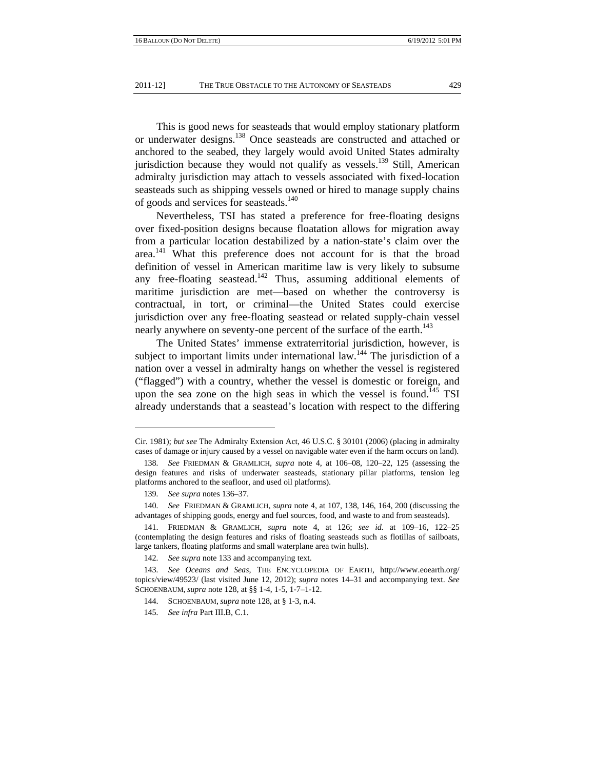This is good news for seasteads that would employ stationary platform or underwater designs.[138] Once seasteads are constructed and attached or anchored to the seabed, they largely would avoid United States admiralty jurisdiction because they would not qualify as vessels.[139] Still, American admiralty jurisdiction may attach to vessels associated with fixed-location seasteads such as shipping vessels owned or hired to manage supply chains of goods and services for seasteads.[140]

Nevertheless, TSI has stated a preference for free-floating designs over fixed-position designs because floatation allows for migration away from a particular location destabilized by a nation-state's claim over the area.[141] What this preference does not account for is that the broad definition of vessel in American maritime law is very likely to subsume any free-floating seastead.[142] Thus, assuming additional elements of maritime jurisdiction are met—based on whether the controversy is contractual, in tort, or criminal—the United States could exercise jurisdiction over any free-floating seastead or related supply-chain vessel nearly anywhere on seventy-one percent of the surface of the earth.[143]

The United States' immense extraterritorial jurisdiction, however, is subject to important limits under international law.[144] The jurisdiction of a nation over a vessel in admiralty hangs on whether the vessel is registered ("flagged") with a country, whether the vessel is domestic or foreign, and upon the sea zone on the high seas in which the vessel is found.[145] TSI already understands that a seastead's location with respect to the differing

---

Cir. 1981); *but see* The Admiralty Extension Act, 46 U.S.C. § 30101 (2006) (placing in admiralty cases of damage or injury caused by a vessel on navigable water even if the harm occurs on land).

138. *See* FRIEDMAN & GRAMLICH, *supra* note 4, at 106–08, 120–22, 125 (assessing the design features and risks of underwater seasteads, stationary pillar platforms, tension leg platforms anchored to the seafloor, and used oil platforms).

139. *See supra* notes 136–37.

140. *See* FRIEDMAN & GRAMLICH, *supra* note 4, at 107, 138, 146, 164, 200 (discussing the advantages of shipping goods, energy and fuel sources, food, and waste to and from seasteads).

141. FRIEDMAN & GRAMLICH, *supra* note 4, at 126; *see id.* at 109–16, 122–25 (contemplating the design features and risks of floating seasteads such as flotillas of sailboats, large tankers, floating platforms and small waterplane area twin hulls).

142. *See supra* note 133 and accompanying text.

143. *See Oceans and Seas*, THE ENCYCLOPEDIA OF EARTH, http://www.eoearth.org/topics/view/49523/ (last visited June 12, 2012); *supra* notes 14–31 and accompanying text. *See* SCHOENBAUM, *supra* note 128, at §§ 1-4, 1-5, 1-7–1-12.

144. SCHOENBAUM, *supra* note 128, at § 1-3, n.4.

145. *See infra* Part III.B, C.1.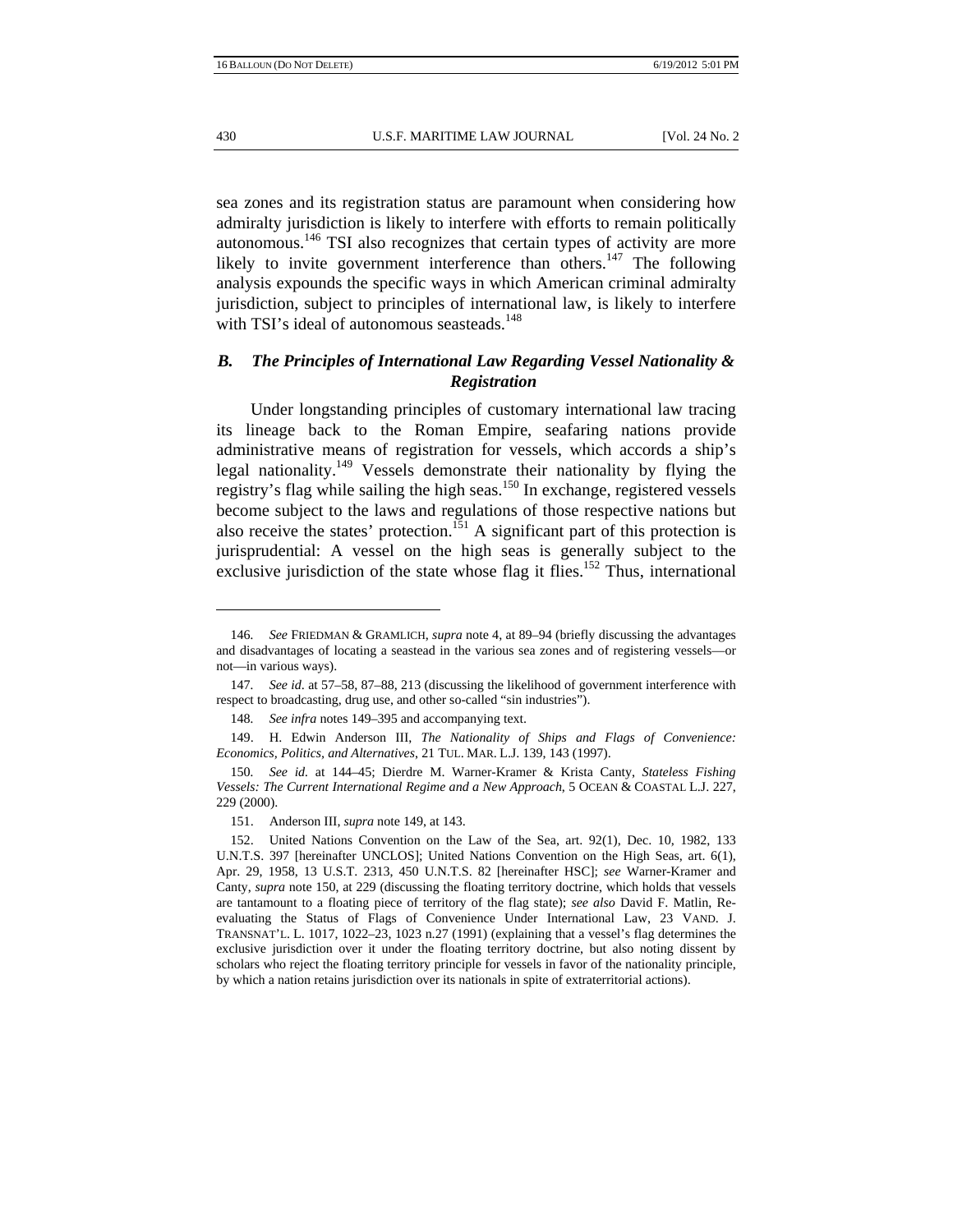sea zones and its registration status are paramount when considering how admiralty jurisdiction is likely to interfere with efforts to remain politically autonomous.[146] TSI also recognizes that certain types of activity are more likely to invite government interference than others.[147] The following analysis expounds the specific ways in which American criminal admiralty jurisdiction, subject to principles of international law, is likely to interfere with TSI's ideal of autonomous seasteads.[148]

### *B. The Principles of International Law Regarding Vessel Nationality & Registration*

Under longstanding principles of customary international law tracing its lineage back to the Roman Empire, seafaring nations provide administrative means of registration for vessels, which accords a ship's legal nationality.[149] Vessels demonstrate their nationality by flying the registry's flag while sailing the high seas.[150] In exchange, registered vessels become subject to the laws and regulations of those respective nations but also receive the states' protection.[151] A significant part of this protection is jurisprudential: A vessel on the high seas is generally subject to the exclusive jurisdiction of the state whose flag it flies.[152] Thus, international

---

146. *See* FRIEDMAN & GRAMLICH, *supra* note 4, at 89–94 (briefly discussing the advantages and disadvantages of locating a seastead in the various sea zones and of registering vessels—or not—in various ways).

147. *See id.* at 57–58, 87–88, 213 (discussing the likelihood of government interference with respect to broadcasting, drug use, and other so-called "sin industries").

148. *See infra* notes 149–395 and accompanying text.

149. H. Edwin Anderson III, *The Nationality of Ships and Flags of Convenience: Economics, Politics, and Alternatives*, 21 TUL. MAR. L.J. 139, 143 (1997).

150. *See id.* at 144–45; Dierdre M. Warner-Kramer & Krista Canty, *Stateless Fishing Vessels: The Current International Regime and a New Approach*, 5 OCEAN & COASTAL L.J. 227, 229 (2000).

151. Anderson III, *supra* note 149, at 143.

152. United Nations Convention on the Law of the Sea, art. 92(1), Dec. 10, 1982, 133 U.N.T.S. 397 [hereinafter UNCLOS]; United Nations Convention on the High Seas, art. 6(1), Apr. 29, 1958, 13 U.S.T. 2313, 450 U.N.T.S. 82 [hereinafter HSC]; *see* Warner-Kramer and Canty, *supra* note 150, at 229 (discussing the floating territory doctrine, which holds that vessels are tantamount to a floating piece of territory of the flag state); *see also* David F. Matlin, Re-evaluating the Status of Flags of Convenience Under International Law, 23 VAND. J. TRANSNAT'L. L. 1017, 1022–23, 1023 n.27 (1991) (explaining that a vessel's flag determines the exclusive jurisdiction over it under the floating territory doctrine, but also noting dissent by scholars who reject the floating territory principle for vessels in favor of the nationality principle, by which a nation retains jurisdiction over its nationals in spite of extraterritorial actions).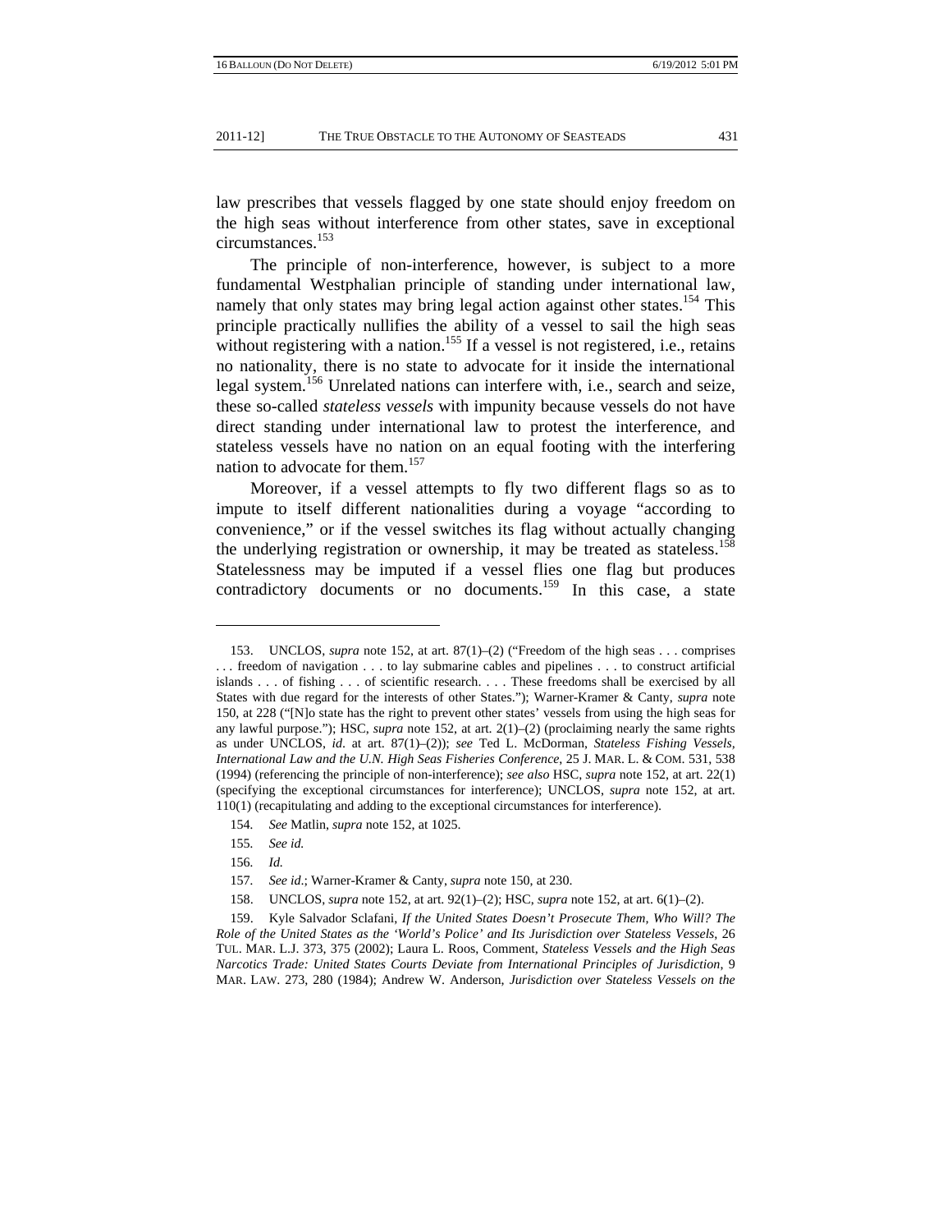law prescribes that vessels flagged by one state should enjoy freedom on the high seas without interference from other states, save in exceptional circumstances.[153]

The principle of non-interference, however, is subject to a more fundamental Westphalian principle of standing under international law, namely that only states may bring legal action against other states.[154] This principle practically nullifies the ability of a vessel to sail the high seas without registering with a nation.[155] If a vessel is not registered, i.e., retains no nationality, there is no state to advocate for it inside the international legal system.[156] Unrelated nations can interfere with, i.e., search and seize, these so-called *stateless vessels* with impunity because vessels do not have direct standing under international law to protest the interference, and stateless vessels have no nation on an equal footing with the interfering nation to advocate for them.[157]

Moreover, if a vessel attempts to fly two different flags so as to impute to itself different nationalities during a voyage "according to convenience," or if the vessel switches its flag without actually changing the underlying registration or ownership, it may be treated as stateless.[158] Statelessness may be imputed if a vessel flies one flag but produces contradictory documents or no documents.[159] In this case, a state

---

153. UNCLOS, *supra* note 152, at art. 87(1)–(2) ("Freedom of the high seas . . . comprises . . . freedom of navigation . . . to lay submarine cables and pipelines . . . to construct artificial islands . . . of fishing . . . of scientific research. . . . These freedoms shall be exercised by all States with due regard for the interests of other States."); Warner-Kramer & Canty, *supra* note 150, at 228 ("[N]o state has the right to prevent other states' vessels from using the high seas for any lawful purpose."); HSC, *supra* note 152, at art. 2(1)–(2) (proclaiming nearly the same rights as under UNCLOS, *id.* at art. 87(1)–(2)); *see* Ted L. McDorman, *Stateless Fishing Vessels, International Law and the U.N. High Seas Fisheries Conference*, 25 J. MAR. L. & COM. 531, 538 (1994) (referencing the principle of non-interference); *see also* HSC, *supra* note 152, at art. 22(1) (specifying the exceptional circumstances for interference); UNCLOS, *supra* note 152, at art. 110(1) (recapitulating and adding to the exceptional circumstances for interference).

154. *See* Matlin, *supra* note 152, at 1025.

155. *See id.*

156. *Id.*

157. *See id.*; Warner-Kramer & Canty, *supra* note 150, at 230.

158. UNCLOS, *supra* note 152, at art. 92(1)–(2); HSC, *supra* note 152, at art. 6(1)–(2).

159. Kyle Salvador Sclafani, *If the United States Doesn't Prosecute Them, Who Will? The Role of the United States as the 'World's Police' and Its Jurisdiction over Stateless Vessels*, 26 TUL. MAR. L.J. 373, 375 (2002); Laura L. Roos, Comment, *Stateless Vessels and the High Seas Narcotics Trade: United States Courts Deviate from International Principles of Jurisdiction*, 9 MAR. LAW. 273, 280 (1984); Andrew W. Anderson, *Jurisdiction over Stateless Vessels on the*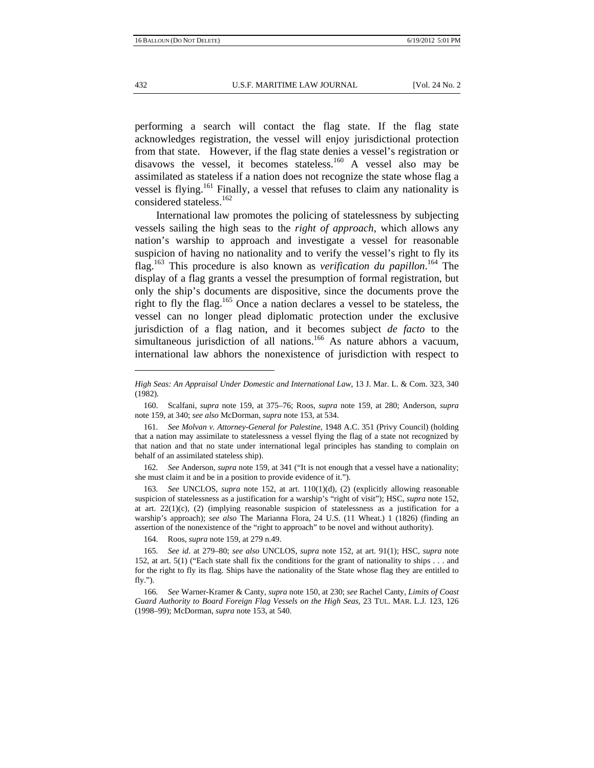performing a search will contact the flag state. If the flag state acknowledges registration, the vessel will enjoy jurisdictional protection from that state. However, if the flag state denies a vessel's registration or disavows the vessel, it becomes stateless.[160] A vessel also may be assimilated as stateless if a nation does not recognize the state whose flag a vessel is flying.[161] Finally, a vessel that refuses to claim any nationality is considered stateless.[162]

International law promotes the policing of statelessness by subjecting vessels sailing the high seas to the *right of approach*, which allows any nation's warship to approach and investigate a vessel for reasonable suspicion of having no nationality and to verify the vessel's right to fly its flag.[163] This procedure is also known as *verification du papillon*.[164] The display of a flag grants a vessel the presumption of formal registration, but only the ship's documents are dispositive, since the documents prove the right to fly the flag.[165] Once a nation declares a vessel to be stateless, the vessel can no longer plead diplomatic protection under the exclusive jurisdiction of a flag nation, and it becomes subject *de facto* to the simultaneous jurisdiction of all nations.[166] As nature abhors a vacuum, international law abhors the nonexistence of jurisdiction with respect to

---

*High Seas: An Appraisal Under Domestic and International Law*, 13 J. Mar. L. & Com. 323, 340 (1982).

160. Scalfani, *supra* note 159, at 375–76; Roos, *supra* note 159, at 280; Anderson, *supra* note 159, at 340; *see also* McDorman, *supra* note 153, at 534.

161. *See Molvan v. Attorney-General for Palestine*, 1948 A.C. 351 (Privy Council) (holding that a nation may assimilate to statelessness a vessel flying the flag of a state not recognized by that nation and that no state under international legal principles has standing to complain on behalf of an assimilated stateless ship).

162. *See* Anderson, *supra* note 159, at 341 ("It is not enough that a vessel have a nationality; she must claim it and be in a position to provide evidence of it.").

163. *See* UNCLOS, *supra* note 152, at art. 110(1)(d), (2) (explicitly allowing reasonable suspicion of statelessness as a justification for a warship's "right of visit"); HSC, *supra* note 152, at art. 22(1)(c), (2) (implying reasonable suspicion of statelessness as a justification for a warship's approach); *see also* The Marianna Flora, 24 U.S. (11 Wheat.) 1 (1826) (finding an assertion of the nonexistence of the "right to approach" to be novel and without authority).

164. Roos, *supra* note 159, at 279 n.49.

165. *See id*. at 279–80; *see also* UNCLOS, *supra* note 152, at art. 91(1); HSC, *supra* note 152, at art. 5(1) ("Each state shall fix the conditions for the grant of nationality to ships . . . and for the right to fly its flag. Ships have the nationality of the State whose flag they are entitled to fly.").

166. *See* Warner-Kramer & Canty, *supra* note 150, at 230; *see* Rachel Canty, *Limits of Coast Guard Authority to Board Foreign Flag Vessels on the High Seas*, 23 TUL. MAR. L.J. 123, 126 (1998–99); McDorman, *supra* note 153, at 540.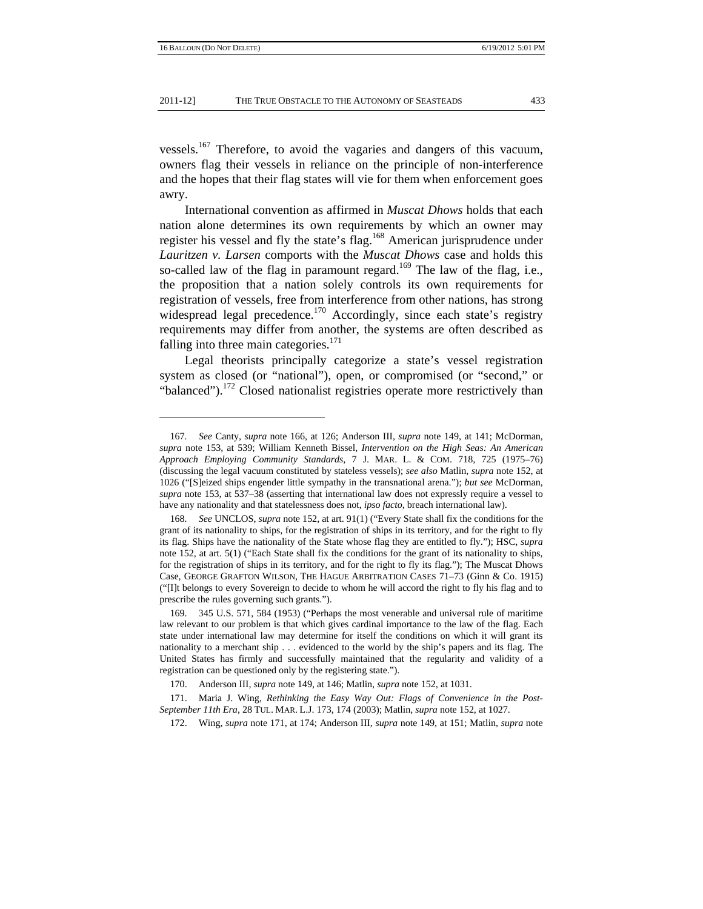vessels.[167] Therefore, to avoid the vagaries and dangers of this vacuum, owners flag their vessels in reliance on the principle of non-interference and the hopes that their flag states will vie for them when enforcement goes awry.

International convention as affirmed in *Muscat Dhows* holds that each nation alone determines its own requirements by which an owner may register his vessel and fly the state's flag.[168] American jurisprudence under *Lauritzen v. Larsen* comports with the *Muscat Dhows* case and holds this so-called law of the flag in paramount regard.[169] The law of the flag, i.e., the proposition that a nation solely controls its own requirements for registration of vessels, free from interference from other nations, has strong widespread legal precedence.[170] Accordingly, since each state's registry requirements may differ from another, the systems are often described as falling into three main categories.[171]

Legal theorists principally categorize a state's vessel registration system as closed (or "national"), open, or compromised (or "second," or "balanced").[172] Closed nationalist registries operate more restrictively than

---

167. *See* Canty, *supra* note 166, at 126; Anderson III, *supra* note 149, at 141; McDorman, *supra* note 153, at 539; William Kenneth Bissel, *Intervention on the High Seas: An American Approach Employing Community Standards*, 7 J. MAR. L. & COM. 718, 725 (1975–76) (discussing the legal vacuum constituted by stateless vessels); *see also* Matlin, *supra* note 152, at 1026 ("[S]eized ships engender little sympathy in the transnational arena."); *but see* McDorman, *supra* note 153, at 537–38 (asserting that international law does not expressly require a vessel to have any nationality and that statelessness does not, *ipso facto*, breach international law).

168. *See* UNCLOS, *supra* note 152, at art. 91(1) ("Every State shall fix the conditions for the grant of its nationality to ships, for the registration of ships in its territory, and for the right to fly its flag. Ships have the nationality of the State whose flag they are entitled to fly."); HSC, *supra* note 152, at art. 5(1) ("Each State shall fix the conditions for the grant of its nationality to ships, for the registration of ships in its territory, and for the right to fly its flag."); The Muscat Dhows Case, GEORGE GRAFTON WILSON, THE HAGUE ARBITRATION CASES 71–73 (Ginn & Co. 1915) ("[I]t belongs to every Sovereign to decide to whom he will accord the right to fly his flag and to prescribe the rules governing such grants.").

169. 345 U.S. 571, 584 (1953) ("Perhaps the most venerable and universal rule of maritime law relevant to our problem is that which gives cardinal importance to the law of the flag. Each state under international law may determine for itself the conditions on which it will grant its nationality to a merchant ship . . . evidenced to the world by the ship's papers and its flag. The United States has firmly and successfully maintained that the regularity and validity of a registration can be questioned only by the registering state.").

170. Anderson III, *supra* note 149, at 146; Matlin, *supra* note 152, at 1031.

171. Maria J. Wing, *Rethinking the Easy Way Out: Flags of Convenience in the Post-September 11th Era*, 28 TUL. MAR. L.J. 173, 174 (2003); Matlin, *supra* note 152, at 1027.

172. Wing, *supra* note 171, at 174; Anderson III, *supra* note 149, at 151; Matlin, *supra* note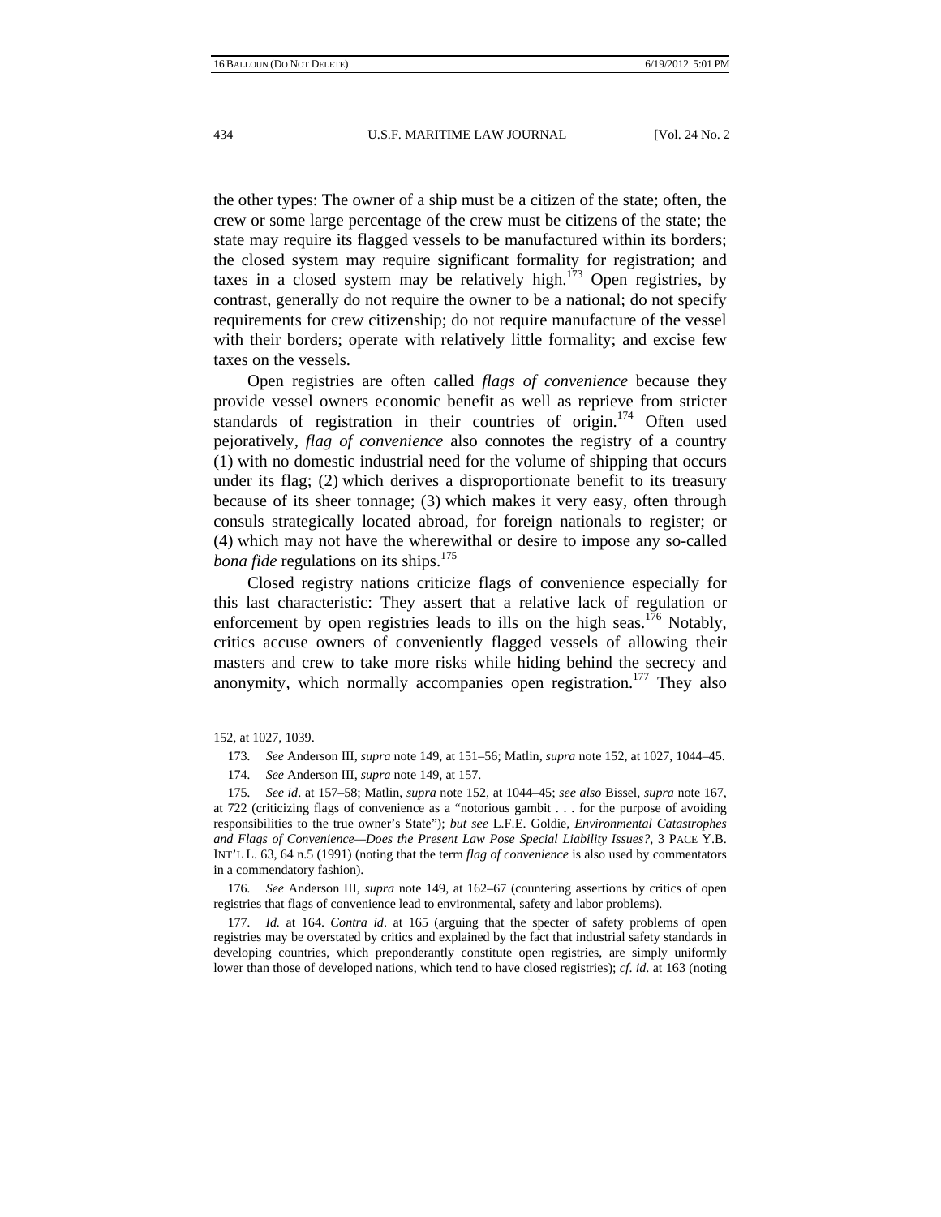the other types: The owner of a ship must be a citizen of the state; often, the crew or some large percentage of the crew must be citizens of the state; the state may require its flagged vessels to be manufactured within its borders; the closed system may require significant formality for registration; and taxes in a closed system may be relatively high.[173] Open registries, by contrast, generally do not require the owner to be a national; do not specify requirements for crew citizenship; do not require manufacture of the vessel with their borders; operate with relatively little formality; and excise few taxes on the vessels.

Open registries are often called *flags of convenience* because they provide vessel owners economic benefit as well as reprieve from stricter standards of registration in their countries of origin.[174] Often used pejoratively, *flag of convenience* also connotes the registry of a country (1) with no domestic industrial need for the volume of shipping that occurs under its flag; (2) which derives a disproportionate benefit to its treasury because of its sheer tonnage; (3) which makes it very easy, often through consuls strategically located abroad, for foreign nationals to register; or (4) which may not have the wherewithal or desire to impose any so-called *bona fide* regulations on its ships.[175]

Closed registry nations criticize flags of convenience especially for this last characteristic: They assert that a relative lack of regulation or enforcement by open registries leads to ills on the high seas.[176] Notably, critics accuse owners of conveniently flagged vessels of allowing their masters and crew to take more risks while hiding behind the secrecy and anonymity, which normally accompanies open registration.[177] They also

---

152, at 1027, 1039.

173. *See* Anderson III, *supra* note 149, at 151–56; Matlin, *supra* note 152, at 1027, 1044–45.

174. *See* Anderson III, *supra* note 149, at 157.

175. *See id*. at 157–58; Matlin, *supra* note 152, at 1044–45; *see also* Bissel, *supra* note 167, at 722 (criticizing flags of convenience as a "notorious gambit . . . for the purpose of avoiding responsibilities to the true owner's State"); *but see* L.F.E. Goldie, *Environmental Catastrophes and Flags of Convenience—Does the Present Law Pose Special Liability Issues?*, 3 PACE Y.B. INT'L L. 63, 64 n.5 (1991) (noting that the term *flag of convenience* is also used by commentators in a commendatory fashion).

176. *See* Anderson III, *supra* note 149, at 162–67 (countering assertions by critics of open registries that flags of convenience lead to environmental, safety and labor problems).

177. *Id.* at 164. *Contra id*. at 165 (arguing that the specter of safety problems of open registries may be overstated by critics and explained by the fact that industrial safety standards in developing countries, which preponderantly constitute open registries, are simply uniformly lower than those of developed nations, which tend to have closed registries); *cf*. *id*. at 163 (noting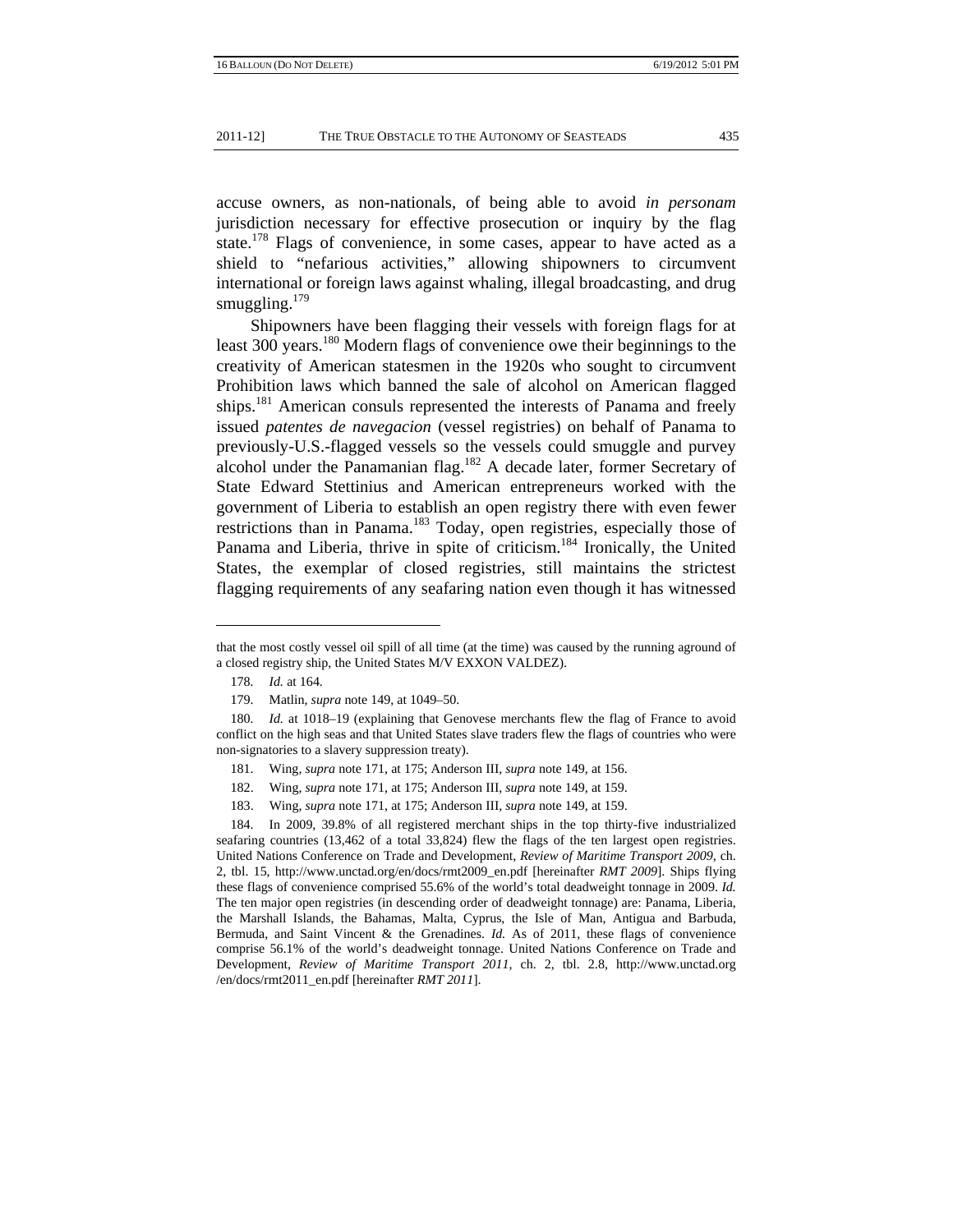accuse owners, as non-nationals, of being able to avoid *in personam* jurisdiction necessary for effective prosecution or inquiry by the flag state.[178] Flags of convenience, in some cases, appear to have acted as a shield to "nefarious activities," allowing shipowners to circumvent international or foreign laws against whaling, illegal broadcasting, and drug smuggling.[179]

Shipowners have been flagging their vessels with foreign flags for at least 300 years.[180] Modern flags of convenience owe their beginnings to the creativity of American statesmen in the 1920s who sought to circumvent Prohibition laws which banned the sale of alcohol on American flagged ships.[181] American consuls represented the interests of Panama and freely issued *patentes de navegacion* (vessel registries) on behalf of Panama to previously-U.S.-flagged vessels so the vessels could smuggle and purvey alcohol under the Panamanian flag.[182] A decade later, former Secretary of State Edward Stettinius and American entrepreneurs worked with the government of Liberia to establish an open registry there with even fewer restrictions than in Panama.[183] Today, open registries, especially those of Panama and Liberia, thrive in spite of criticism.[184] Ironically, the United States, the exemplar of closed registries, still maintains the strictest flagging requirements of any seafaring nation even though it has witnessed

---

that the most costly vessel oil spill of all time (at the time) was caused by the running aground of a closed registry ship, the United States M/V EXXON VALDEZ).

178. *Id.* at 164.

179. Matlin, *supra* note 149, at 1049–50.

180. *Id.* at 1018–19 (explaining that Genovese merchants flew the flag of France to avoid conflict on the high seas and that United States slave traders flew the flags of countries who were non-signatories to a slavery suppression treaty).

181. Wing, *supra* note 171, at 175; Anderson III, *supra* note 149, at 156.

182. Wing, *supra* note 171, at 175; Anderson III, *supra* note 149, at 159.

183. Wing, *supra* note 171, at 175; Anderson III, *supra* note 149, at 159.

184. In 2009, 39.8% of all registered merchant ships in the top thirty-five industrialized seafaring countries (13,462 of a total 33,824) flew the flags of the ten largest open registries. United Nations Conference on Trade and Development, *Review of Maritime Transport 2009*, ch. 2, tbl. 15, http://www.unctad.org/en/docs/rmt2009_en.pdf [hereinafter *RMT 2009*]. Ships flying these flags of convenience comprised 55.6% of the world's total deadweight tonnage in 2009. *Id.* The ten major open registries (in descending order of deadweight tonnage) are: Panama, Liberia, the Marshall Islands, the Bahamas, Malta, Cyprus, the Isle of Man, Antigua and Barbuda, Bermuda, and Saint Vincent & the Grenadines. *Id.* As of 2011, these flags of convenience comprise 56.1% of the world's deadweight tonnage. United Nations Conference on Trade and Development, *Review of Maritime Transport 2011*, ch. 2, tbl. 2.8, http://www.unctad.org/en/docs/rmt2011_en.pdf [hereinafter *RMT 2011*].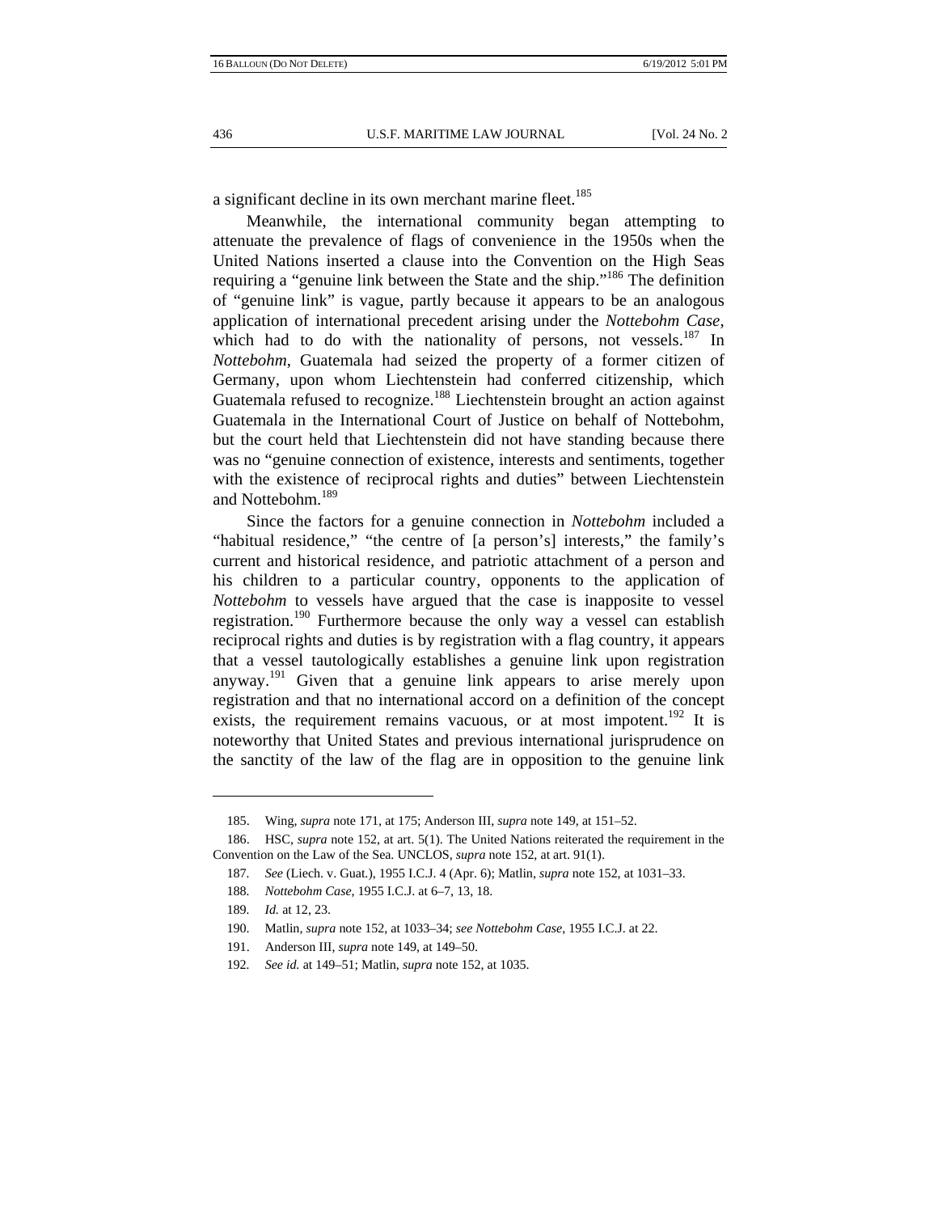a significant decline in its own merchant marine fleet.[185]

Meanwhile, the international community began attempting to attenuate the prevalence of flags of convenience in the 1950s when the United Nations inserted a clause into the Convention on the High Seas requiring a "genuine link between the State and the ship."[186] The definition of "genuine link" is vague, partly because it appears to be an analogous application of international precedent arising under the *Nottebohm Case*, which had to do with the nationality of persons, not vessels.[187] In *Nottebohm*, Guatemala had seized the property of a former citizen of Germany, upon whom Liechtenstein had conferred citizenship, which Guatemala refused to recognize.[188] Liechtenstein brought an action against Guatemala in the International Court of Justice on behalf of Nottebohm, but the court held that Liechtenstein did not have standing because there was no "genuine connection of existence, interests and sentiments, together with the existence of reciprocal rights and duties" between Liechtenstein and Nottebohm.[189]

Since the factors for a genuine connection in *Nottebohm* included a "habitual residence," "the centre of [a person's] interests," the family's current and historical residence, and patriotic attachment of a person and his children to a particular country, opponents to the application of *Nottebohm* to vessels have argued that the case is inapposite to vessel registration.[190] Furthermore because the only way a vessel can establish reciprocal rights and duties is by registration with a flag country, it appears that a vessel tautologically establishes a genuine link upon registration anyway.[191] Given that a genuine link appears to arise merely upon registration and that no international accord on a definition of the concept exists, the requirement remains vacuous, or at most impotent.[192] It is noteworthy that United States and previous international jurisprudence on the sanctity of the law of the flag are in opposition to the genuine link

---

185. Wing, *supra* note 171, at 175; Anderson III, *supra* note 149, at 151–52.

186. HSC, *supra* note 152, at art. 5(1). The United Nations reiterated the requirement in the Convention on the Law of the Sea. UNCLOS, *supra* note 152, at art. 91(1).

187. *See* (Liech. v. Guat.), 1955 I.C.J. 4 (Apr. 6); Matlin, *supra* note 152, at 1031–33.

188. *Nottebohm Case*, 1955 I.C.J. at 6–7, 13, 18.

189. *Id.* at 12, 23.

190. Matlin, *supra* note 152, at 1033–34; *see Nottebohm Case*, 1955 I.C.J. at 22.

191. Anderson III, *supra* note 149, at 149–50.

192. *See id.* at 149–51; Matlin, *supra* note 152, at 1035.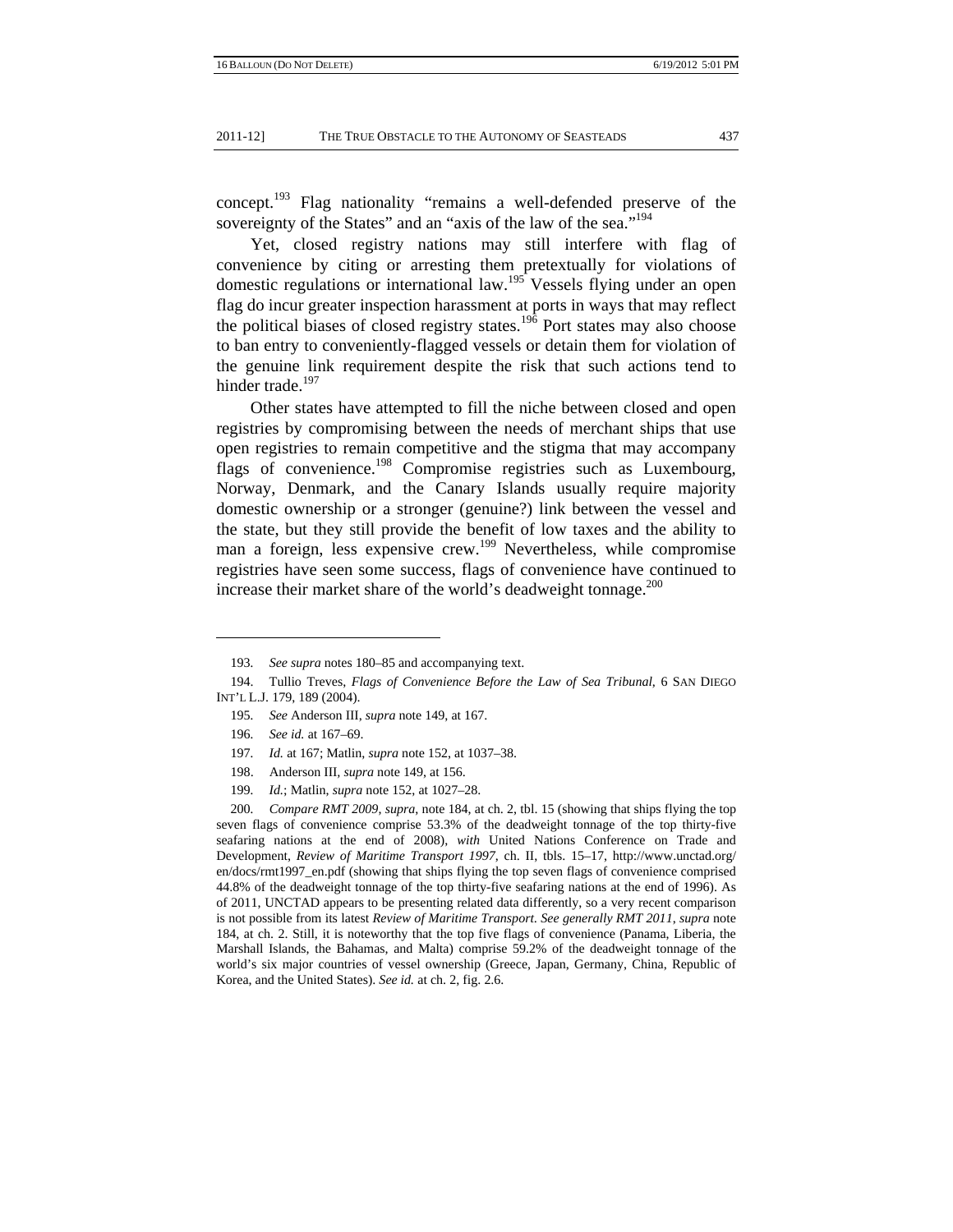concept.[193] Flag nationality "remains a well-defended preserve of the sovereignty of the States" and an "axis of the law of the sea."[194]

Yet, closed registry nations may still interfere with flag of convenience by citing or arresting them pretextually for violations of domestic regulations or international law.[195] Vessels flying under an open flag do incur greater inspection harassment at ports in ways that may reflect the political biases of closed registry states.[196] Port states may also choose to ban entry to conveniently-flagged vessels or detain them for violation of the genuine link requirement despite the risk that such actions tend to hinder trade.[197]

Other states have attempted to fill the niche between closed and open registries by compromising between the needs of merchant ships that use open registries to remain competitive and the stigma that may accompany flags of convenience.[198] Compromise registries such as Luxembourg, Norway, Denmark, and the Canary Islands usually require majority domestic ownership or a stronger (genuine?) link between the vessel and the state, but they still provide the benefit of low taxes and the ability to man a foreign, less expensive crew.[199] Nevertheless, while compromise registries have seen some success, flags of convenience have continued to increase their market share of the world's deadweight tonnage.[200]

---

193. *See supra* notes 180–85 and accompanying text.

194. Tullio Treves, *Flags of Convenience Before the Law of Sea Tribunal*, 6 SAN DIEGO INT'L L.J. 179, 189 (2004).

195. *See* Anderson III, *supra* note 149, at 167.

196. *See id.* at 167–69.

197. *Id.* at 167; Matlin, *supra* note 152, at 1037–38.

198. Anderson III, *supra* note 149, at 156.

199. *Id.*; Matlin, *supra* note 152, at 1027–28.

200. *Compare RMT 2009*, *supra*, note 184, at ch. 2, tbl. 15 (showing that ships flying the top seven flags of convenience comprise 53.3% of the deadweight tonnage of the top thirty-five seafaring nations at the end of 2008), *with* United Nations Conference on Trade and Development, *Review of Maritime Transport 1997*, ch. II, tbls. 15–17, http://www.unctad.org/en/docs/rmt1997_en.pdf (showing that ships flying the top seven flags of convenience comprised 44.8% of the deadweight tonnage of the top thirty-five seafaring nations at the end of 1996). As of 2011, UNCTAD appears to be presenting related data differently, so a very recent comparison is not possible from its latest *Review of Maritime Transport*. *See generally RMT 2011*, *supra* note 184, at ch. 2. Still, it is noteworthy that the top five flags of convenience (Panama, Liberia, the Marshall Islands, the Bahamas, and Malta) comprise 59.2% of the deadweight tonnage of the world's six major countries of vessel ownership (Greece, Japan, Germany, China, Republic of Korea, and the United States). *See id.* at ch. 2, fig. 2.6.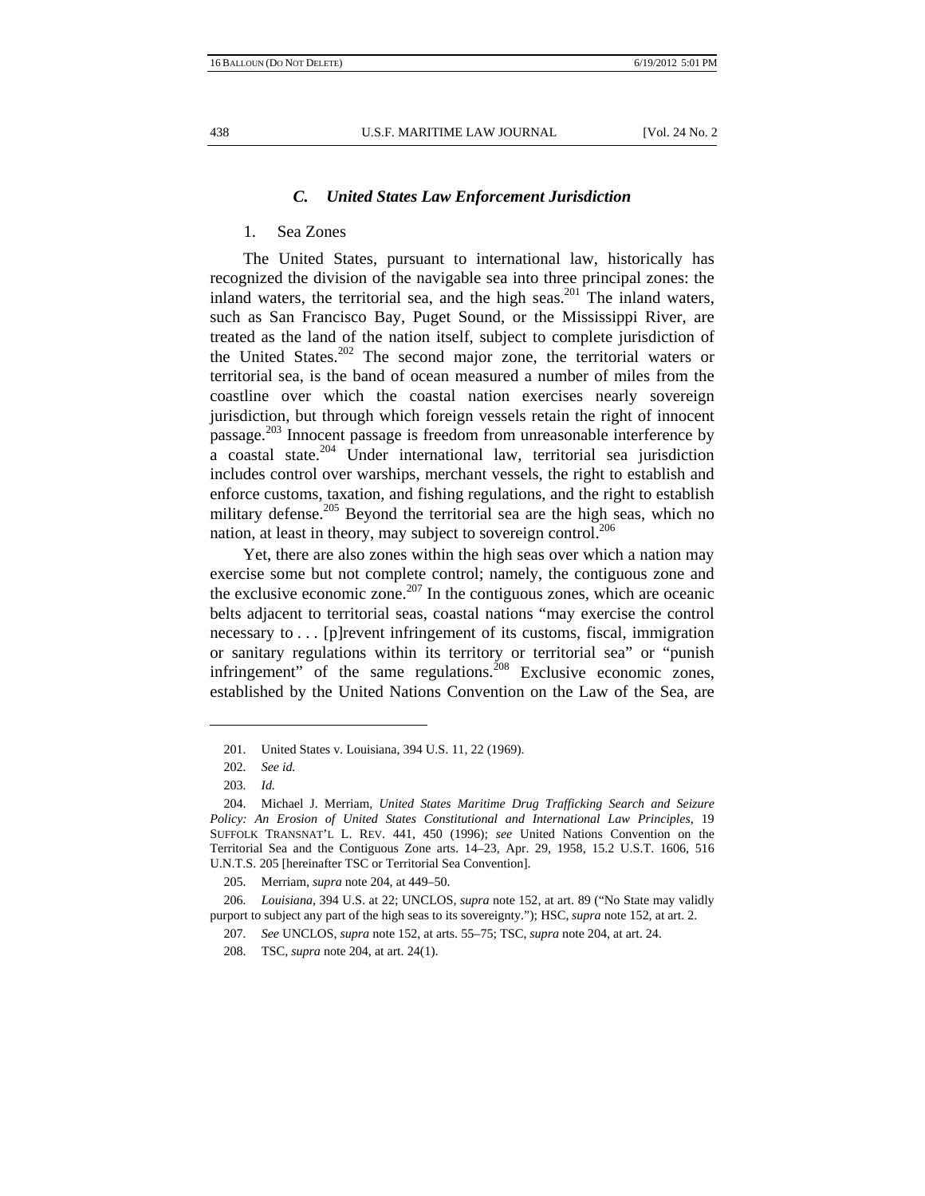### *C. United States Law Enforcement Jurisdiction*

1. Sea Zones

The United States, pursuant to international law, historically has recognized the division of the navigable sea into three principal zones: the inland waters, the territorial sea, and the high seas.[201] The inland waters, such as San Francisco Bay, Puget Sound, or the Mississippi River, are treated as the land of the nation itself, subject to complete jurisdiction of the United States.[202] The second major zone, the territorial waters or territorial sea, is the band of ocean measured a number of miles from the coastline over which the coastal nation exercises nearly sovereign jurisdiction, but through which foreign vessels retain the right of innocent passage.[203] Innocent passage is freedom from unreasonable interference by a coastal state.[204] Under international law, territorial sea jurisdiction includes control over warships, merchant vessels, the right to establish and enforce customs, taxation, and fishing regulations, and the right to establish military defense.[205] Beyond the territorial sea are the high seas, which no nation, at least in theory, may subject to sovereign control.[206]

Yet, there are also zones within the high seas over which a nation may exercise some but not complete control; namely, the contiguous zone and the exclusive economic zone.[207] In the contiguous zones, which are oceanic belts adjacent to territorial seas, coastal nations "may exercise the control necessary to . . . [p]revent infringement of its customs, fiscal, immigration or sanitary regulations within its territory or territorial sea" or "punish infringement" of the same regulations.[208] Exclusive economic zones, established by the United Nations Convention on the Law of the Sea, are

---

201. United States v. Louisiana, 394 U.S. 11, 22 (1969).

202. *See id.*

203. *Id.*

204. Michael J. Merriam, *United States Maritime Drug Trafficking Search and Seizure Policy: An Erosion of United States Constitutional and International Law Principles*, 19 SUFFOLK TRANSNAT'L L. REV. 441, 450 (1996); *see* United Nations Convention on the Territorial Sea and the Contiguous Zone arts. 14–23, Apr. 29, 1958, 15.2 U.S.T. 1606, 516 U.N.T.S. 205 [hereinafter TSC or Territorial Sea Convention].

205. Merriam, *supra* note 204, at 449–50.

206. *Louisiana*, 394 U.S. at 22; UNCLOS, *supra* note 152, at art. 89 ("No State may validly purport to subject any part of the high seas to its sovereignty."); HSC, *supra* note 152, at art. 2.

207. *See* UNCLOS, *supra* note 152, at arts. 55–75; TSC, *supra* note 204, at art. 24.

208. TSC, *supra* note 204, at art. 24(1).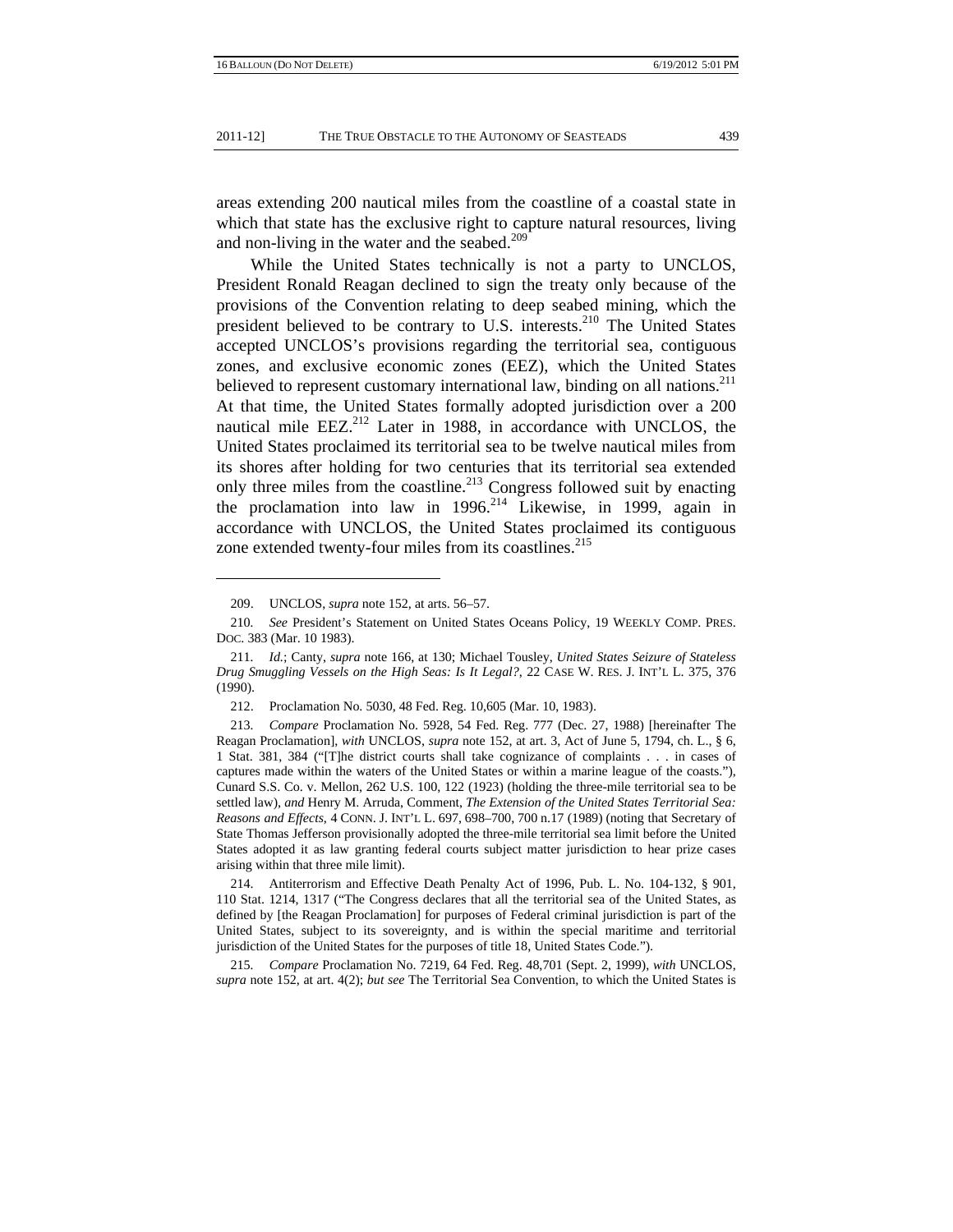areas extending 200 nautical miles from the coastline of a coastal state in which that state has the exclusive right to capture natural resources, living and non-living in the water and the seabed.[209]

While the United States technically is not a party to UNCLOS, President Ronald Reagan declined to sign the treaty only because of the provisions of the Convention relating to deep seabed mining, which the president believed to be contrary to U.S. interests.[210] The United States accepted UNCLOS's provisions regarding the territorial sea, contiguous zones, and exclusive economic zones (EEZ), which the United States believed to represent customary international law, binding on all nations.[211] At that time, the United States formally adopted jurisdiction over a 200 nautical mile EEZ.[212] Later in 1988, in accordance with UNCLOS, the United States proclaimed its territorial sea to be twelve nautical miles from its shores after holding for two centuries that its territorial sea extended only three miles from the coastline.[213] Congress followed suit by enacting the proclamation into law in 1996.[214] Likewise, in 1999, again in accordance with UNCLOS, the United States proclaimed its contiguous zone extended twenty-four miles from its coastlines.[215]

---

209. UNCLOS, *supra* note 152, at arts. 56–57.

210. *See* President's Statement on United States Oceans Policy, 19 WEEKLY COMP. PRES. DOC. 383 (Mar. 10 1983).

211. *Id.*; Canty, *supra* note 166, at 130; Michael Tousley, *United States Seizure of Stateless Drug Smuggling Vessels on the High Seas: Is It Legal?*, 22 CASE W. RES. J. INT'L L. 375, 376 (1990).

212. Proclamation No. 5030, 48 Fed. Reg. 10,605 (Mar. 10, 1983).

213. *Compare* Proclamation No. 5928, 54 Fed. Reg. 777 (Dec. 27, 1988) [hereinafter The Reagan Proclamation], *with* UNCLOS, *supra* note 152, at art. 3, Act of June 5, 1794, ch. L., § 6, 1 Stat. 381, 384 ("[T]he district courts shall take cognizance of complaints . . . in cases of captures made within the waters of the United States or within a marine league of the coasts."), Cunard S.S. Co. v. Mellon, 262 U.S. 100, 122 (1923) (holding the three-mile territorial sea to be settled law), *and* Henry M. Arruda, Comment, *The Extension of the United States Territorial Sea: Reasons and Effects*, 4 CONN. J. INT'L L. 697, 698–700, 700 n.17 (1989) (noting that Secretary of State Thomas Jefferson provisionally adopted the three-mile territorial sea limit before the United States adopted it as law granting federal courts subject matter jurisdiction to hear prize cases arising within that three mile limit).

214. Antiterrorism and Effective Death Penalty Act of 1996, Pub. L. No. 104-132, § 901, 110 Stat. 1214, 1317 ("The Congress declares that all the territorial sea of the United States, as defined by [the Reagan Proclamation] for purposes of Federal criminal jurisdiction is part of the United States, subject to its sovereignty, and is within the special maritime and territorial jurisdiction of the United States for the purposes of title 18, United States Code.").

215. *Compare* Proclamation No. 7219, 64 Fed. Reg. 48,701 (Sept. 2, 1999), *with* UNCLOS, *supra* note 152, at art. 4(2); *but see* The Territorial Sea Convention, to which the United States is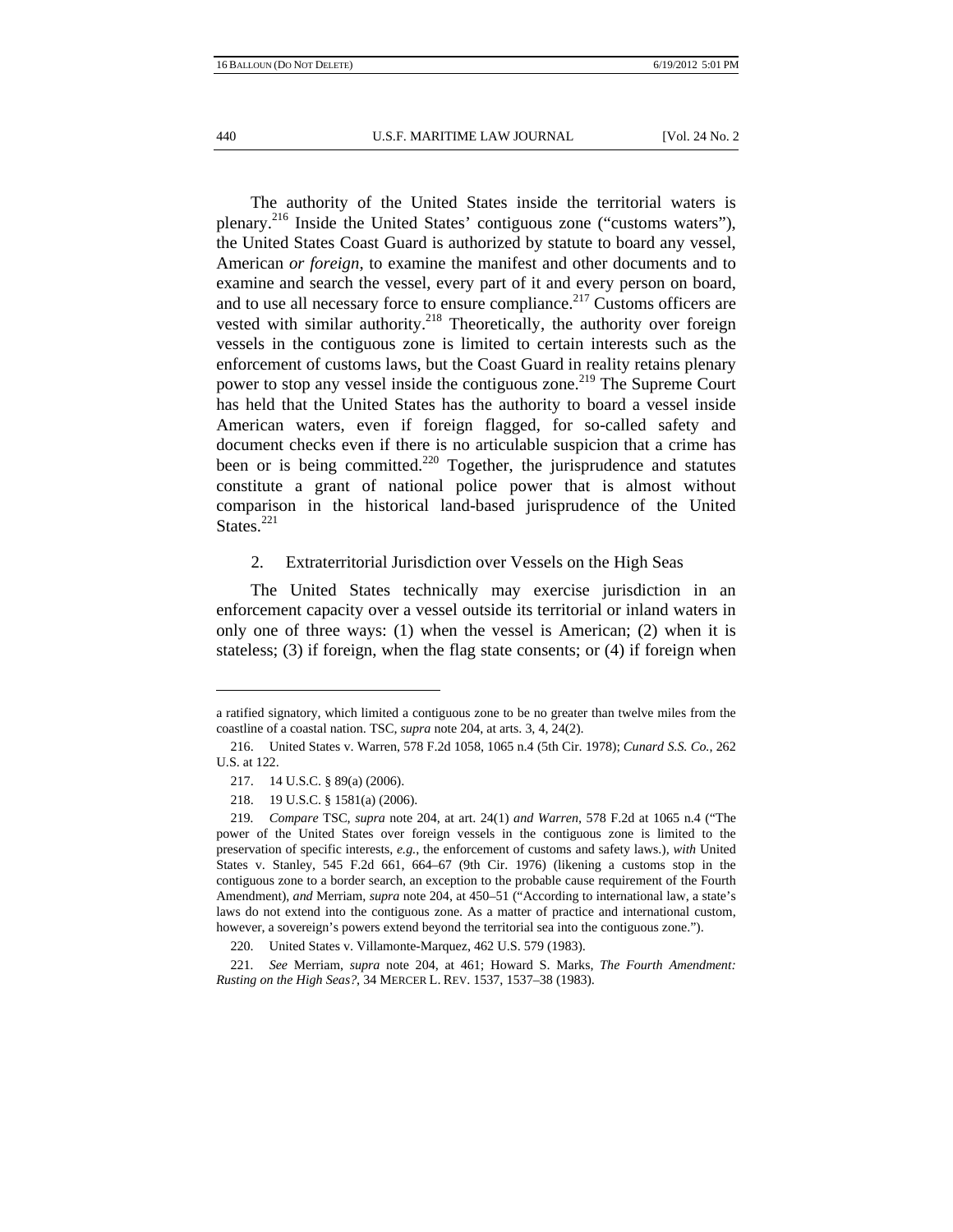The authority of the United States inside the territorial waters is plenary.[216] Inside the United States' contiguous zone ("customs waters"), the United States Coast Guard is authorized by statute to board any vessel, American *or foreign*, to examine the manifest and other documents and to examine and search the vessel, every part of it and every person on board, and to use all necessary force to ensure compliance.[217] Customs officers are vested with similar authority.[218] Theoretically, the authority over foreign vessels in the contiguous zone is limited to certain interests such as the enforcement of customs laws, but the Coast Guard in reality retains plenary power to stop any vessel inside the contiguous zone.[219] The Supreme Court has held that the United States has the authority to board a vessel inside American waters, even if foreign flagged, for so-called safety and document checks even if there is no articulable suspicion that a crime has been or is being committed.[220] Together, the jurisprudence and statutes constitute a grant of national police power that is almost without comparison in the historical land-based jurisprudence of the United States.[221]

### 2. Extraterritorial Jurisdiction over Vessels on the High Seas

The United States technically may exercise jurisdiction in an enforcement capacity over a vessel outside its territorial or inland waters in only one of three ways: (1) when the vessel is American; (2) when it is stateless; (3) if foreign, when the flag state consents; or (4) if foreign when

---

a ratified signatory, which limited a contiguous zone to be no greater than twelve miles from the coastline of a coastal nation. TSC, *supra* note 204, at arts. 3, 4, 24(2).

216. United States v. Warren, 578 F.2d 1058, 1065 n.4 (5th Cir. 1978); *Cunard S.S. Co.*, 262 U.S. at 122.

217. 14 U.S.C. § 89(a) (2006).

218. 19 U.S.C. § 1581(a) (2006).

219. *Compare* TSC, *supra* note 204, at art. 24(1) *and Warren*, 578 F.2d at 1065 n.4 ("The power of the United States over foreign vessels in the contiguous zone is limited to the preservation of specific interests, *e.g.*, the enforcement of customs and safety laws.), *with* United States v. Stanley, 545 F.2d 661, 664–67 (9th Cir. 1976) (likening a customs stop in the contiguous zone to a border search, an exception to the probable cause requirement of the Fourth Amendment), *and* Merriam, *supra* note 204, at 450–51 ("According to international law, a state's laws do not extend into the contiguous zone. As a matter of practice and international custom, however, a sovereign's powers extend beyond the territorial sea into the contiguous zone.").

220. United States v. Villamonte-Marquez, 462 U.S. 579 (1983).

221. *See* Merriam, *supra* note 204, at 461; Howard S. Marks, *The Fourth Amendment: Rusting on the High Seas?*, 34 MERCER L. REV. 1537, 1537–38 (1983).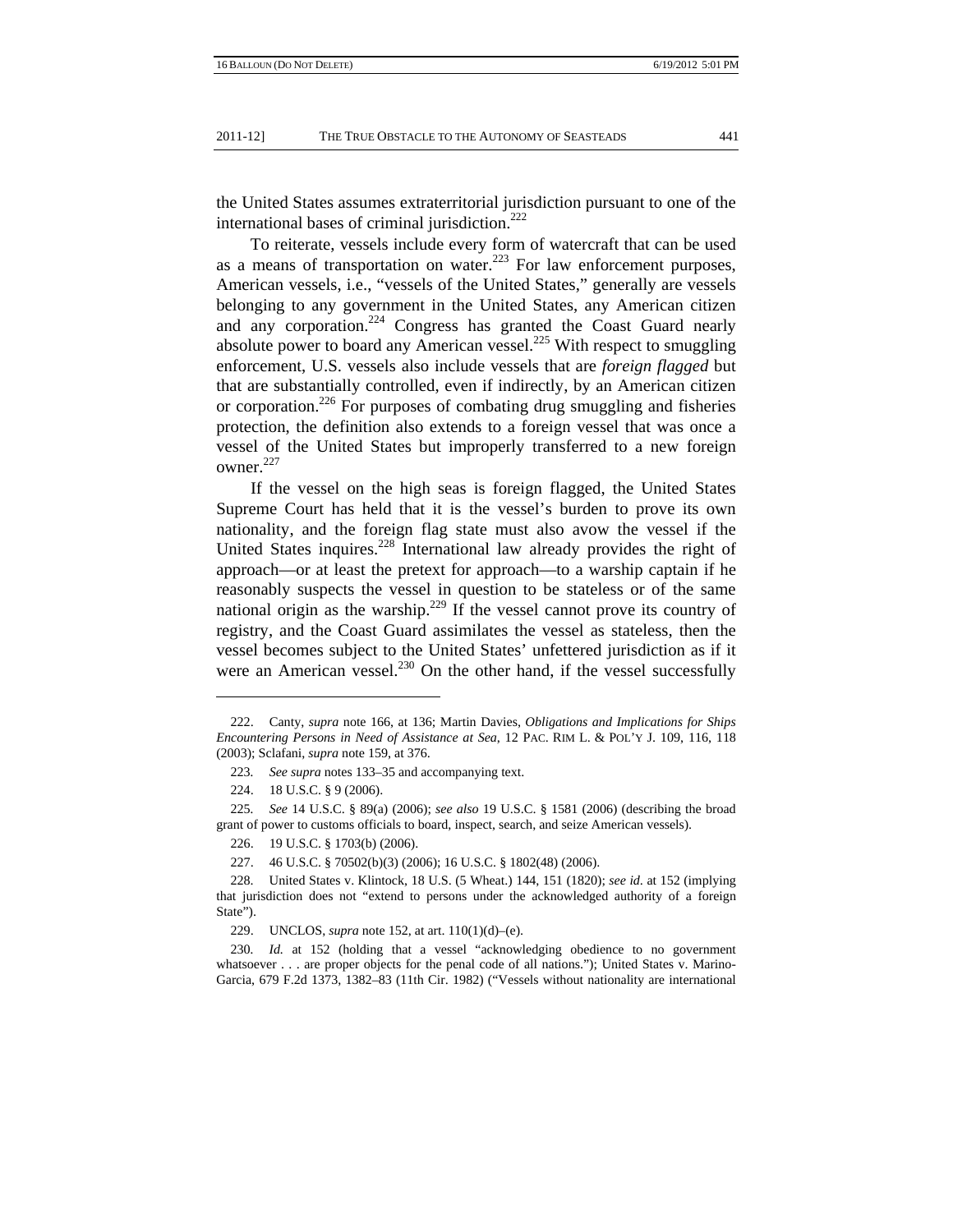the United States assumes extraterritorial jurisdiction pursuant to one of the international bases of criminal jurisdiction.[222]

To reiterate, vessels include every form of watercraft that can be used as a means of transportation on water.[223] For law enforcement purposes, American vessels, i.e., "vessels of the United States," generally are vessels belonging to any government in the United States, any American citizen and any corporation.[224] Congress has granted the Coast Guard nearly absolute power to board any American vessel.[225] With respect to smuggling enforcement, U.S. vessels also include vessels that are *foreign flagged* but that are substantially controlled, even if indirectly, by an American citizen or corporation.[226] For purposes of combating drug smuggling and fisheries protection, the definition also extends to a foreign vessel that was once a vessel of the United States but improperly transferred to a new foreign owner.[227]

If the vessel on the high seas is foreign flagged, the United States Supreme Court has held that it is the vessel's burden to prove its own nationality, and the foreign flag state must also avow the vessel if the United States inquires.[228] International law already provides the right of approach—or at least the pretext for approach—to a warship captain if he reasonably suspects the vessel in question to be stateless or of the same national origin as the warship.[229] If the vessel cannot prove its country of registry, and the Coast Guard assimilates the vessel as stateless, then the vessel becomes subject to the United States' unfettered jurisdiction as if it were an American vessel.[230] On the other hand, if the vessel successfully

---

222. Canty, *supra* note 166, at 136; Martin Davies, *Obligations and Implications for Ships Encountering Persons in Need of Assistance at Sea*, 12 PAC. RIM L. & POL'Y J. 109, 116, 118 (2003); Sclafani, *supra* note 159, at 376.

223. *See supra* notes 133–35 and accompanying text.

224. 18 U.S.C. § 9 (2006).

225. *See* 14 U.S.C. § 89(a) (2006); *see also* 19 U.S.C. § 1581 (2006) (describing the broad grant of power to customs officials to board, inspect, search, and seize American vessels).

226. 19 U.S.C. § 1703(b) (2006).

227. 46 U.S.C. § 70502(b)(3) (2006); 16 U.S.C. § 1802(48) (2006).

228. United States v. Klintock, 18 U.S. (5 Wheat.) 144, 151 (1820); *see id.* at 152 (implying that jurisdiction does not "extend to persons under the acknowledged authority of a foreign State").

229. UNCLOS, *supra* note 152, at art. 110(1)(d)–(e).

230. *Id.* at 152 (holding that a vessel "acknowledging obedience to no government whatsoever . . . are proper objects for the penal code of all nations."); United States v. Marino-Garcia, 679 F.2d 1373, 1382–83 (11th Cir. 1982) ("Vessels without nationality are international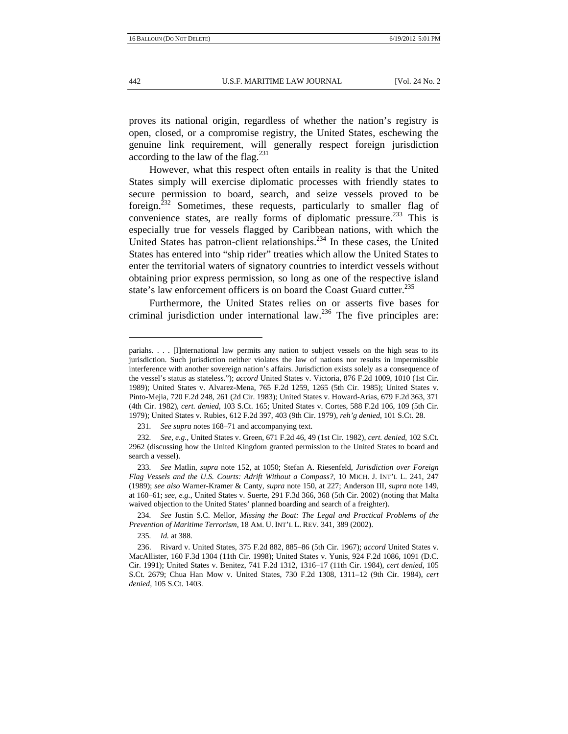proves its national origin, regardless of whether the nation's registry is open, closed, or a compromise registry, the United States, eschewing the genuine link requirement, will generally respect foreign jurisdiction according to the law of the flag.[231]

However, what this respect often entails in reality is that the United States simply will exercise diplomatic processes with friendly states to secure permission to board, search, and seize vessels proved to be foreign.[232] Sometimes, these requests, particularly to smaller flag of convenience states, are really forms of diplomatic pressure.[233] This is especially true for vessels flagged by Caribbean nations, with which the United States has patron-client relationships.[234] In these cases, the United States has entered into "ship rider" treaties which allow the United States to enter the territorial waters of signatory countries to interdict vessels without obtaining prior express permission, so long as one of the respective island state's law enforcement officers is on board the Coast Guard cutter.[235]

Furthermore, the United States relies on or asserts five bases for criminal jurisdiction under international law.[236] The five principles are:

---

pariahs. . . . [I]nternational law permits any nation to subject vessels on the high seas to its jurisdiction. Such jurisdiction neither violates the law of nations nor results in impermissible interference with another sovereign nation's affairs. Jurisdiction exists solely as a consequence of the vessel's status as stateless."); *accord* United States v. Victoria, 876 F.2d 1009, 1010 (1st Cir. 1989); United States v. Alvarez-Mena, 765 F.2d 1259, 1265 (5th Cir. 1985); United States v. Pinto-Mejia, 720 F.2d 248, 261 (2d Cir. 1983); United States v. Howard-Arias, 679 F.2d 363, 371 (4th Cir. 1982), *cert. denied*, 103 S.Ct. 165; United States v. Cortes, 588 F.2d 106, 109 (5th Cir. 1979); United States v. Rubies, 612 F.2d 397, 403 (9th Cir. 1979), *reh'g denied*, 101 S.Ct. 28.

231. *See supra* notes 168–71 and accompanying text.

232. *See, e.g.*, United States v. Green, 671 F.2d 46, 49 (1st Cir. 1982), *cert. denied*, 102 S.Ct. 2962 (discussing how the United Kingdom granted permission to the United States to board and search a vessel).

233. *See* Matlin, *supra* note 152, at 1050; Stefan A. Riesenfeld, *Jurisdiction over Foreign Flag Vessels and the U.S. Courts: Adrift Without a Compass?*, 10 MICH. J. INT'L L. 241, 247 (1989); *see also* Warner-Kramer & Canty, *supra* note 150, at 227; Anderson III, *supra* note 149, at 160–61; *see, e.g.*, United States v. Suerte, 291 F.3d 366, 368 (5th Cir. 2002) (noting that Malta waived objection to the United States' planned boarding and search of a freighter).

234. *See* Justin S.C. Mellor, *Missing the Boat: The Legal and Practical Problems of the Prevention of Maritime Terrorism*, 18 AM. U. INT'L L. REV. 341, 389 (2002).

235. *Id.* at 388.

236. Rivard v. United States, 375 F.2d 882, 885–86 (5th Cir. 1967); *accord* United States v. MacAllister, 160 F.3d 1304 (11th Cir. 1998); United States v. Yunis, 924 F.2d 1086, 1091 (D.C. Cir. 1991); United States v. Benitez, 741 F.2d 1312, 1316–17 (11th Cir. 1984), *cert denied*, 105 S.Ct. 2679; Chua Han Mow v. United States, 730 F.2d 1308, 1311–12 (9th Cir. 1984), *cert denied*, 105 S.Ct. 1403.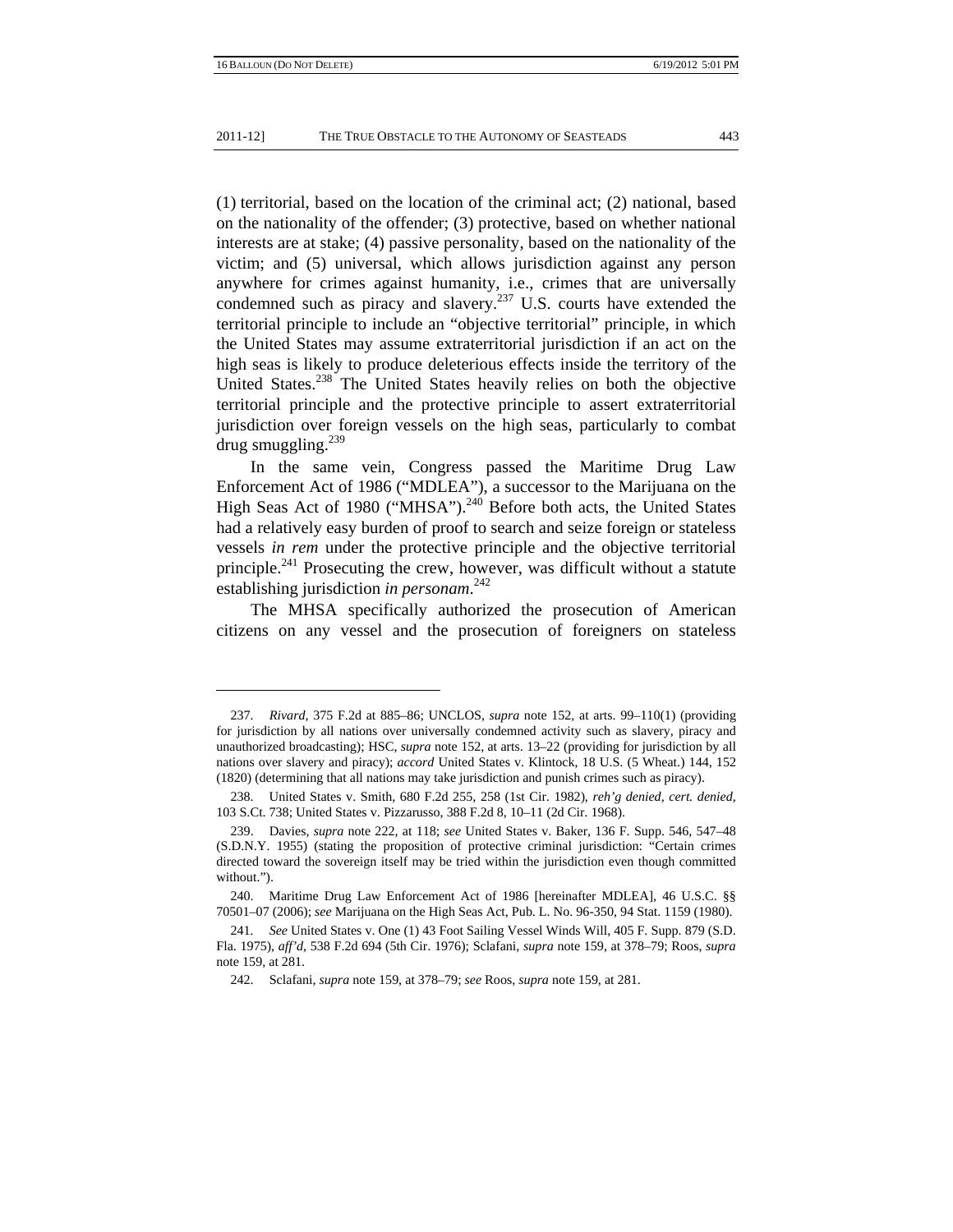(1) territorial, based on the location of the criminal act; (2) national, based on the nationality of the offender; (3) protective, based on whether national interests are at stake; (4) passive personality, based on the nationality of the victim; and (5) universal, which allows jurisdiction against any person anywhere for crimes against humanity, i.e., crimes that are universally condemned such as piracy and slavery.[237] U.S. courts have extended the territorial principle to include an "objective territorial" principle, in which the United States may assume extraterritorial jurisdiction if an act on the high seas is likely to produce deleterious effects inside the territory of the United States.[238] The United States heavily relies on both the objective territorial principle and the protective principle to assert extraterritorial jurisdiction over foreign vessels on the high seas, particularly to combat drug smuggling.[239]

In the same vein, Congress passed the Maritime Drug Law Enforcement Act of 1986 ("MDLEA"), a successor to the Marijuana on the High Seas Act of 1980 ("MHSA").[240] Before both acts, the United States had a relatively easy burden of proof to search and seize foreign or stateless vessels *in rem* under the protective principle and the objective territorial principle.[241] Prosecuting the crew, however, was difficult without a statute establishing jurisdiction *in personam*.[242]

The MHSA specifically authorized the prosecution of American citizens on any vessel and the prosecution of foreigners on stateless

---

237. *Rivard*, 375 F.2d at 885–86; UNCLOS, *supra* note 152, at arts. 99–110(1) (providing for jurisdiction by all nations over universally condemned activity such as slavery, piracy and unauthorized broadcasting); HSC, *supra* note 152, at arts. 13–22 (providing for jurisdiction by all nations over slavery and piracy); *accord* United States v. Klintock, 18 U.S. (5 Wheat.) 144, 152 (1820) (determining that all nations may take jurisdiction and punish crimes such as piracy).

238. United States v. Smith, 680 F.2d 255, 258 (1st Cir. 1982), *reh'g denied*, *cert. denied*, 103 S.Ct. 738; United States v. Pizzarusso, 388 F.2d 8, 10–11 (2d Cir. 1968).

239. Davies, *supra* note 222, at 118; *see* United States v. Baker, 136 F. Supp. 546, 547–48 (S.D.N.Y. 1955) (stating the proposition of protective criminal jurisdiction: "Certain crimes directed toward the sovereign itself may be tried within the jurisdiction even though committed without.").

240. Maritime Drug Law Enforcement Act of 1986 [hereinafter MDLEA], 46 U.S.C. §§ 70501–07 (2006); *see* Marijuana on the High Seas Act, Pub. L. No. 96-350, 94 Stat. 1159 (1980).

241. *See* United States v. One (1) 43 Foot Sailing Vessel Winds Will, 405 F. Supp. 879 (S.D. Fla. 1975), *aff'd*, 538 F.2d 694 (5th Cir. 1976); Sclafani, *supra* note 159, at 378–79; Roos, *supra* note 159, at 281.

242. Sclafani, *supra* note 159, at 378–79; *see* Roos, *supra* note 159, at 281.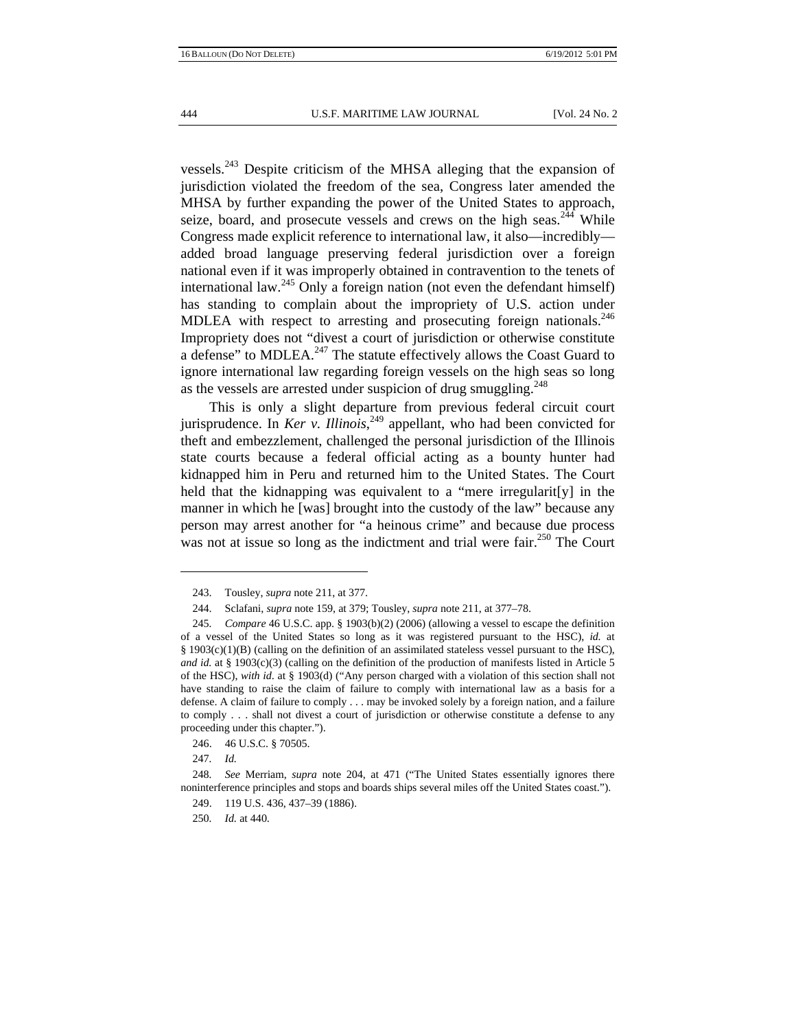vessels.[243] Despite criticism of the MHSA alleging that the expansion of jurisdiction violated the freedom of the sea, Congress later amended the MHSA by further expanding the power of the United States to approach, seize, board, and prosecute vessels and crews on the high seas.[244] While Congress made explicit reference to international law, it also—incredibly—added broad language preserving federal jurisdiction over a foreign national even if it was improperly obtained in contravention to the tenets of international law.[245] Only a foreign nation (not even the defendant himself) has standing to complain about the impropriety of U.S. action under MDLEA with respect to arresting and prosecuting foreign nationals.[246] Impropriety does not "divest a court of jurisdiction or otherwise constitute a defense" to MDLEA.[247] The statute effectively allows the Coast Guard to ignore international law regarding foreign vessels on the high seas so long as the vessels are arrested under suspicion of drug smuggling.[248]

This is only a slight departure from previous federal circuit court jurisprudence. In *Ker v. Illinois*,[249] appellant, who had been convicted for theft and embezzlement, challenged the personal jurisdiction of the Illinois state courts because a federal official acting as a bounty hunter had kidnapped him in Peru and returned him to the United States. The Court held that the kidnapping was equivalent to a "mere irregularit[y] in the manner in which he [was] brought into the custody of the law" because any person may arrest another for "a heinous crime" and because due process was not at issue so long as the indictment and trial were fair.[250] The Court

---

243. Tousley, *supra* note 211, at 377.

244. Sclafani, *supra* note 159, at 379; Tousley, *supra* note 211, at 377–78.

245. *Compare* 46 U.S.C. app. § 1903(b)(2) (2006) (allowing a vessel to escape the definition of a vessel of the United States so long as it was registered pursuant to the HSC), *id.* at § 1903(c)(1)(B) (calling on the definition of an assimilated stateless vessel pursuant to the HSC), *and id.* at § 1903(c)(3) (calling on the definition of the production of manifests listed in Article 5 of the HSC), *with id.* at § 1903(d) ("Any person charged with a violation of this section shall not have standing to raise the claim of failure to comply with international law as a basis for a defense. A claim of failure to comply . . . may be invoked solely by a foreign nation, and a failure to comply . . . shall not divest a court of jurisdiction or otherwise constitute a defense to any proceeding under this chapter.").

246. 46 U.S.C. § 70505.

247. *Id.*

248. *See* Merriam, *supra* note 204, at 471 ("The United States essentially ignores there noninterference principles and stops and boards ships several miles off the United States coast.").

249. 119 U.S. 436, 437–39 (1886).

250. *Id.* at 440.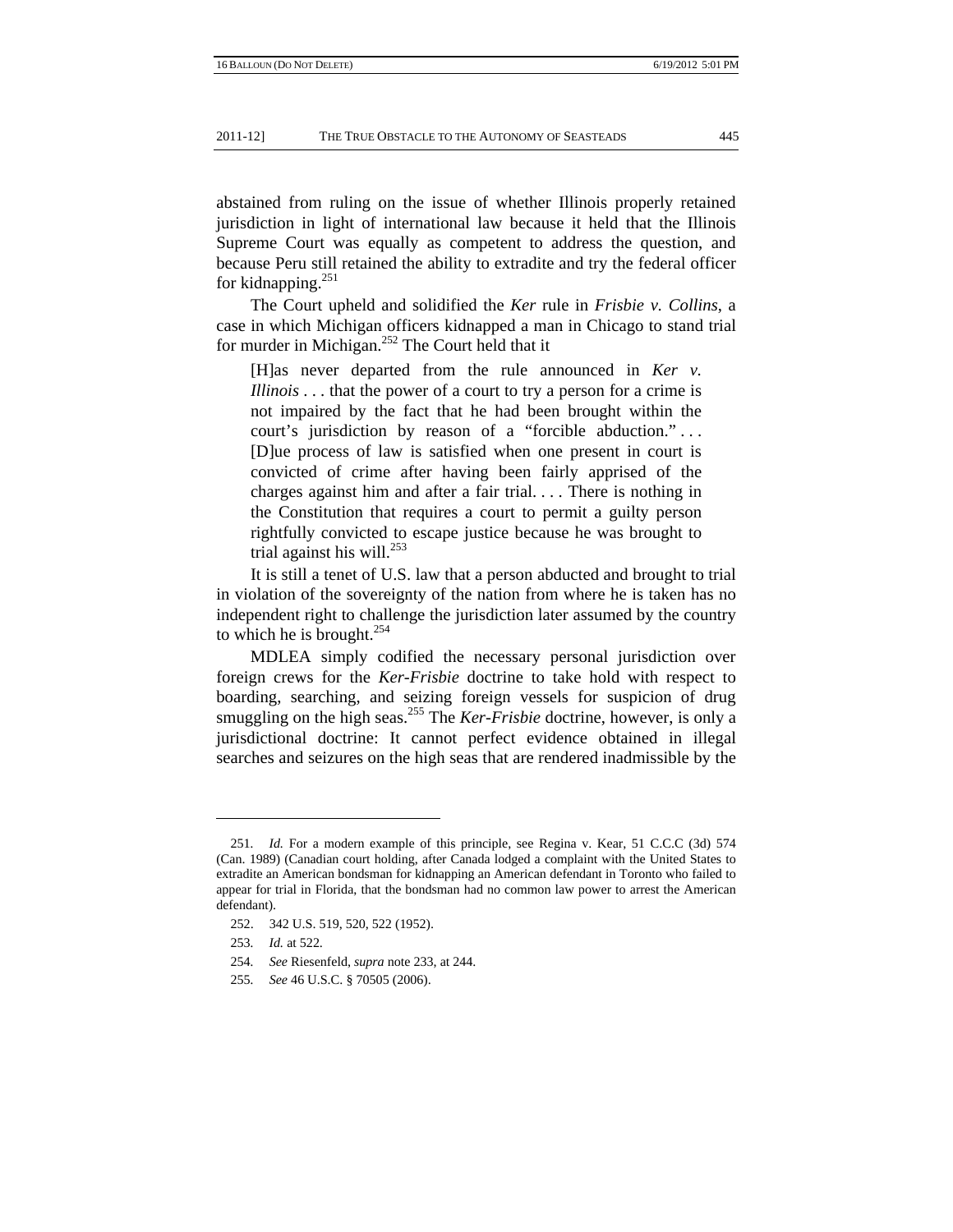abstained from ruling on the issue of whether Illinois properly retained jurisdiction in light of international law because it held that the Illinois Supreme Court was equally as competent to address the question, and because Peru still retained the ability to extradite and try the federal officer for kidnapping.[251]

The Court upheld and solidified the *Ker* rule in *Frisbie v. Collins*, a case in which Michigan officers kidnapped a man in Chicago to stand trial for murder in Michigan.[252] The Court held that it

> [H]as never departed from the rule announced in *Ker v. Illinois* . . . that the power of a court to try a person for a crime is not impaired by the fact that he had been brought within the court's jurisdiction by reason of a "forcible abduction." . . . [D]ue process of law is satisfied when one present in court is convicted of crime after having been fairly apprised of the charges against him and after a fair trial. . . . There is nothing in the Constitution that requires a court to permit a guilty person rightfully convicted to escape justice because he was brought to trial against his will.[253]

It is still a tenet of U.S. law that a person abducted and brought to trial in violation of the sovereignty of the nation from where he is taken has no independent right to challenge the jurisdiction later assumed by the country to which he is brought.[254]

MDLEA simply codified the necessary personal jurisdiction over foreign crews for the *Ker-Frisbie* doctrine to take hold with respect to boarding, searching, and seizing foreign vessels for suspicion of drug smuggling on the high seas.[255] The *Ker-Frisbie* doctrine, however, is only a jurisdictional doctrine: It cannot perfect evidence obtained in illegal searches and seizures on the high seas that are rendered inadmissible by the

---

251. *Id.* For a modern example of this principle, see Regina v. Kear, 51 C.C.C (3d) 574 (Can. 1989) (Canadian court holding, after Canada lodged a complaint with the United States to extradite an American bondsman for kidnapping an American defendant in Toronto who failed to appear for trial in Florida, that the bondsman had no common law power to arrest the American defendant).

252. 342 U.S. 519, 520, 522 (1952).

253. *Id.* at 522.

254. *See* Riesenfeld, *supra* note 233, at 244.

255. *See* 46 U.S.C. § 70505 (2006).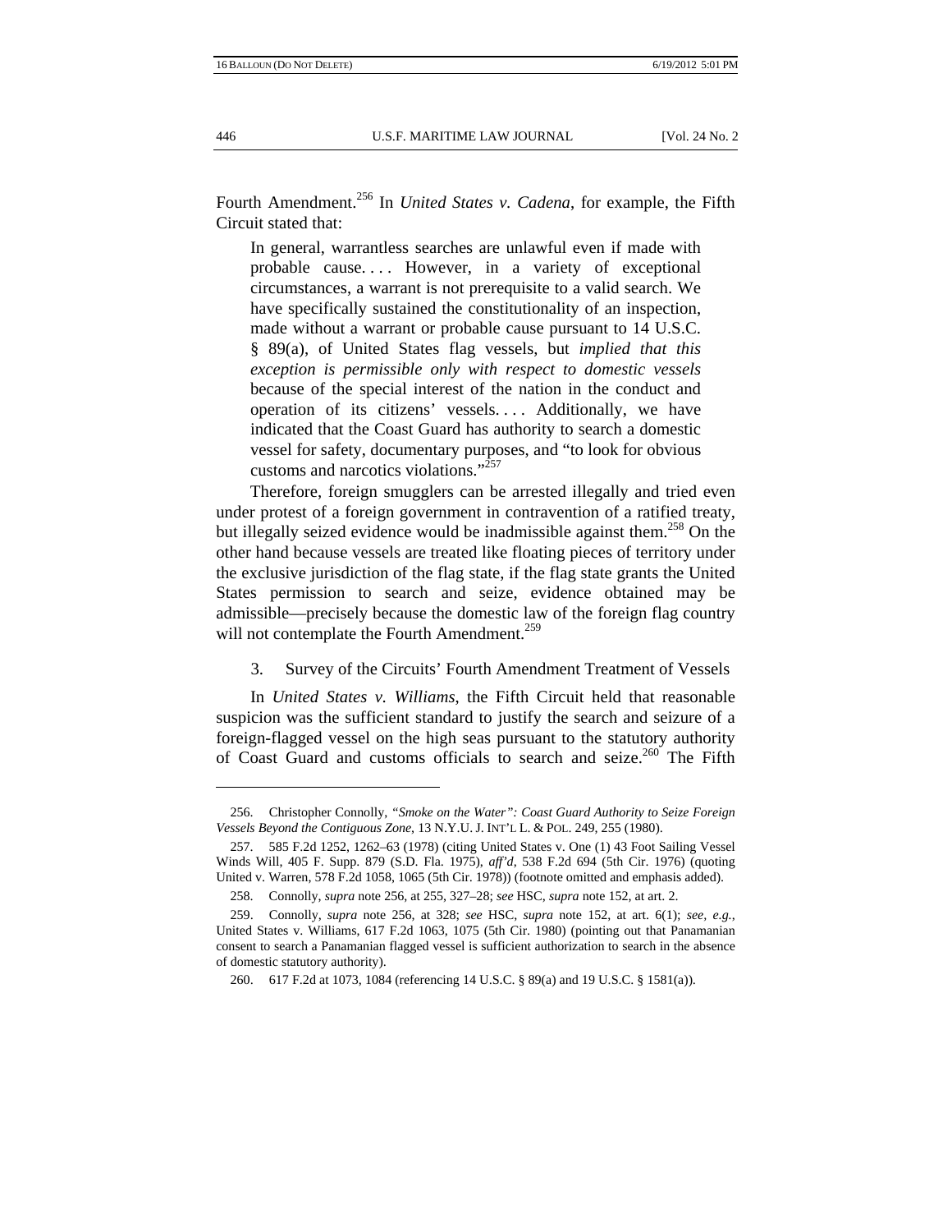Fourth Amendment.[256] In *United States v. Cadena*, for example, the Fifth Circuit stated that:

> In general, warrantless searches are unlawful even if made with probable cause. . . . However, in a variety of exceptional circumstances, a warrant is not prerequisite to a valid search. We have specifically sustained the constitutionality of an inspection, made without a warrant or probable cause pursuant to 14 U.S.C. § 89(a), of United States flag vessels, but *implied that this exception is permissible only with respect to domestic vessels* because of the special interest of the nation in the conduct and operation of its citizens' vessels. . . . Additionally, we have indicated that the Coast Guard has authority to search a domestic vessel for safety, documentary purposes, and "to look for obvious customs and narcotics violations."[257]

Therefore, foreign smugglers can be arrested illegally and tried even under protest of a foreign government in contravention of a ratified treaty, but illegally seized evidence would be inadmissible against them.[258] On the other hand because vessels are treated like floating pieces of territory under the exclusive jurisdiction of the flag state, if the flag state grants the United States permission to search and seize, evidence obtained may be admissible—precisely because the domestic law of the foreign flag country will not contemplate the Fourth Amendment.[259]

### 3. Survey of the Circuits' Fourth Amendment Treatment of Vessels

In *United States v. Williams*, the Fifth Circuit held that reasonable suspicion was the sufficient standard to justify the search and seizure of a foreign-flagged vessel on the high seas pursuant to the statutory authority of Coast Guard and customs officials to search and seize.[260] The Fifth

---

256. Christopher Connolly, *"Smoke on the Water": Coast Guard Authority to Seize Foreign Vessels Beyond the Contiguous Zone*, 13 N.Y.U. J. INT'L L. & POL. 249, 255 (1980).

257. 585 F.2d 1252, 1262–63 (1978) (citing United States v. One (1) 43 Foot Sailing Vessel Winds Will, 405 F. Supp. 879 (S.D. Fla. 1975), *aff'd*, 538 F.2d 694 (5th Cir. 1976) (quoting United v. Warren, 578 F.2d 1058, 1065 (5th Cir. 1978)) (footnote omitted and emphasis added).

258. Connolly, *supra* note 256, at 255, 327–28; *see* HSC, *supra* note 152, at art. 2.

259. Connolly, *supra* note 256, at 328; *see* HSC, *supra* note 152, at art. 6(1); *see, e.g.*, United States v. Williams, 617 F.2d 1063, 1075 (5th Cir. 1980) (pointing out that Panamanian consent to search a Panamanian flagged vessel is sufficient authorization to search in the absence of domestic statutory authority).

260. 617 F.2d at 1073, 1084 (referencing 14 U.S.C. § 89(a) and 19 U.S.C. § 1581(a)).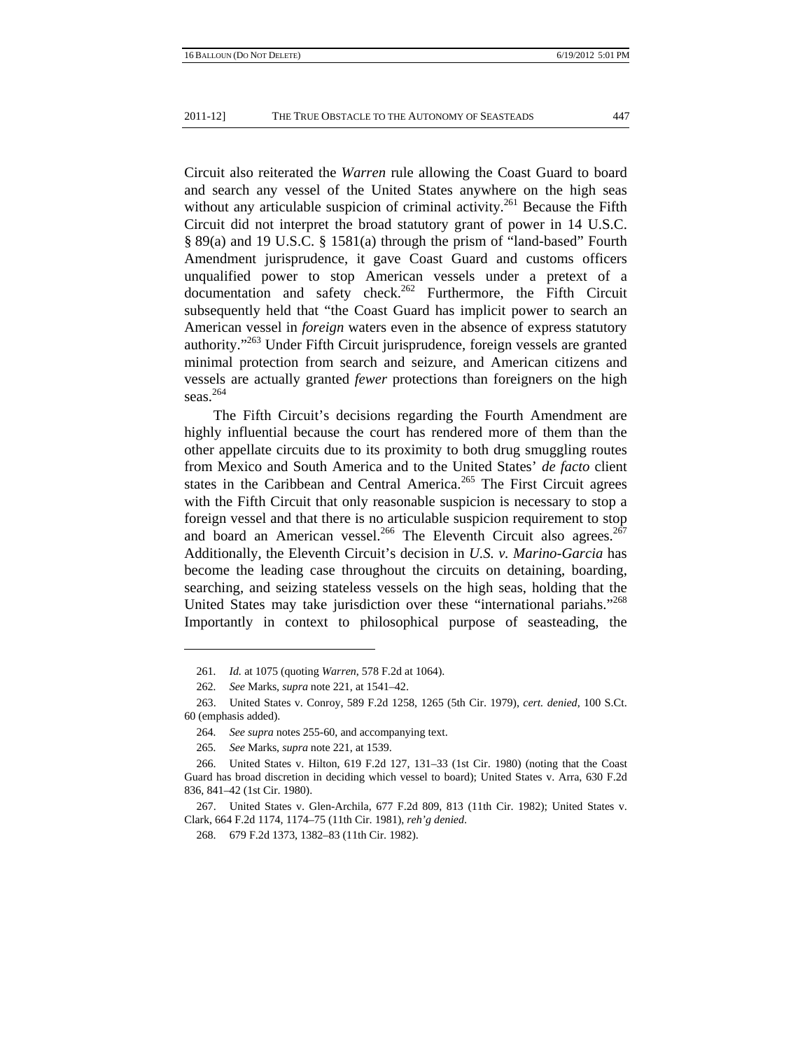Circuit also reiterated the *Warren* rule allowing the Coast Guard to board and search any vessel of the United States anywhere on the high seas without any articulable suspicion of criminal activity.[261] Because the Fifth Circuit did not interpret the broad statutory grant of power in 14 U.S.C. § 89(a) and 19 U.S.C. § 1581(a) through the prism of "land-based" Fourth Amendment jurisprudence, it gave Coast Guard and customs officers unqualified power to stop American vessels under a pretext of a documentation and safety check.[262] Furthermore, the Fifth Circuit subsequently held that "the Coast Guard has implicit power to search an American vessel in *foreign* waters even in the absence of express statutory authority."[263] Under Fifth Circuit jurisprudence, foreign vessels are granted minimal protection from search and seizure, and American citizens and vessels are actually granted *fewer* protections than foreigners on the high seas.[264]

The Fifth Circuit's decisions regarding the Fourth Amendment are highly influential because the court has rendered more of them than the other appellate circuits due to its proximity to both drug smuggling routes from Mexico and South America and to the United States' *de facto* client states in the Caribbean and Central America.[265] The First Circuit agrees with the Fifth Circuit that only reasonable suspicion is necessary to stop a foreign vessel and that there is no articulable suspicion requirement to stop and board an American vessel.[266] The Eleventh Circuit also agrees.[267] Additionally, the Eleventh Circuit's decision in *U.S. v. Marino-Garcia* has become the leading case throughout the circuits on detaining, boarding, searching, and seizing stateless vessels on the high seas, holding that the United States may take jurisdiction over these "international pariahs."[268] Importantly in context to philosophical purpose of seasteading, the

---

261. *Id.* at 1075 (quoting *Warren*, 578 F.2d at 1064).

262. *See* Marks, *supra* note 221, at 1541–42.

263. United States v. Conroy, 589 F.2d 1258, 1265 (5th Cir. 1979), *cert. denied*, 100 S.Ct. 60 (emphasis added).

264. *See supra* notes 255-60, and accompanying text.

265. *See* Marks, *supra* note 221, at 1539.

266. United States v. Hilton, 619 F.2d 127, 131–33 (1st Cir. 1980) (noting that the Coast Guard has broad discretion in deciding which vessel to board); United States v. Arra, 630 F.2d 836, 841–42 (1st Cir. 1980).

267. United States v. Glen-Archila, 677 F.2d 809, 813 (11th Cir. 1982); United States v. Clark, 664 F.2d 1174, 1174–75 (11th Cir. 1981), *reh'g denied*.

268. 679 F.2d 1373, 1382–83 (11th Cir. 1982).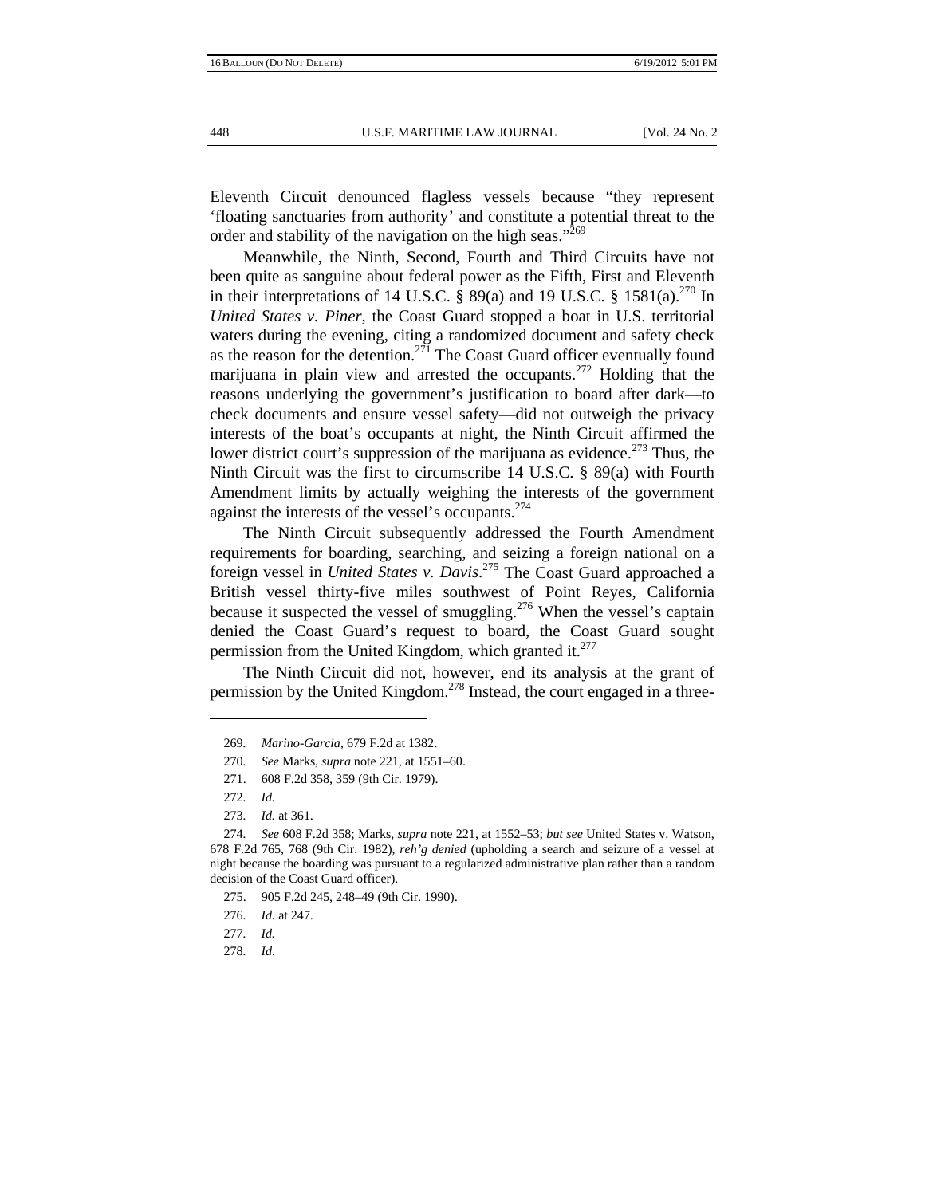Eleventh Circuit denounced flagless vessels because "they represent 'floating sanctuaries from authority' and constitute a potential threat to the order and stability of the navigation on the high seas."[269]

Meanwhile, the Ninth, Second, Fourth and Third Circuits have not been quite as sanguine about federal power as the Fifth, First and Eleventh in their interpretations of 14 U.S.C. § 89(a) and 19 U.S.C. § 1581(a).[270] In *United States v. Piner*, the Coast Guard stopped a boat in U.S. territorial waters during the evening, citing a randomized document and safety check as the reason for the detention.[271] The Coast Guard officer eventually found marijuana in plain view and arrested the occupants.[272] Holding that the reasons underlying the government's justification to board after dark—to check documents and ensure vessel safety—did not outweigh the privacy interests of the boat's occupants at night, the Ninth Circuit affirmed the lower district court's suppression of the marijuana as evidence.[273] Thus, the Ninth Circuit was the first to circumscribe 14 U.S.C. § 89(a) with Fourth Amendment limits by actually weighing the interests of the government against the interests of the vessel's occupants.[274]

The Ninth Circuit subsequently addressed the Fourth Amendment requirements for boarding, searching, and seizing a foreign national on a foreign vessel in *United States v. Davis*.[275] The Coast Guard approached a British vessel thirty-five miles southwest of Point Reyes, California because it suspected the vessel of smuggling.[276] When the vessel's captain denied the Coast Guard's request to board, the Coast Guard sought permission from the United Kingdom, which granted it.[277]

The Ninth Circuit did not, however, end its analysis at the grant of permission by the United Kingdom.[278] Instead, the court engaged in a three-

---

269. *Marino-Garcia*, 679 F.2d at 1382.

270. *See* Marks, *supra* note 221, at 1551–60.

271. 608 F.2d 358, 359 (9th Cir. 1979).

272. *Id.*

273. *Id.* at 361.

274. *See* 608 F.2d 358; Marks, *supra* note 221, at 1552–53; *but see* United States v. Watson, 678 F.2d 765, 768 (9th Cir. 1982), *reh'g denied* (upholding a search and seizure of a vessel at night because the boarding was pursuant to a regularized administrative plan rather than a random decision of the Coast Guard officer).

275. 905 F.2d 245, 248–49 (9th Cir. 1990).

276. *Id.* at 247.

277. *Id.*

278. *Id*.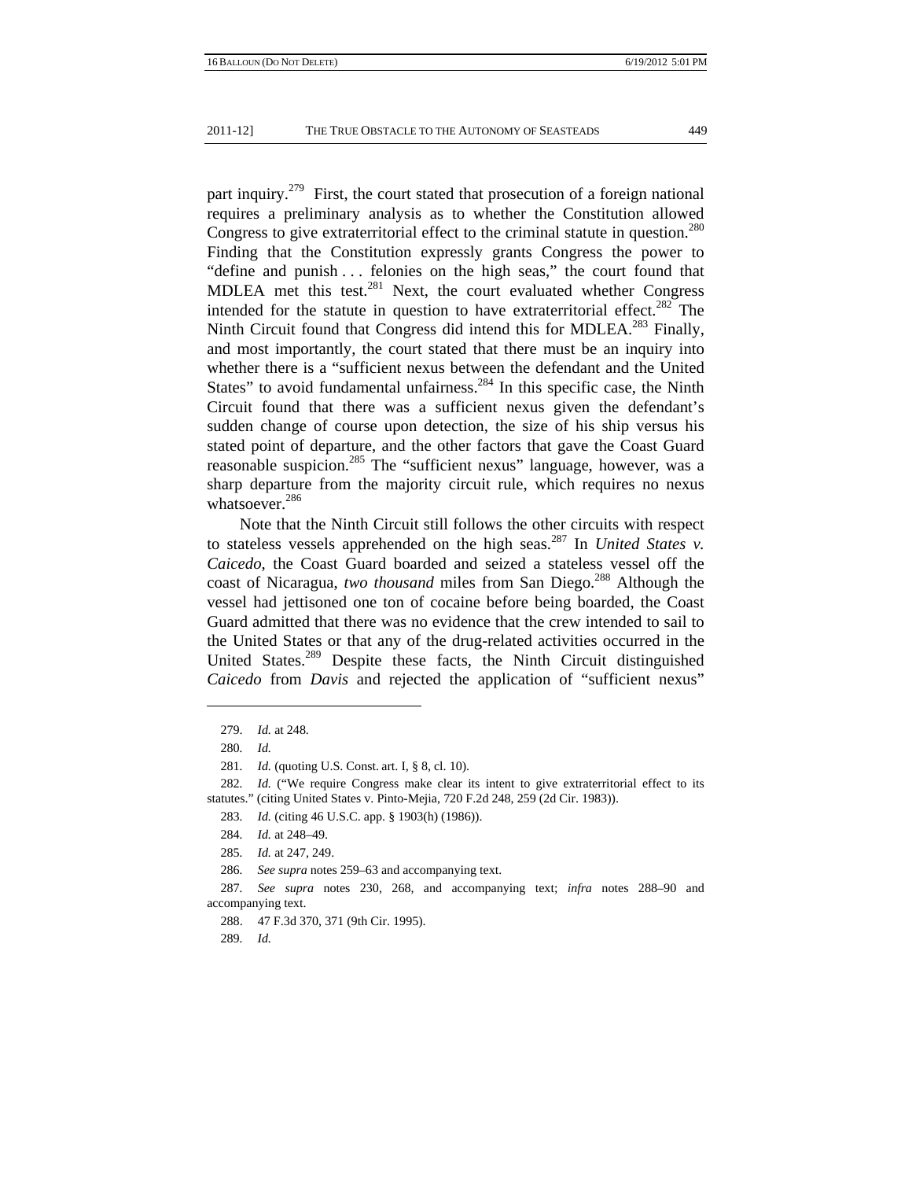part inquiry.[279] First, the court stated that prosecution of a foreign national requires a preliminary analysis as to whether the Constitution allowed Congress to give extraterritorial effect to the criminal statute in question.[280] Finding that the Constitution expressly grants Congress the power to "define and punish . . . felonies on the high seas," the court found that MDLEA met this test.[281] Next, the court evaluated whether Congress intended for the statute in question to have extraterritorial effect.[282] The Ninth Circuit found that Congress did intend this for MDLEA.[283] Finally, and most importantly, the court stated that there must be an inquiry into whether there is a "sufficient nexus between the defendant and the United States" to avoid fundamental unfairness.[284] In this specific case, the Ninth Circuit found that there was a sufficient nexus given the defendant's sudden change of course upon detection, the size of his ship versus his stated point of departure, and the other factors that gave the Coast Guard reasonable suspicion.[285] The "sufficient nexus" language, however, was a sharp departure from the majority circuit rule, which requires no nexus whatsoever.[286]

Note that the Ninth Circuit still follows the other circuits with respect to stateless vessels apprehended on the high seas.[287] In *United States v. Caicedo*, the Coast Guard boarded and seized a stateless vessel off the coast of Nicaragua, *two thousand* miles from San Diego.[288] Although the vessel had jettisoned one ton of cocaine before being boarded, the Coast Guard admitted that there was no evidence that the crew intended to sail to the United States or that any of the drug-related activities occurred in the United States.[289] Despite these facts, the Ninth Circuit distinguished *Caicedo* from *Davis* and rejected the application of "sufficient nexus"

---

279. *Id.* at 248.

280. *Id.*

281. *Id.* (quoting U.S. Const. art. I, § 8, cl. 10).

282. *Id.* ("We require Congress make clear its intent to give extraterritorial effect to its statutes." (citing United States v. Pinto-Mejia, 720 F.2d 248, 259 (2d Cir. 1983)).

283. *Id.* (citing 46 U.S.C. app. § 1903(h) (1986)).

284. *Id.* at 248–49.

285. *Id.* at 247, 249.

286. *See supra* notes 259–63 and accompanying text.

287. *See supra* notes 230, 268, and accompanying text; *infra* notes 288–90 and accompanying text.

288. 47 F.3d 370, 371 (9th Cir. 1995).

289. *Id.*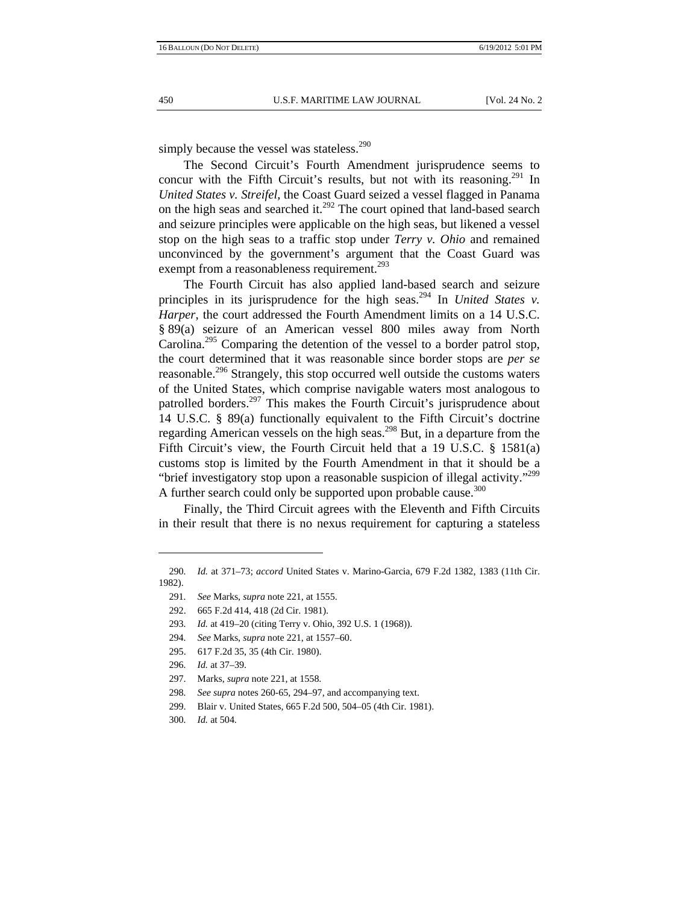simply because the vessel was stateless.[290]

The Second Circuit's Fourth Amendment jurisprudence seems to concur with the Fifth Circuit's results, but not with its reasoning.[291] In *United States v. Streifel*, the Coast Guard seized a vessel flagged in Panama on the high seas and searched it.[292] The court opined that land-based search and seizure principles were applicable on the high seas, but likened a vessel stop on the high seas to a traffic stop under *Terry v. Ohio* and remained unconvinced by the government's argument that the Coast Guard was exempt from a reasonableness requirement.[293]

The Fourth Circuit has also applied land-based search and seizure principles in its jurisprudence for the high seas.[294] In *United States v. Harper*, the court addressed the Fourth Amendment limits on a 14 U.S.C. § 89(a) seizure of an American vessel 800 miles away from North Carolina.[295] Comparing the detention of the vessel to a border patrol stop, the court determined that it was reasonable since border stops are *per se* reasonable.[296] Strangely, this stop occurred well outside the customs waters of the United States, which comprise navigable waters most analogous to patrolled borders.[297] This makes the Fourth Circuit's jurisprudence about 14 U.S.C. § 89(a) functionally equivalent to the Fifth Circuit's doctrine regarding American vessels on the high seas.[298] But, in a departure from the Fifth Circuit's view, the Fourth Circuit held that a 19 U.S.C. § 1581(a) customs stop is limited by the Fourth Amendment in that it should be a "brief investigatory stop upon a reasonable suspicion of illegal activity."[299] A further search could only be supported upon probable cause.[300]

Finally, the Third Circuit agrees with the Eleventh and Fifth Circuits in their result that there is no nexus requirement for capturing a stateless

---

290. *Id.* at 371–73; *accord* United States v. Marino-Garcia, 679 F.2d 1382, 1383 (11th Cir. 1982).

291. *See* Marks, *supra* note 221, at 1555.

292. 665 F.2d 414, 418 (2d Cir. 1981).

293. *Id.* at 419–20 (citing Terry v. Ohio, 392 U.S. 1 (1968)).

294. *See* Marks, *supra* note 221, at 1557–60.

295. 617 F.2d 35, 35 (4th Cir. 1980).

296. *Id.* at 37–39.

297. Marks, *supra* note 221, at 1558.

298. *See supra* notes 260-65, 294–97, and accompanying text.

299. Blair v. United States, 665 F.2d 500, 504–05 (4th Cir. 1981).

300. *Id.* at 504.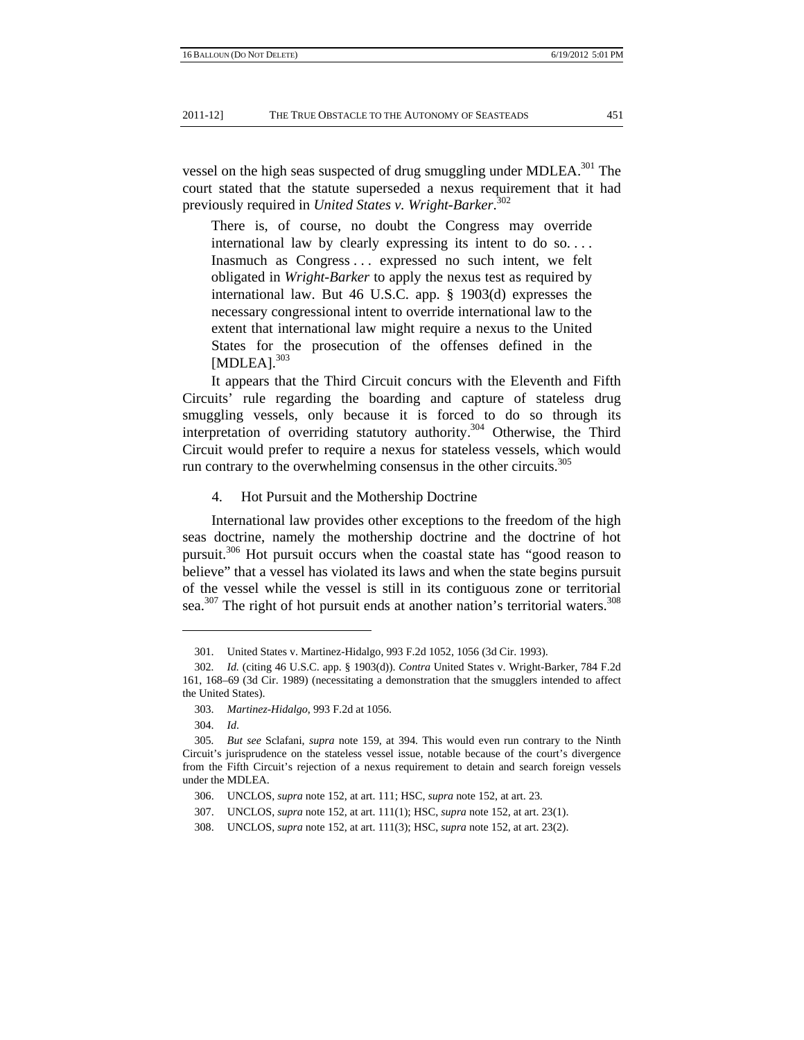vessel on the high seas suspected of drug smuggling under MDLEA.[301] The court stated that the statute superseded a nexus requirement that it had previously required in *United States v. Wright-Barker*.[302]

> There is, of course, no doubt the Congress may override international law by clearly expressing its intent to do so. . . . Inasmuch as Congress . . . expressed no such intent, we felt obligated in *Wright-Barker* to apply the nexus test as required by international law. But 46 U.S.C. app. § 1903(d) expresses the necessary congressional intent to override international law to the extent that international law might require a nexus to the United States for the prosecution of the offenses defined in the [MDLEA].[303]

It appears that the Third Circuit concurs with the Eleventh and Fifth Circuits' rule regarding the boarding and capture of stateless drug smuggling vessels, only because it is forced to do so through its interpretation of overriding statutory authority.[304] Otherwise, the Third Circuit would prefer to require a nexus for stateless vessels, which would run contrary to the overwhelming consensus in the other circuits.[305]

#### 4. Hot Pursuit and the Mothership Doctrine

International law provides other exceptions to the freedom of the high seas doctrine, namely the mothership doctrine and the doctrine of hot pursuit.[306] Hot pursuit occurs when the coastal state has "good reason to believe" that a vessel has violated its laws and when the state begins pursuit of the vessel while the vessel is still in its contiguous zone or territorial sea.[307] The right of hot pursuit ends at another nation's territorial waters.[308]

---

301. United States v. Martinez-Hidalgo, 993 F.2d 1052, 1056 (3d Cir. 1993).

302. *Id.* (citing 46 U.S.C. app. § 1903(d)). *Contra* United States v. Wright-Barker, 784 F.2d 161, 168–69 (3d Cir. 1989) (necessitating a demonstration that the smugglers intended to affect the United States).

303. *Martinez-Hidalgo*, 993 F.2d at 1056.

304. *Id.*

305. *But see* Sclafani, *supra* note 159, at 394. This would even run contrary to the Ninth Circuit's jurisprudence on the stateless vessel issue, notable because of the court's divergence from the Fifth Circuit's rejection of a nexus requirement to detain and search foreign vessels under the MDLEA.

306. UNCLOS, *supra* note 152, at art. 111; HSC, *supra* note 152, at art. 23.

307. UNCLOS, *supra* note 152, at art. 111(1); HSC, *supra* note 152, at art. 23(1).

308. UNCLOS, *supra* note 152, at art. 111(3); HSC, *supra* note 152, at art. 23(2).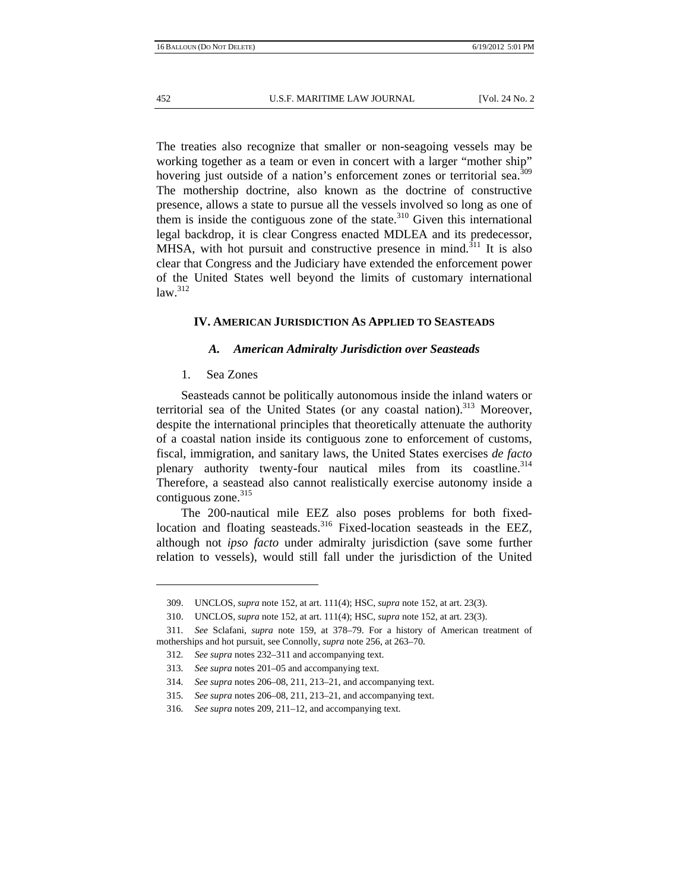The treaties also recognize that smaller or non-seagoing vessels may be working together as a team or even in concert with a larger "mother ship" hovering just outside of a nation's enforcement zones or territorial sea.[309] The mothership doctrine, also known as the doctrine of constructive presence, allows a state to pursue all the vessels involved so long as one of them is inside the contiguous zone of the state.[310] Given this international legal backdrop, it is clear Congress enacted MDLEA and its predecessor, MHSA, with hot pursuit and constructive presence in mind.[311] It is also clear that Congress and the Judiciary have extended the enforcement power of the United States well beyond the limits of customary international law.[312]

## IV. American Jurisdiction As Applied to Seasteads

### *A. American Admiralty Jurisdiction over Seasteads*

#### 1. Sea Zones

Seasteads cannot be politically autonomous inside the inland waters or territorial sea of the United States (or any coastal nation).[313] Moreover, despite the international principles that theoretically attenuate the authority of a coastal nation inside its contiguous zone to enforcement of customs, fiscal, immigration, and sanitary laws, the United States exercises *de facto* plenary authority twenty-four nautical miles from its coastline.[314] Therefore, a seastead also cannot realistically exercise autonomy inside a contiguous zone.[315]

The 200-nautical mile EEZ also poses problems for both fixed-location and floating seasteads.[316] Fixed-location seasteads in the EEZ, although not *ipso facto* under admiralty jurisdiction (save some further relation to vessels), would still fall under the jurisdiction of the United

---

309. UNCLOS, *supra* note 152, at art. 111(4); HSC, *supra* note 152, at art. 23(3).

310. UNCLOS, *supra* note 152, at art. 111(4); HSC, *supra* note 152, at art. 23(3).

311. *See* Sclafani, *supra* note 159, at 378–79. For a history of American treatment of motherships and hot pursuit, see Connolly, *supra* note 256, at 263–70.

312. *See supra* notes 232–311 and accompanying text.

313. *See supra* notes 201–05 and accompanying text.

314. *See supra* notes 206–08, 211, 213–21, and accompanying text.

315. *See supra* notes 206–08, 211, 213–21, and accompanying text.

316. *See supra* notes 209, 211–12, and accompanying text.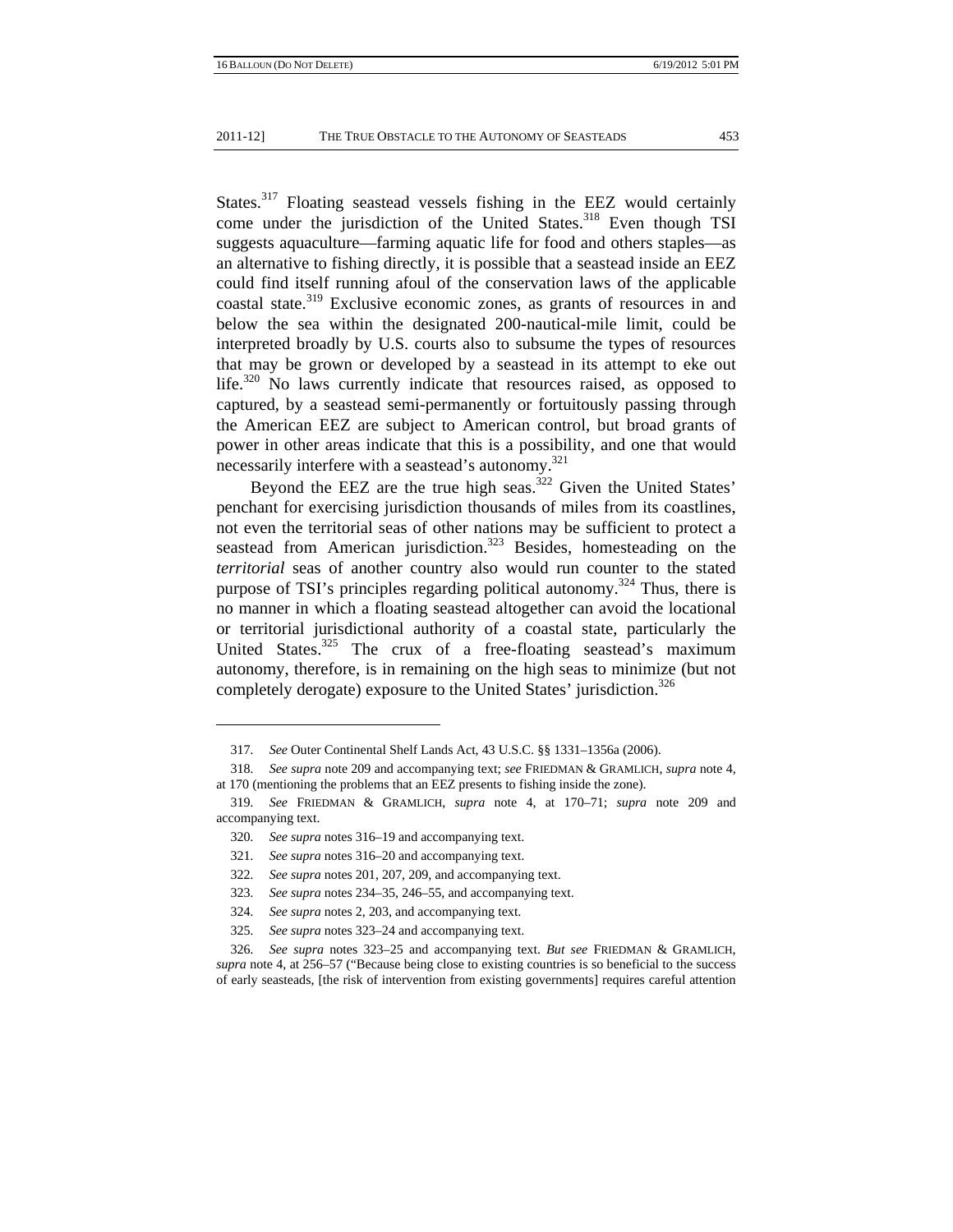States.[317] Floating seastead vessels fishing in the EEZ would certainly come under the jurisdiction of the United States.[318] Even though TSI suggests aquaculture—farming aquatic life for food and others staples—as an alternative to fishing directly, it is possible that a seastead inside an EEZ could find itself running afoul of the conservation laws of the applicable coastal state.[319] Exclusive economic zones, as grants of resources in and below the sea within the designated 200-nautical-mile limit, could be interpreted broadly by U.S. courts also to subsume the types of resources that may be grown or developed by a seastead in its attempt to eke out life.[320] No laws currently indicate that resources raised, as opposed to captured, by a seastead semi-permanently or fortuitously passing through the American EEZ are subject to American control, but broad grants of power in other areas indicate that this is a possibility, and one that would necessarily interfere with a seastead's autonomy.[321]

Beyond the EEZ are the true high seas.[322] Given the United States' penchant for exercising jurisdiction thousands of miles from its coastlines, not even the territorial seas of other nations may be sufficient to protect a seastead from American jurisdiction.[323] Besides, homesteading on the *territorial* seas of another country also would run counter to the stated purpose of TSI's principles regarding political autonomy.[324] Thus, there is no manner in which a floating seastead altogether can avoid the locational or territorial jurisdictional authority of a coastal state, particularly the United States.[325] The crux of a free-floating seastead's maximum autonomy, therefore, is in remaining on the high seas to minimize (but not completely derogate) exposure to the United States' jurisdiction.[326]

---

317. *See* Outer Continental Shelf Lands Act, 43 U.S.C. §§ 1331–1356a (2006).

318. *See supra* note 209 and accompanying text; *see* FRIEDMAN & GRAMLICH, *supra* note 4, at 170 (mentioning the problems that an EEZ presents to fishing inside the zone).

319. *See* FRIEDMAN & GRAMLICH, *supra* note 4, at 170–71; *supra* note 209 and accompanying text.

320. *See supra* notes 316–19 and accompanying text.

321. *See supra* notes 316–20 and accompanying text.

322. *See supra* notes 201, 207, 209, and accompanying text.

323. *See supra* notes 234–35, 246–55, and accompanying text.

324. *See supra* notes 2, 203, and accompanying text.

325. *See supra* notes 323–24 and accompanying text.

326. *See supra* notes 323–25 and accompanying text. *But see* FRIEDMAN & GRAMLICH, *supra* note 4, at 256–57 ("Because being close to existing countries is so beneficial to the success of early seasteads, [the risk of intervention from existing governments] requires careful attention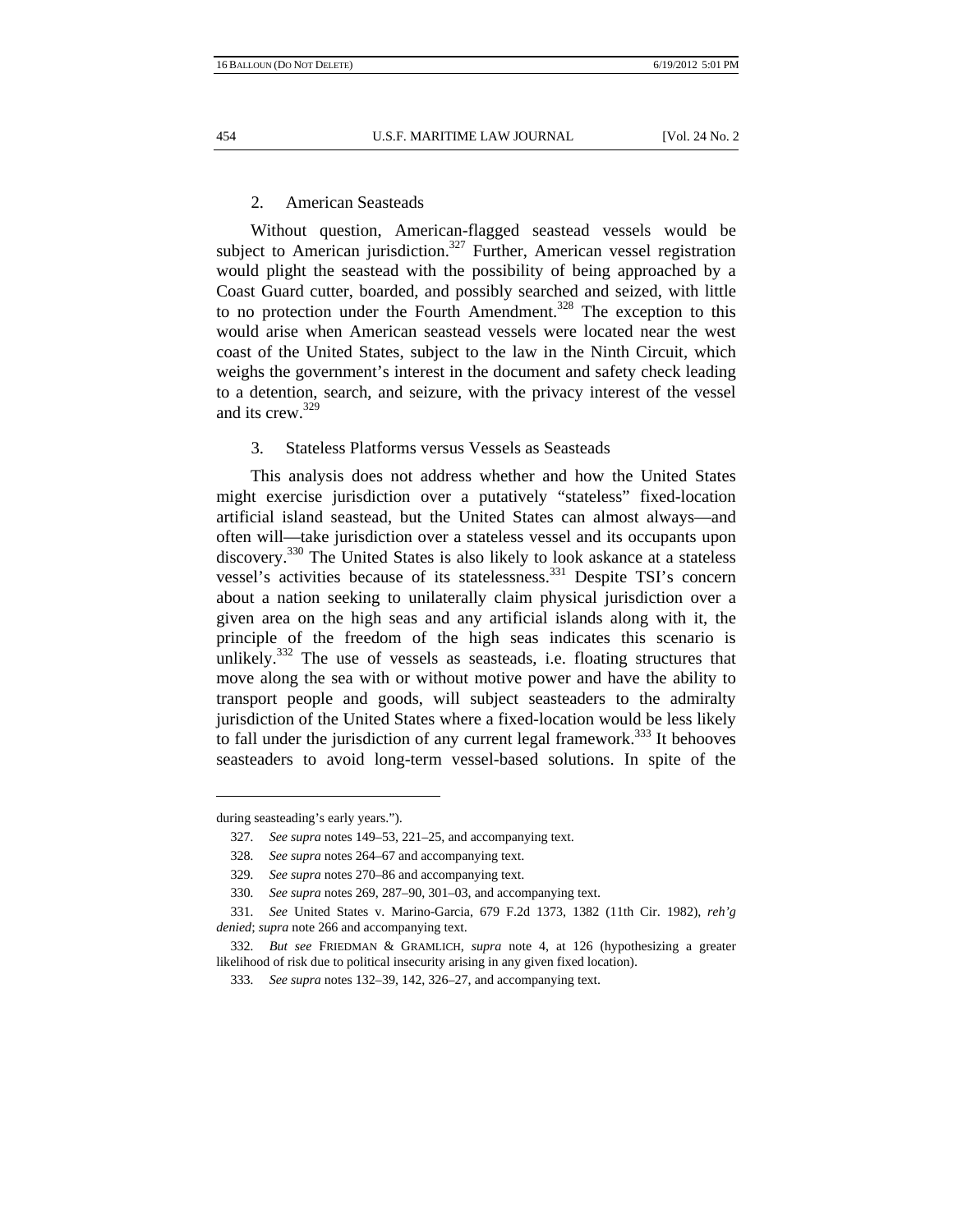### 2. American Seasteads

Without question, American-flagged seastead vessels would be subject to American jurisdiction.[327] Further, American vessel registration would plight the seastead with the possibility of being approached by a Coast Guard cutter, boarded, and possibly searched and seized, with little to no protection under the Fourth Amendment.[328] The exception to this would arise when American seastead vessels were located near the west coast of the United States, subject to the law in the Ninth Circuit, which weighs the government's interest in the document and safety check leading to a detention, search, and seizure, with the privacy interest of the vessel and its crew.[329]

### 3. Stateless Platforms versus Vessels as Seasteads

This analysis does not address whether and how the United States might exercise jurisdiction over a putatively "stateless" fixed-location artificial island seastead, but the United States can almost always—and often will—take jurisdiction over a stateless vessel and its occupants upon discovery.[330] The United States is also likely to look askance at a stateless vessel's activities because of its statelessness.[331] Despite TSI's concern about a nation seeking to unilaterally claim physical jurisdiction over a given area on the high seas and any artificial islands along with it, the principle of the freedom of the high seas indicates this scenario is unlikely.[332] The use of vessels as seasteads, i.e. floating structures that move along the sea with or without motive power and have the ability to transport people and goods, will subject seasteaders to the admiralty jurisdiction of the United States where a fixed-location would be less likely to fall under the jurisdiction of any current legal framework.[333] It behooves seasteaders to avoid long-term vessel-based solutions. In spite of the

---

during seasteading's early years.").

327. *See supra* notes 149–53, 221–25, and accompanying text.

328. *See supra* notes 264–67 and accompanying text.

329. *See supra* notes 270–86 and accompanying text.

330. *See supra* notes 269, 287–90, 301–03, and accompanying text.

331. *See* United States v. Marino-Garcia, 679 F.2d 1373, 1382 (11th Cir. 1982), *reh'g denied*; *supra* note 266 and accompanying text.

332. *But see* FRIEDMAN & GRAMLICH, *supra* note 4, at 126 (hypothesizing a greater likelihood of risk due to political insecurity arising in any given fixed location).

333. *See supra* notes 132–39, 142, 326–27, and accompanying text.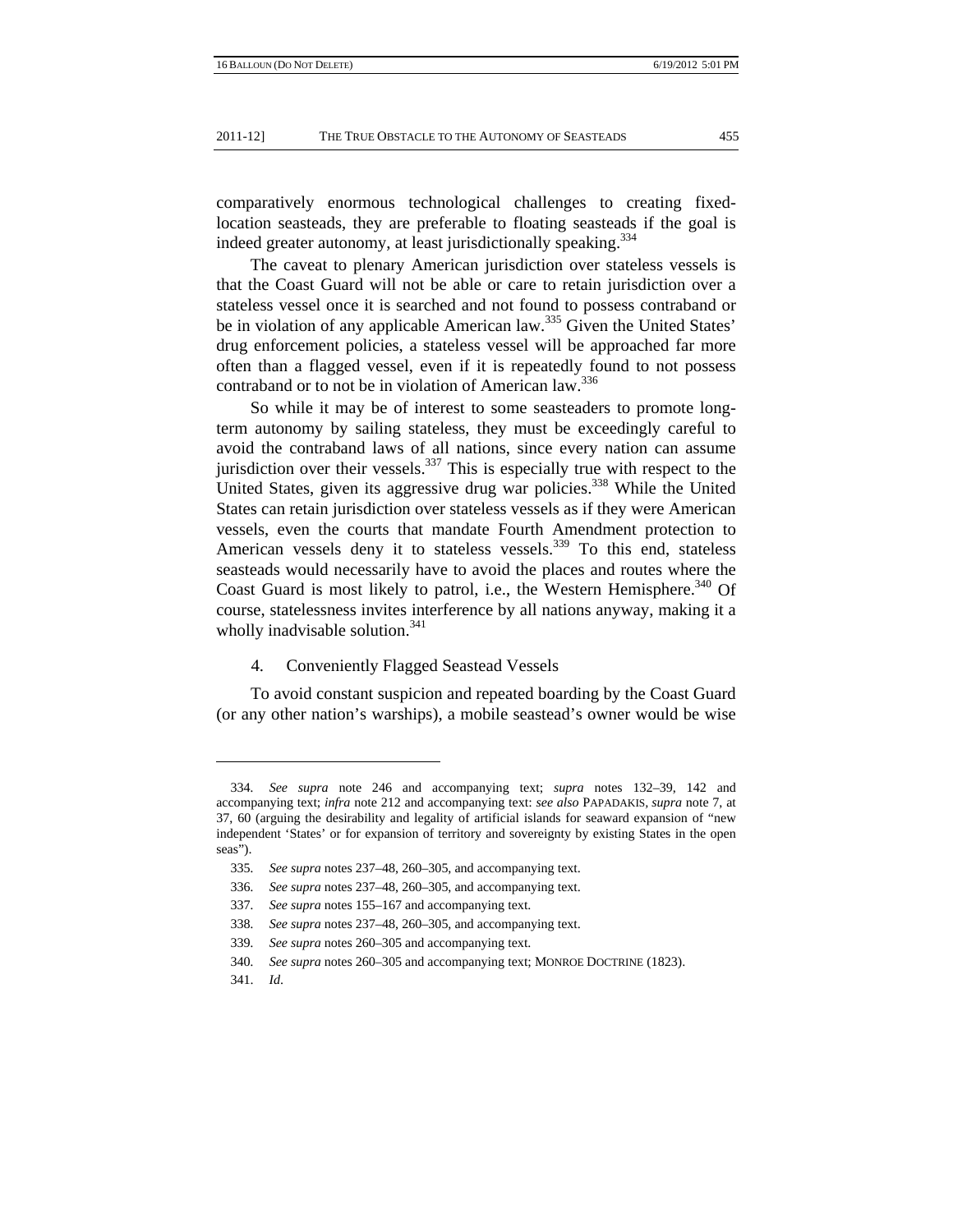comparatively enormous technological challenges to creating fixed-location seasteads, they are preferable to floating seasteads if the goal is indeed greater autonomy, at least jurisdictionally speaking.[334]

The caveat to plenary American jurisdiction over stateless vessels is that the Coast Guard will not be able or care to retain jurisdiction over a stateless vessel once it is searched and not found to possess contraband or be in violation of any applicable American law.[335] Given the United States' drug enforcement policies, a stateless vessel will be approached far more often than a flagged vessel, even if it is repeatedly found to not possess contraband or to not be in violation of American law.[336]

So while it may be of interest to some seasteaders to promote long-term autonomy by sailing stateless, they must be exceedingly careful to avoid the contraband laws of all nations, since every nation can assume jurisdiction over their vessels.[337] This is especially true with respect to the United States, given its aggressive drug war policies.[338] While the United States can retain jurisdiction over stateless vessels as if they were American vessels, even the courts that mandate Fourth Amendment protection to American vessels deny it to stateless vessels.[339] To this end, stateless seasteads would necessarily have to avoid the places and routes where the Coast Guard is most likely to patrol, i.e., the Western Hemisphere.[340] Of course, statelessness invites interference by all nations anyway, making it a wholly inadvisable solution.[341]

#### 4. Conveniently Flagged Seastead Vessels

To avoid constant suspicion and repeated boarding by the Coast Guard (or any other nation's warships), a mobile seastead's owner would be wise

---

334. *See supra* note 246 and accompanying text; *supra* notes 132–39, 142 and accompanying text; *infra* note 212 and accompanying text: *see also* PAPADAKIS, *supra* note 7, at 37, 60 (arguing the desirability and legality of artificial islands for seaward expansion of "new independent 'States' or for expansion of territory and sovereignty by existing States in the open seas").

335. *See supra* notes 237–48, 260–305, and accompanying text.

336. *See supra* notes 237–48, 260–305, and accompanying text.

337. *See supra* notes 155–167 and accompanying text.

338. *See supra* notes 237–48, 260–305, and accompanying text.

339. *See supra* notes 260–305 and accompanying text.

340. *See supra* notes 260–305 and accompanying text; MONROE DOCTRINE (1823).

341. *Id.*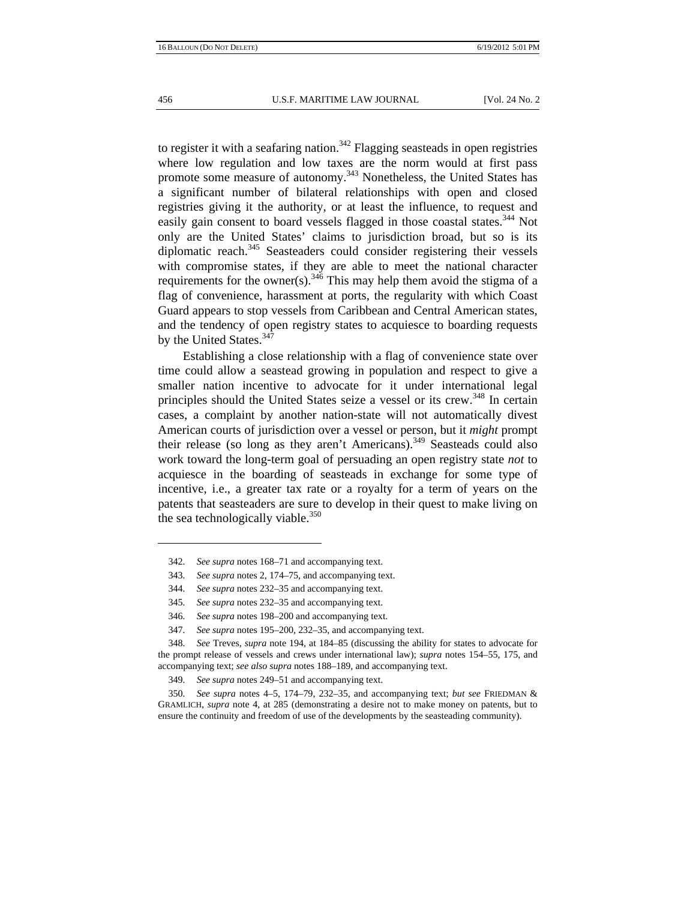to register it with a seafaring nation.[342] Flagging seasteads in open registries where low regulation and low taxes are the norm would at first pass promote some measure of autonomy.[343] Nonetheless, the United States has a significant number of bilateral relationships with open and closed registries giving it the authority, or at least the influence, to request and easily gain consent to board vessels flagged in those coastal states.[344] Not only are the United States' claims to jurisdiction broad, but so is its diplomatic reach.[345] Seasteaders could consider registering their vessels with compromise states, if they are able to meet the national character requirements for the owner(s).[346] This may help them avoid the stigma of a flag of convenience, harassment at ports, the regularity with which Coast Guard appears to stop vessels from Caribbean and Central American states, and the tendency of open registry states to acquiesce to boarding requests by the United States.[347]

Establishing a close relationship with a flag of convenience state over time could allow a seastead growing in population and respect to give a smaller nation incentive to advocate for it under international legal principles should the United States seize a vessel or its crew.[348] In certain cases, a complaint by another nation-state will not automatically divest American courts of jurisdiction over a vessel or person, but it *might* prompt their release (so long as they aren't Americans).[349] Seasteads could also work toward the long-term goal of persuading an open registry state *not* to acquiesce in the boarding of seasteads in exchange for some type of incentive, i.e., a greater tax rate or a royalty for a term of years on the patents that seasteaders are sure to develop in their quest to make living on the sea technologically viable.[350]

---

342. *See supra* notes 168–71 and accompanying text.

343. *See supra* notes 2, 174–75, and accompanying text.

344. *See supra* notes 232–35 and accompanying text.

345. *See supra* notes 232–35 and accompanying text.

346. *See supra* notes 198–200 and accompanying text.

347. *See supra* notes 195–200, 232–35, and accompanying text.

348. *See* Treves, *supra* note 194, at 184–85 (discussing the ability for states to advocate for the prompt release of vessels and crews under international law); *supra* notes 154–55, 175, and accompanying text; *see also supra* notes 188–189, and accompanying text.

349. *See supra* notes 249–51 and accompanying text.

350. *See supra* notes 4–5, 174–79, 232–35, and accompanying text; *but see* FRIEDMAN & GRAMLICH, *supra* note 4, at 285 (demonstrating a desire not to make money on patents, but to ensure the continuity and freedom of use of the developments by the seasteading community).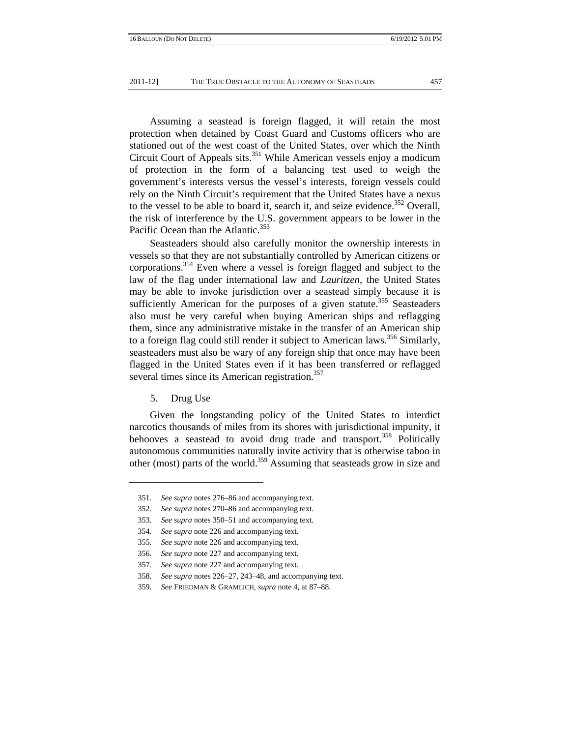Assuming a seastead is foreign flagged, it will retain the most protection when detained by Coast Guard and Customs officers who are stationed out of the west coast of the United States, over which the Ninth Circuit Court of Appeals sits.[351] While American vessels enjoy a modicum of protection in the form of a balancing test used to weigh the government's interests versus the vessel's interests, foreign vessels could rely on the Ninth Circuit's requirement that the United States have a nexus to the vessel to be able to board it, search it, and seize evidence.[352] Overall, the risk of interference by the U.S. government appears to be lower in the Pacific Ocean than the Atlantic.[353]

Seasteaders should also carefully monitor the ownership interests in vessels so that they are not substantially controlled by American citizens or corporations.[354] Even where a vessel is foreign flagged and subject to the law of the flag under international law and *Lauritzen*, the United States may be able to invoke jurisdiction over a seastead simply because it is sufficiently American for the purposes of a given statute.[355] Seasteaders also must be very careful when buying American ships and reflagging them, since any administrative mistake in the transfer of an American ship to a foreign flag could still render it subject to American laws.[356] Similarly, seasteaders must also be wary of any foreign ship that once may have been flagged in the United States even if it has been transferred or reflagged several times since its American registration.[357]

5. Drug Use

Given the longstanding policy of the United States to interdict narcotics thousands of miles from its shores with jurisdictional impunity, it behooves a seastead to avoid drug trade and transport.[358] Politically autonomous communities naturally invite activity that is otherwise taboo in other (most) parts of the world.[359] Assuming that seasteads grow in size and

---

351. *See supra* notes 276–86 and accompanying text.

352. *See supra* notes 270–86 and accompanying text.

353. *See supra* notes 350–51 and accompanying text.

354. *See supra* note 226 and accompanying text.

355. *See supra* note 226 and accompanying text.

356. *See supra* note 227 and accompanying text.

357. *See supra* note 227 and accompanying text.

358. *See supra* notes 226–27, 243–48, and accompanying text.

359. *See* FRIEDMAN & GRAMLICH, *supra* note 4, at 87–88.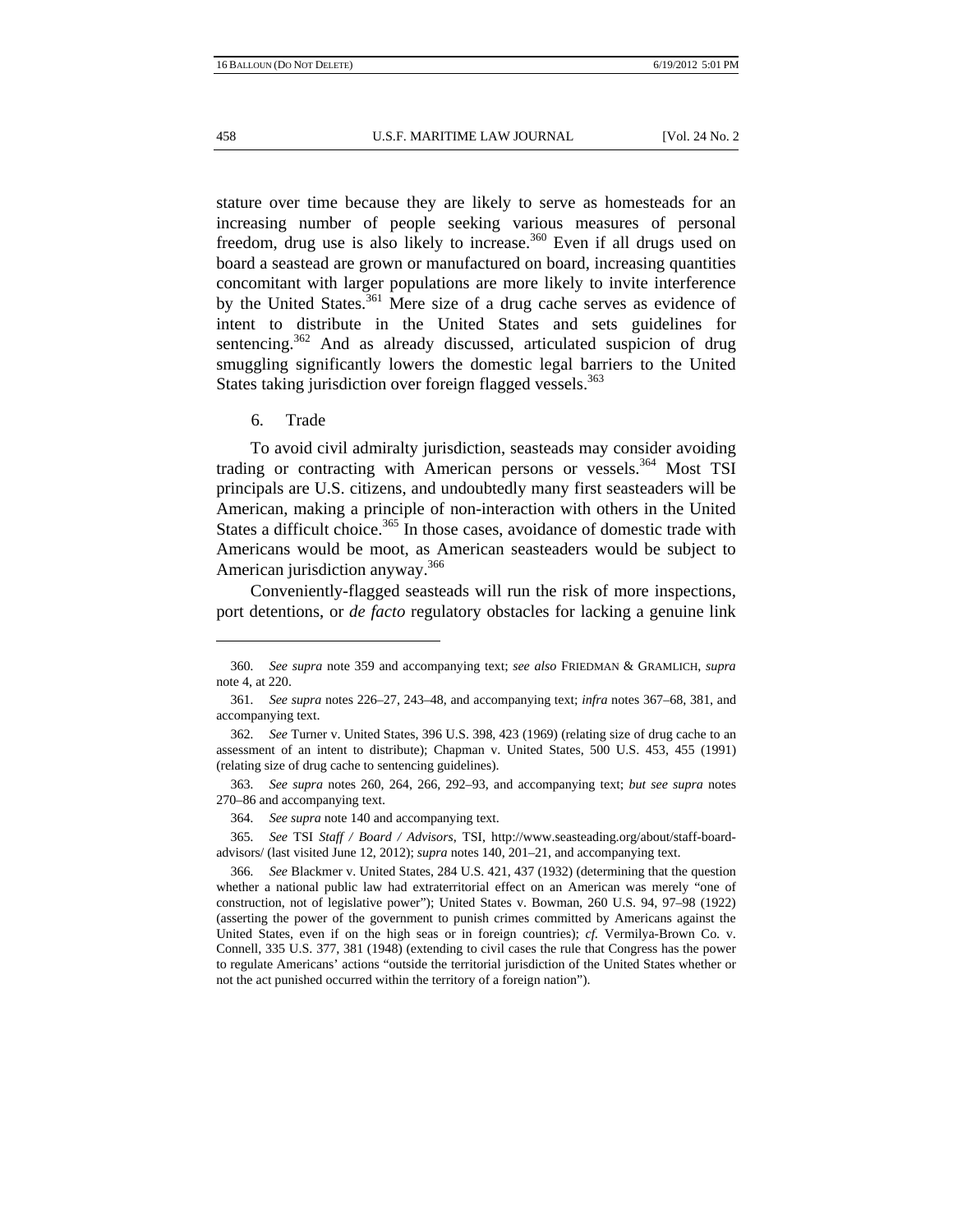stature over time because they are likely to serve as homesteads for an increasing number of people seeking various measures of personal freedom, drug use is also likely to increase.[360] Even if all drugs used on board a seastead are grown or manufactured on board, increasing quantities concomitant with larger populations are more likely to invite interference by the United States.[361] Mere size of a drug cache serves as evidence of intent to distribute in the United States and sets guidelines for sentencing.[362] And as already discussed, articulated suspicion of drug smuggling significantly lowers the domestic legal barriers to the United States taking jurisdiction over foreign flagged vessels.[363]

6. Trade

To avoid civil admiralty jurisdiction, seasteads may consider avoiding trading or contracting with American persons or vessels.[364] Most TSI principals are U.S. citizens, and undoubtedly many first seasteaders will be American, making a principle of non-interaction with others in the United States a difficult choice.[365] In those cases, avoidance of domestic trade with Americans would be moot, as American seasteaders would be subject to American jurisdiction anyway.[366]

Conveniently-flagged seasteads will run the risk of more inspections, port detentions, or *de facto* regulatory obstacles for lacking a genuine link

---

360. *See supra* note 359 and accompanying text; *see also* FRIEDMAN & GRAMLICH, *supra* note 4, at 220.

361. *See supra* notes 226–27, 243–48, and accompanying text; *infra* notes 367–68, 381, and accompanying text.

362. *See* Turner v. United States, 396 U.S. 398, 423 (1969) (relating size of drug cache to an assessment of an intent to distribute); Chapman v. United States, 500 U.S. 453, 455 (1991) (relating size of drug cache to sentencing guidelines).

363. *See supra* notes 260, 264, 266, 292–93, and accompanying text; *but see supra* notes 270–86 and accompanying text.

364. *See supra* note 140 and accompanying text.

365. *See* TSI *Staff / Board / Advisors*, TSI, http://www.seasteading.org/about/staff-board-advisors/ (last visited June 12, 2012); *supra* notes 140, 201–21, and accompanying text.

366. *See* Blackmer v. United States, 284 U.S. 421, 437 (1932) (determining that the question whether a national public law had extraterritorial effect on an American was merely "one of construction, not of legislative power"); United States v. Bowman, 260 U.S. 94, 97–98 (1922) (asserting the power of the government to punish crimes committed by Americans against the United States, even if on the high seas or in foreign countries); *cf.* Vermilya-Brown Co. v. Connell, 335 U.S. 377, 381 (1948) (extending to civil cases the rule that Congress has the power to regulate Americans' actions "outside the territorial jurisdiction of the United States whether or not the act punished occurred within the territory of a foreign nation").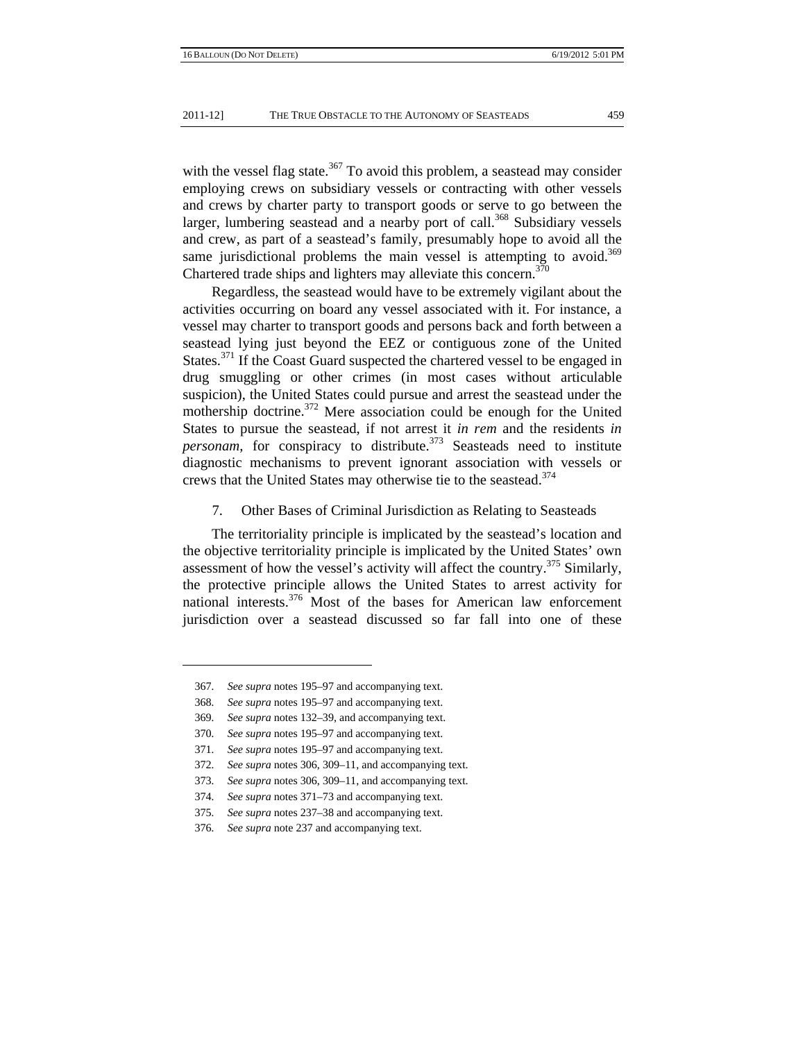with the vessel flag state.[367] To avoid this problem, a seastead may consider employing crews on subsidiary vessels or contracting with other vessels and crews by charter party to transport goods or serve to go between the larger, lumbering seastead and a nearby port of call.[368] Subsidiary vessels and crew, as part of a seastead's family, presumably hope to avoid all the same jurisdictional problems the main vessel is attempting to avoid.[369] Chartered trade ships and lighters may alleviate this concern.[370]

Regardless, the seastead would have to be extremely vigilant about the activities occurring on board any vessel associated with it. For instance, a vessel may charter to transport goods and persons back and forth between a seastead lying just beyond the EEZ or contiguous zone of the United States.[371] If the Coast Guard suspected the chartered vessel to be engaged in drug smuggling or other crimes (in most cases without articulable suspicion), the United States could pursue and arrest the seastead under the mothership doctrine.[372] Mere association could be enough for the United States to pursue the seastead, if not arrest it *in rem* and the residents *in personam*, for conspiracy to distribute.[373] Seasteads need to institute diagnostic mechanisms to prevent ignorant association with vessels or crews that the United States may otherwise tie to the seastead.[374]

7. Other Bases of Criminal Jurisdiction as Relating to Seasteads

The territoriality principle is implicated by the seastead's location and the objective territoriality principle is implicated by the United States' own assessment of how the vessel's activity will affect the country.[375] Similarly, the protective principle allows the United States to arrest activity for national interests.[376] Most of the bases for American law enforcement jurisdiction over a seastead discussed so far fall into one of these

---

367. *See supra* notes 195–97 and accompanying text.

368. *See supra* notes 195–97 and accompanying text.

369. *See supra* notes 132–39, and accompanying text.

370. *See supra* notes 195–97 and accompanying text.

371. *See supra* notes 195–97 and accompanying text.

372. *See supra* notes 306, 309–11, and accompanying text.

373. *See supra* notes 306, 309–11, and accompanying text.

374. *See supra* notes 371–73 and accompanying text.

375. *See supra* notes 237–38 and accompanying text.

376. *See supra* note 237 and accompanying text.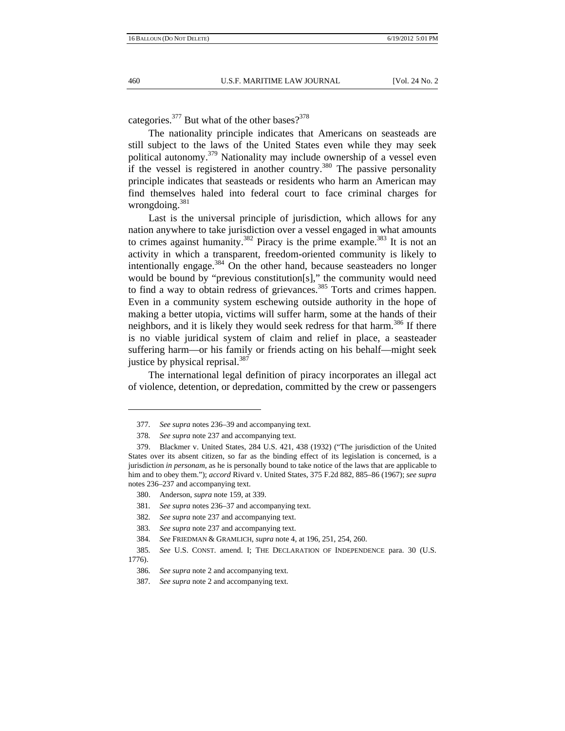categories.[377] But what of the other bases?[378]

The nationality principle indicates that Americans on seasteads are still subject to the laws of the United States even while they may seek political autonomy.[379] Nationality may include ownership of a vessel even if the vessel is registered in another country.[380] The passive personality principle indicates that seasteads or residents who harm an American may find themselves haled into federal court to face criminal charges for wrongdoing.[381]

Last is the universal principle of jurisdiction, which allows for any nation anywhere to take jurisdiction over a vessel engaged in what amounts to crimes against humanity.[382] Piracy is the prime example.[383] It is not an activity in which a transparent, freedom-oriented community is likely to intentionally engage.[384] On the other hand, because seasteaders no longer would be bound by "previous constitution[s]," the community would need to find a way to obtain redress of grievances.[385] Torts and crimes happen. Even in a community system eschewing outside authority in the hope of making a better utopia, victims will suffer harm, some at the hands of their neighbors, and it is likely they would seek redress for that harm.[386] If there is no viable juridical system of claim and relief in place, a seasteader suffering harm—or his family or friends acting on his behalf—might seek justice by physical reprisal.[387]

The international legal definition of piracy incorporates an illegal act of violence, detention, or depredation, committed by the crew or passengers

---

377. *See supra* notes 236–39 and accompanying text.

378. *See supra* note 237 and accompanying text.

379. Blackmer v. United States, 284 U.S. 421, 438 (1932) ("The jurisdiction of the United States over its absent citizen, so far as the binding effect of its legislation is concerned, is a jurisdiction *in personam*, as he is personally bound to take notice of the laws that are applicable to him and to obey them."); *accord* Rivard v. United States, 375 F.2d 882, 885–86 (1967); *see supra* notes 236–237 and accompanying text.

380. Anderson, *supra* note 159, at 339.

381. *See supra* notes 236–37 and accompanying text.

382. *See supra* note 237 and accompanying text.

383. *See supra* note 237 and accompanying text.

384. *See* FRIEDMAN & GRAMLICH, *supra* note 4, at 196, 251, 254, 260.

385. *See* U.S. CONST. amend. I; THE DECLARATION OF INDEPENDENCE para. 30 (U.S. 1776).

386. *See supra* note 2 and accompanying text.

387. *See supra* note 2 and accompanying text.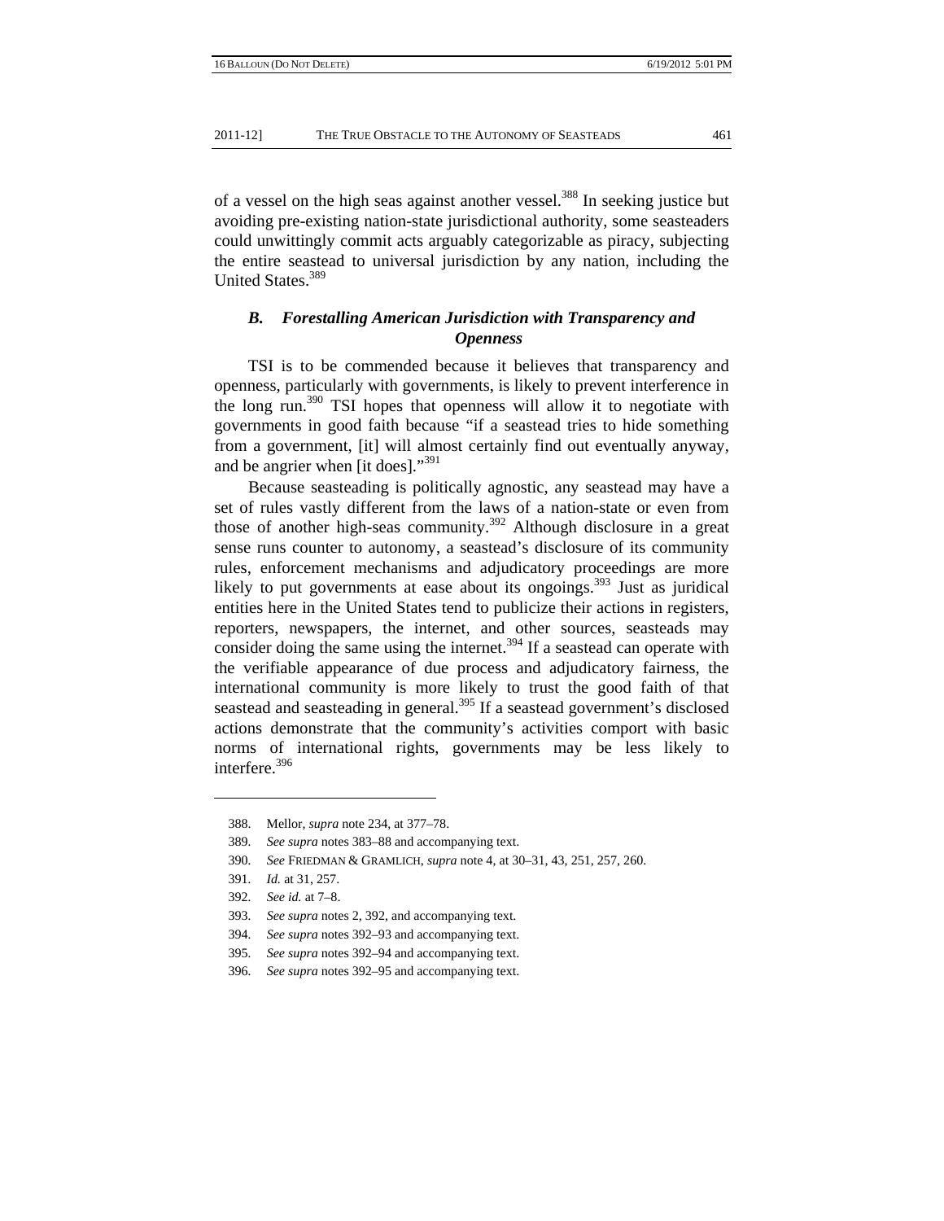of a vessel on the high seas against another vessel.[388] In seeking justice but avoiding pre-existing nation-state jurisdictional authority, some seasteaders could unwittingly commit acts arguably categorizable as piracy, subjecting the entire seastead to universal jurisdiction by any nation, including the United States.[389]

### *B. Forestalling American Jurisdiction with Transparency and Openness*

TSI is to be commended because it believes that transparency and openness, particularly with governments, is likely to prevent interference in the long run.[390] TSI hopes that openness will allow it to negotiate with governments in good faith because "if a seastead tries to hide something from a government, [it] will almost certainly find out eventually anyway, and be angrier when [it does]."[391]

Because seasteading is politically agnostic, any seastead may have a set of rules vastly different from the laws of a nation-state or even from those of another high-seas community.[392] Although disclosure in a great sense runs counter to autonomy, a seastead's disclosure of its community rules, enforcement mechanisms and adjudicatory proceedings are more likely to put governments at ease about its ongoings.[393] Just as juridical entities here in the United States tend to publicize their actions in registers, reporters, newspapers, the internet, and other sources, seasteads may consider doing the same using the internet.[394] If a seastead can operate with the verifiable appearance of due process and adjudicatory fairness, the international community is more likely to trust the good faith of that seastead and seasteading in general.[395] If a seastead government's disclosed actions demonstrate that the community's activities comport with basic norms of international rights, governments may be less likely to interfere.[396]

---

388. Mellor, *supra* note 234, at 377–78.

389. *See supra* notes 383–88 and accompanying text.

390. *See* FRIEDMAN & GRAMLICH, *supra* note 4, at 30–31, 43, 251, 257, 260.

391. *Id.* at 31, 257.

392. *See id.* at 7–8.

393. *See supra* notes 2, 392, and accompanying text.

394. *See supra* notes 392–93 and accompanying text.

395. *See supra* notes 392–94 and accompanying text.

396. *See supra* notes 392–95 and accompanying text.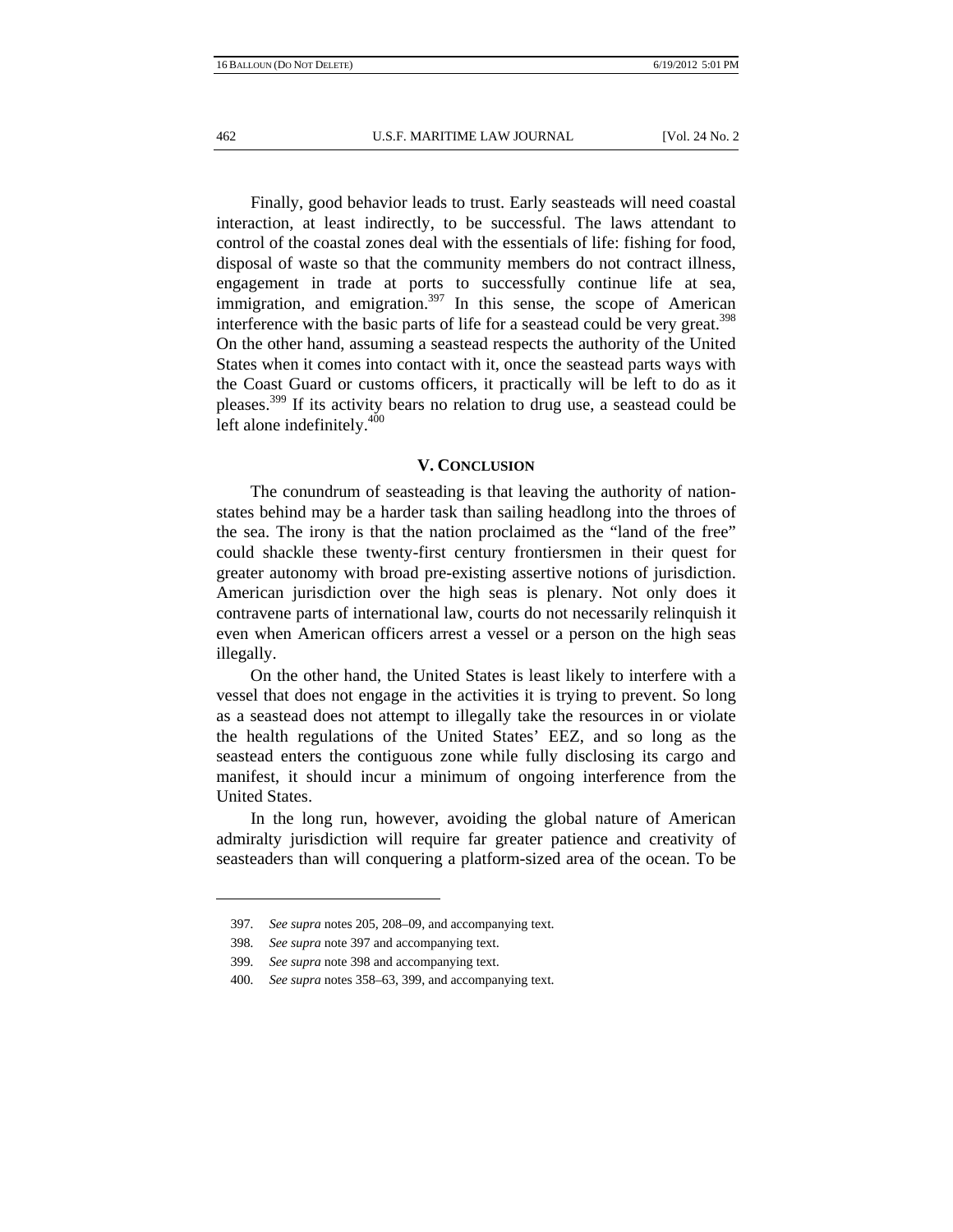Finally, good behavior leads to trust. Early seasteads will need coastal interaction, at least indirectly, to be successful. The laws attendant to control of the coastal zones deal with the essentials of life: fishing for food, disposal of waste so that the community members do not contract illness, engagement in trade at ports to successfully continue life at sea, immigration, and emigration.[397] In this sense, the scope of American interference with the basic parts of life for a seastead could be very great.[398] On the other hand, assuming a seastead respects the authority of the United States when it comes into contact with it, once the seastead parts ways with the Coast Guard or customs officers, it practically will be left to do as it pleases.[399] If its activity bears no relation to drug use, a seastead could be left alone indefinitely.[400]

## V. Conclusion

The conundrum of seasteading is that leaving the authority of nation-states behind may be a harder task than sailing headlong into the throes of the sea. The irony is that the nation proclaimed as the "land of the free" could shackle these twenty-first century frontiersmen in their quest for greater autonomy with broad pre-existing assertive notions of jurisdiction. American jurisdiction over the high seas is plenary. Not only does it contravene parts of international law, courts do not necessarily relinquish it even when American officers arrest a vessel or a person on the high seas illegally.

On the other hand, the United States is least likely to interfere with a vessel that does not engage in the activities it is trying to prevent. So long as a seastead does not attempt to illegally take the resources in or violate the health regulations of the United States' EEZ, and so long as the seastead enters the contiguous zone while fully disclosing its cargo and manifest, it should incur a minimum of ongoing interference from the United States.

In the long run, however, avoiding the global nature of American admiralty jurisdiction will require far greater patience and creativity of seasteaders than will conquering a platform-sized area of the ocean. To be

---

397. *See supra* notes 205, 208–09, and accompanying text.

398. *See supra* note 397 and accompanying text.

399. *See supra* note 398 and accompanying text.

400. *See supra* notes 358–63, 399, and accompanying text.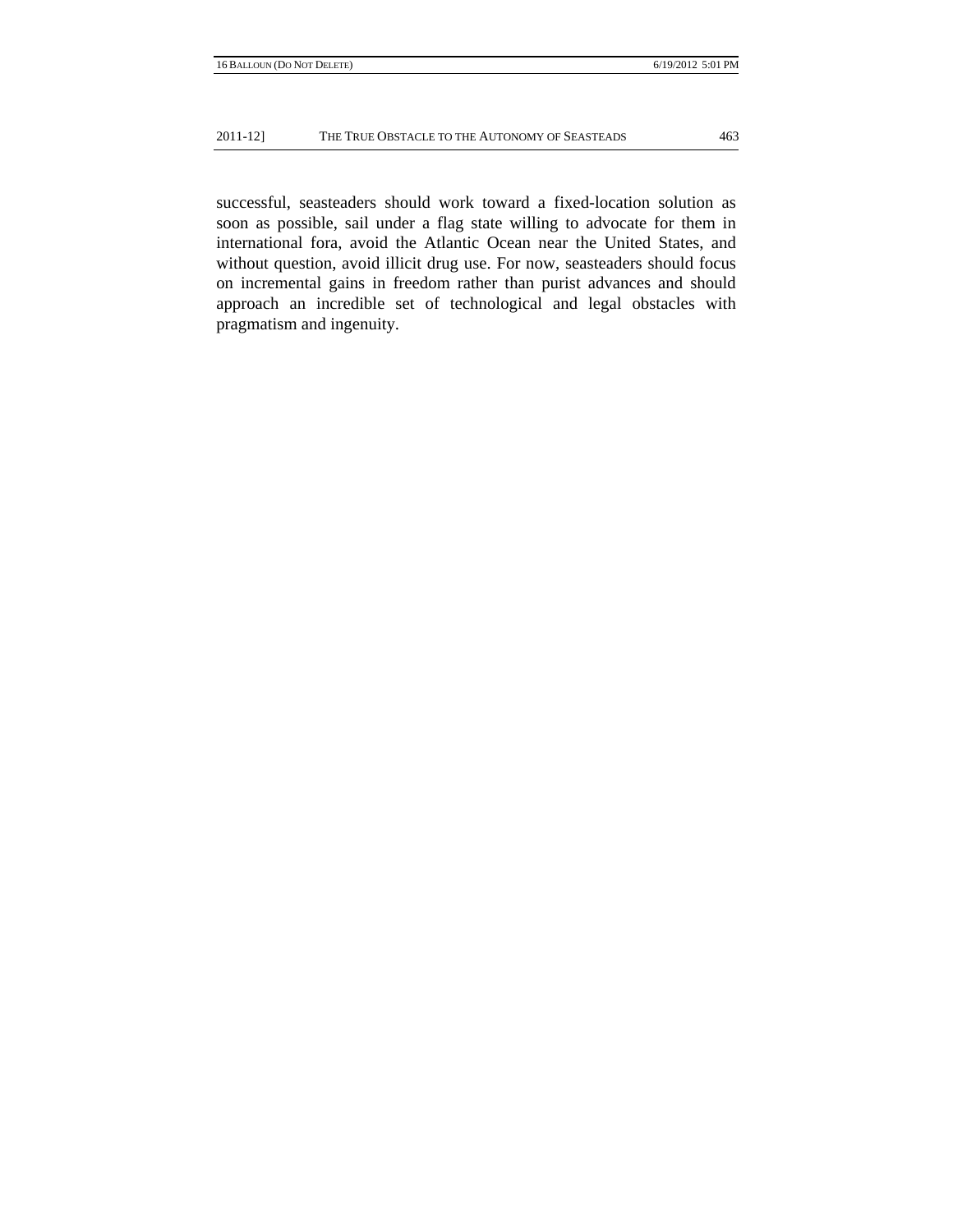successful, seasteaders should work toward a fixed-location solution as soon as possible, sail under a flag state willing to advocate for them in international fora, avoid the Atlantic Ocean near the United States, and without question, avoid illicit drug use. For now, seasteaders should focus on incremental gains in freedom rather than purist advances and should approach an incredible set of technological and legal obstacles with pragmatism and ingenuity.